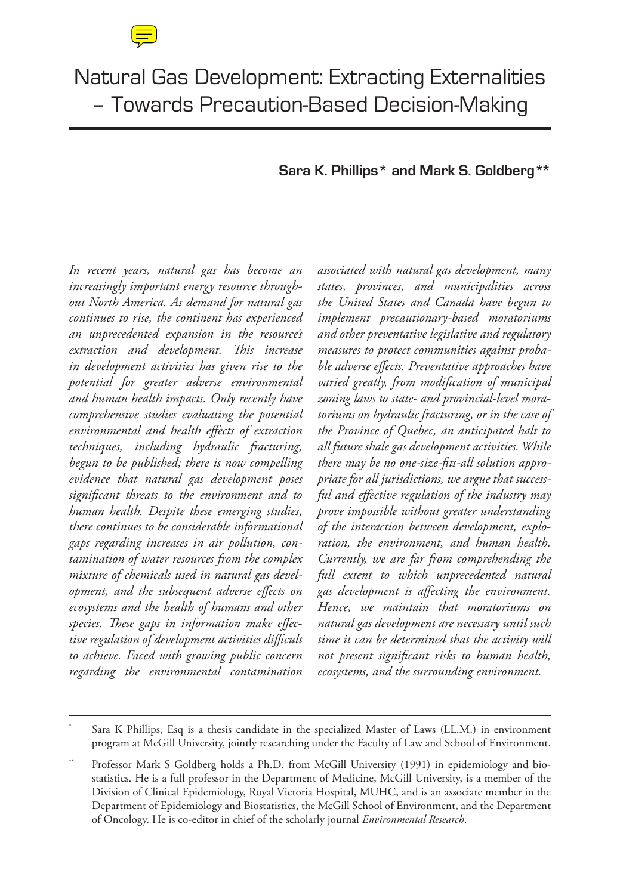# Natural Gas Development: Extracting Externalities – Towards Precaution-Based Decision-Making

**Sara K. Phillips* and Mark S. Goldberg****

*In recent years, natural gas has become an increasingly important energy resource throughout North America. As demand for natural gas continues to rise, the continent has experienced an unprecedented expansion in the resource's extraction and development. This increase in development activities has given rise to the potential for greater adverse environmental and human health impacts. Only recently have comprehensive studies evaluating the potential environmental and health effects of extraction techniques, including hydraulic fracturing, begun to be published; there is now compelling evidence that natural gas development poses significant threats to the environment and to human health. Despite these emerging studies, there continues to be considerable informational gaps regarding increases in air pollution, contamination of water resources from the complex mixture of chemicals used in natural gas development, and the subsequent adverse effects on ecosystems and the health of humans and other species. These gaps in information make effective regulation of development activities difficult to achieve. Faced with growing public concern regarding the environmental contamination associated with natural gas development, many states, provinces, and municipalities across the United States and Canada have begun to implement precautionary-based moratoriums and other preventative legislative and regulatory measures to protect communities against probable adverse effects. Preventative approaches have varied greatly, from modification of municipal zoning laws to state- and provincial-level moratoriums on hydraulic fracturing, or in the case of the Province of Quebec, an anticipated halt to all future shale gas development activities. While there may be no one-size-fits-all solution appropriate for all jurisdictions, we argue that successful and effective regulation of the industry may prove impossible without greater understanding of the interaction between development, exploration, the environment, and human health. Currently, we are far from comprehending the full extent to which unprecedented natural gas development is affecting the environment. Hence, we maintain that moratoriums on natural gas development are necessary until such time it can be determined that the activity will not present significant risks to human health, ecosystems, and the surrounding environment.*

\* Sara K Phillips, Esq is a thesis candidate in the specialized Master of Laws (LL.M.) in environment program at McGill University, jointly researching under the Faculty of Law and School of Environment.

\*\* Professor Mark S Goldberg holds a Ph.D. from McGill University (1991) in epidemiology and biostatistics. He is a full professor in the Department of Medicine, McGill University, is a member of the Division of Clinical Epidemiology, Royal Victoria Hospital, MUHC, and is an associate member in the Department of Epidemiology and Biostatistics, the McGill School of Environment, and the Department of Oncology. He is co-editor in chief of the scholarly journal *Environmental Research*.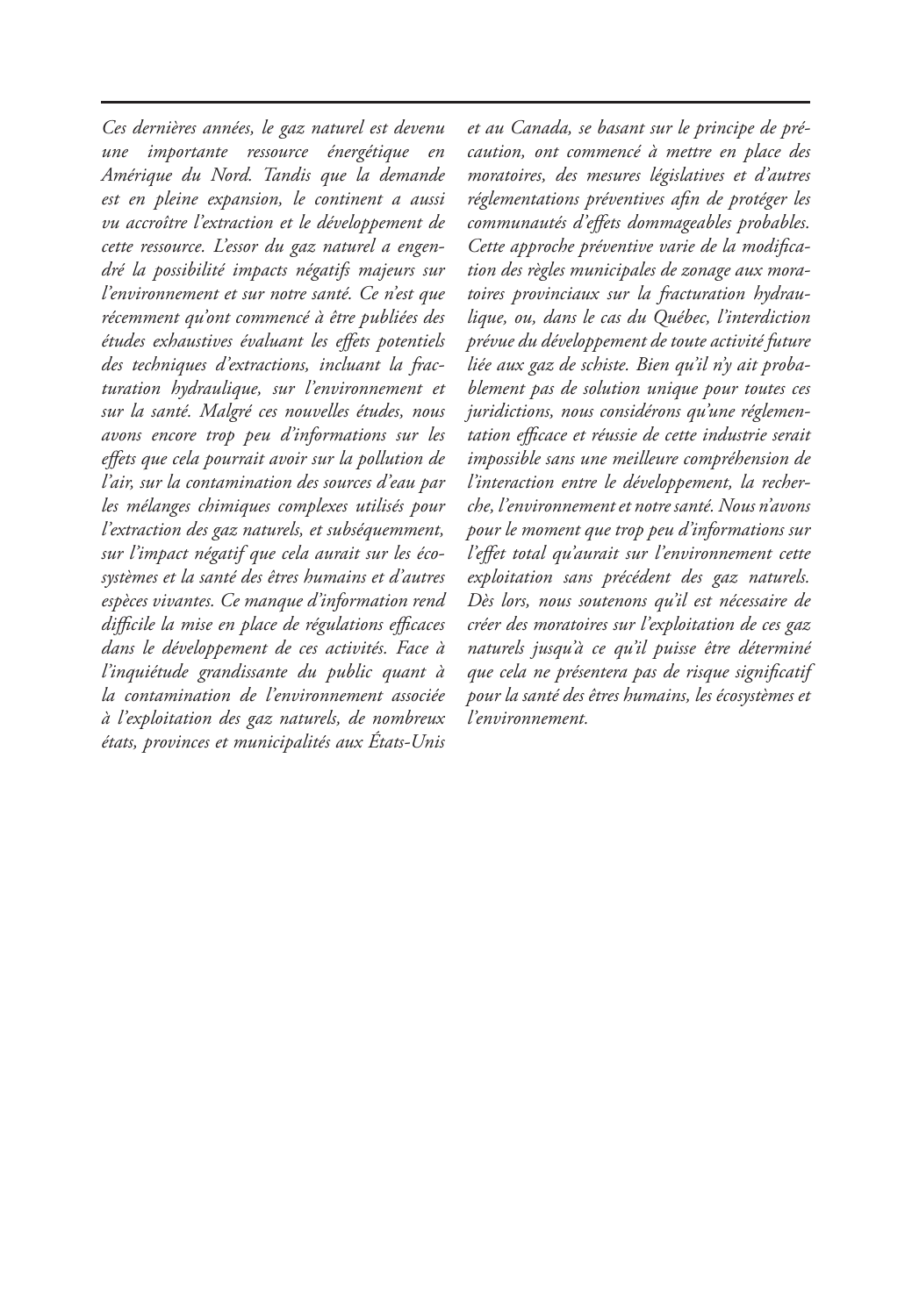*Ces dernières années, le gaz naturel est devenu une importante ressource énergétique en Amérique du Nord. Tandis que la demande est en pleine expansion, le continent a aussi vu accroître l'extraction et le développement de cette ressource. L'essor du gaz naturel a engendré la possibilité impacts négatifs majeurs sur l'environnement et sur notre santé. Ce n'est que récemment qu'ont commencé à être publiées des études exhaustives évaluant les effets potentiels des techniques d'extractions, incluant la fracturation hydraulique, sur l'environnement et sur la santé. Malgré ces nouvelles études, nous avons encore trop peu d'informations sur les effets que cela pourrait avoir sur la pollution de l'air, sur la contamination des sources d'eau par les mélanges chimiques complexes utilisés pour l'extraction des gaz naturels, et subséquemment, sur l'impact négatif que cela aurait sur les écosystèmes et la santé des êtres humains et d'autres espèces vivantes. Ce manque d'information rend difficile la mise en place de régulations efficaces dans le développement de ces activités. Face à l'inquiétude grandissante du public quant à la contamination de l'environnement associée à l'exploitation des gaz naturels, de nombreux états, provinces et municipalités aux États-Unis et au Canada, se basant sur le principe de précaution, ont commencé à mettre en place des moratoires, des mesures législatives et d'autres réglementations préventives afin de protéger les communautés d'effets dommageables probables. Cette approche préventive varie de la modification des règles municipales de zonage aux moratoires provinciaux sur la fracturation hydraulique, ou, dans le cas du Québec, l'interdiction prévue du développement de toute activité future liée aux gaz de schiste. Bien qu'il n'y ait probablement pas de solution unique pour toutes ces juridictions, nous considérons qu'une réglementation efficace et réussie de cette industrie serait impossible sans une meilleure compréhension de l'interaction entre le développement, la recherche, l'environnement et notre santé. Nous n'avons pour le moment que trop peu d'informations sur l'effet total qu'aurait sur l'environnement cette exploitation sans précédent des gaz naturels. Dès lors, nous soutenons qu'il est nécessaire de créer des moratoires sur l'exploitation de ces gaz naturels jusqu'à ce qu'il puisse être déterminé que cela ne présentera pas de risque significatif pour la santé des êtres humains, les écosystèmes et l'environnement.*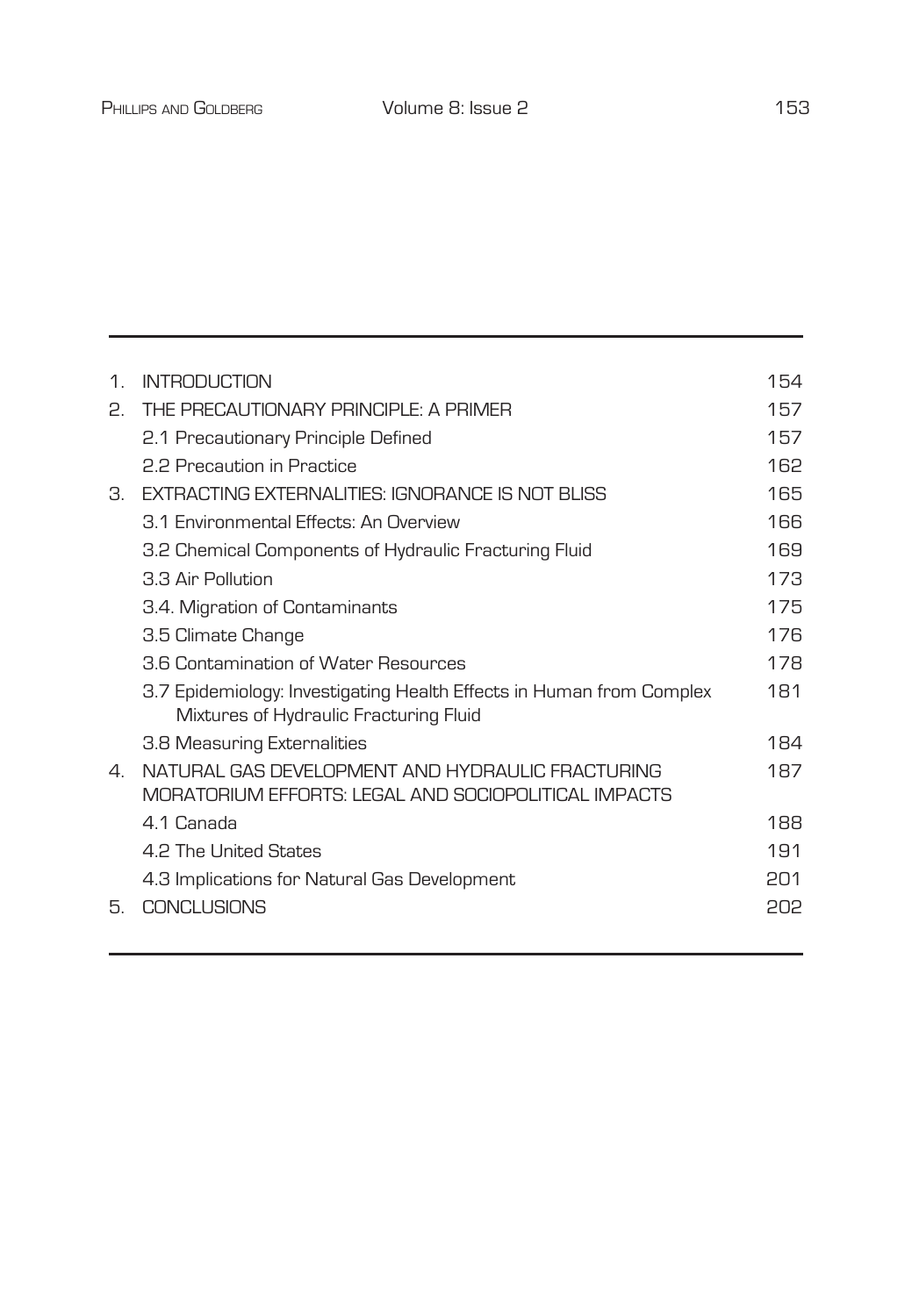| | | |
|---|---|---|
| 1. | INTRODUCTION | 154 |
| 2. | THE PRECAUTIONARY PRINCIPLE: A PRIMER | 157 |
| | 2.1 Precautionary Principle Defined | 157 |
| | 2.2 Precaution in Practice | 162 |
| 3. | EXTRACTING EXTERNALITIES: IGNORANCE IS NOT BLISS | 165 |
| | 3.1 Environmental Effects: An Overview | 166 |
| | 3.2 Chemical Components of Hydraulic Fracturing Fluid | 169 |
| | 3.3 Air Pollution | 173 |
| | 3.4. Migration of Contaminants | 175 |
| | 3.5 Climate Change | 176 |
| | 3.6 Contamination of Water Resources | 178 |
| | 3.7 Epidemiology: Investigating Health Effects in Human from Complex Mixtures of Hydraulic Fracturing Fluid | 181 |
| | 3.8 Measuring Externalities | 184 |
| 4. | NATURAL GAS DEVELOPMENT AND HYDRAULIC FRACTURING MORATORIUM EFFORTS: LEGAL AND SOCIOPOLITICAL IMPACTS | 187 |
| | 4.1 Canada | 188 |
| | 4.2 The United States | 191 |
| | 4.3 Implications for Natural Gas Development | 201 |
| 5. | CONCLUSIONS | 202 |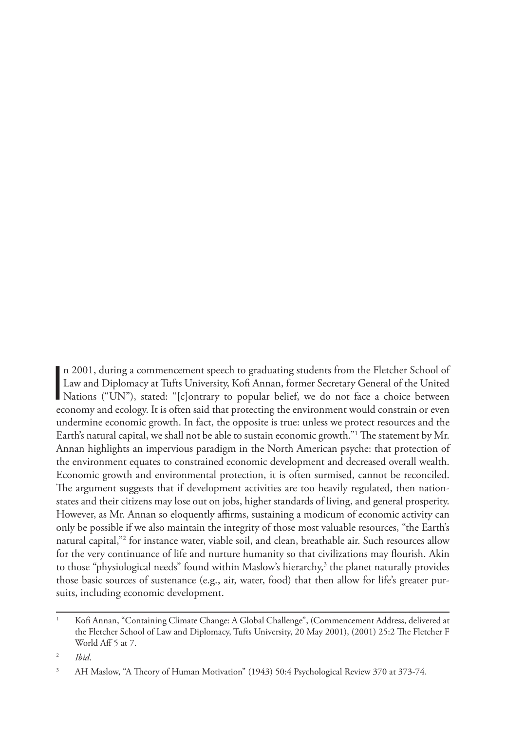In 2001, during a commencement speech to graduating students from the Fletcher School of Law and Diplomacy at Tufts University, Kofi Annan, former Secretary General of the United Nations ("UN"), stated: "[c]ontrary to popular belief, we do not face a choice between economy and ecology. It is often said that protecting the environment would constrain or even undermine economic growth. In fact, the opposite is true: unless we protect resources and the Earth's natural capital, we shall not be able to sustain economic growth."[1] The statement by Mr. Annan highlights an impervious paradigm in the North American psyche: that protection of the environment equates to constrained economic development and decreased overall wealth. Economic growth and environmental protection, it is often surmised, cannot be reconciled. The argument suggests that if development activities are too heavily regulated, then nation-states and their citizens may lose out on jobs, higher standards of living, and general prosperity. However, as Mr. Annan so eloquently affirms, sustaining a modicum of economic activity can only be possible if we also maintain the integrity of those most valuable resources, "the Earth's natural capital,"[2] for instance water, viable soil, and clean, breathable air. Such resources allow for the very continuance of life and nurture humanity so that civilizations may flourish. Akin to those "physiological needs" found within Maslow's hierarchy,[3] the planet naturally provides those basic sources of sustenance (e.g., air, water, food) that then allow for life's greater pursuits, including economic development.

---

[1] Kofi Annan, "Containing Climate Change: A Global Challenge", (Commencement Address, delivered at the Fletcher School of Law and Diplomacy, Tufts University, 20 May 2001), (2001) 25:2 The Fletcher F World Aff 5 at 7.

[2] *Ibid*.

[3] AH Maslow, "A Theory of Human Motivation" (1943) 50:4 Psychological Review 370 at 373-74.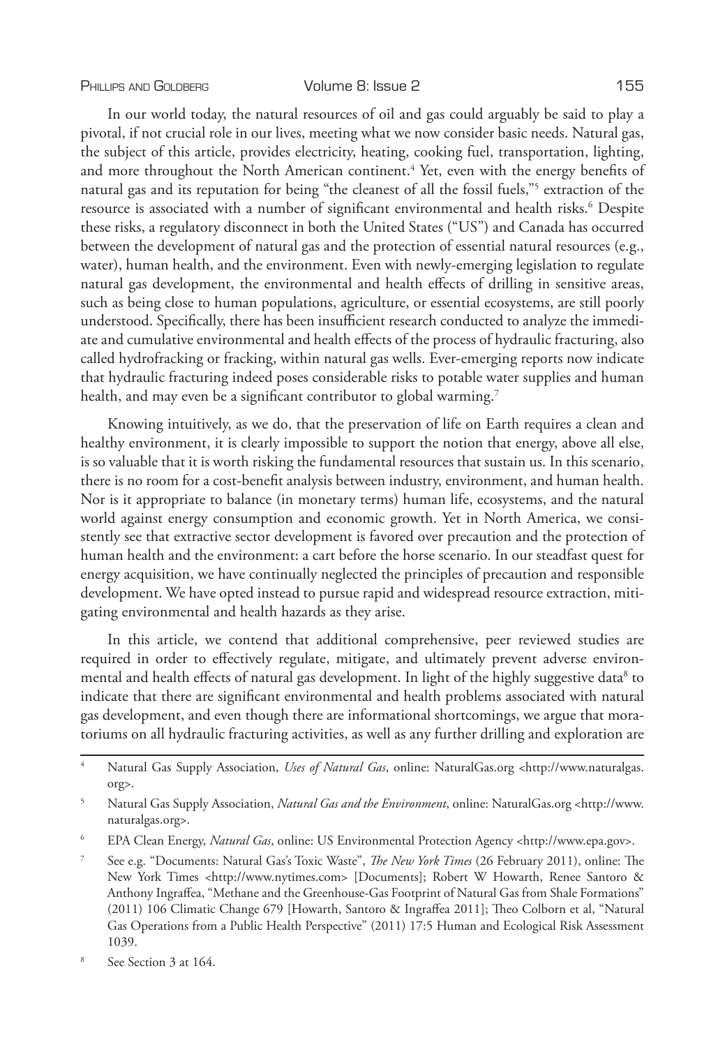In our world today, the natural resources of oil and gas could arguably be said to play a pivotal, if not crucial role in our lives, meeting what we now consider basic needs. Natural gas, the subject of this article, provides electricity, heating, cooking fuel, transportation, lighting, and more throughout the North American continent.[4] Yet, even with the energy benefits of natural gas and its reputation for being "the cleanest of all the fossil fuels,"[5] extraction of the resource is associated with a number of significant environmental and health risks.[6] Despite these risks, a regulatory disconnect in both the United States ("US") and Canada has occurred between the development of natural gas and the protection of essential natural resources (e.g., water), human health, and the environment. Even with newly-emerging legislation to regulate natural gas development, the environmental and health effects of drilling in sensitive areas, such as being close to human populations, agriculture, or essential ecosystems, are still poorly understood. Specifically, there has been insufficient research conducted to analyze the immediate and cumulative environmental and health effects of the process of hydraulic fracturing, also called hydrofracking or fracking, within natural gas wells. Ever-emerging reports now indicate that hydraulic fracturing indeed poses considerable risks to potable water supplies and human health, and may even be a significant contributor to global warming.[7]

Knowing intuitively, as we do, that the preservation of life on Earth requires a clean and healthy environment, it is clearly impossible to support the notion that energy, above all else, is so valuable that it is worth risking the fundamental resources that sustain us. In this scenario, there is no room for a cost-benefit analysis between industry, environment, and human health. Nor is it appropriate to balance (in monetary terms) human life, ecosystems, and the natural world against energy consumption and economic growth. Yet in North America, we consistently see that extractive sector development is favored over precaution and the protection of human health and the environment: a cart before the horse scenario. In our steadfast quest for energy acquisition, we have continually neglected the principles of precaution and responsible development. We have opted instead to pursue rapid and widespread resource extraction, mitigating environmental and health hazards as they arise.

In this article, we contend that additional comprehensive, peer reviewed studies are required in order to effectively regulate, mitigate, and ultimately prevent adverse environmental and health effects of natural gas development. In light of the highly suggestive data[8] to indicate that there are significant environmental and health problems associated with natural gas development, and even though there are informational shortcomings, we argue that moratoriums on all hydraulic fracturing activities, as well as any further drilling and exploration are

---

[4] Natural Gas Supply Association, *Uses of Natural Gas*, online: NaturalGas.org <http://www.naturalgas.org>.

[5] Natural Gas Supply Association, *Natural Gas and the Environment*, online: NaturalGas.org <http://www.naturalgas.org>.

[6] EPA Clean Energy, *Natural Gas*, online: US Environmental Protection Agency <http://www.epa.gov>.

[7] See e.g. "Documents: Natural Gas's Toxic Waste", *The New York Times* (26 February 2011), online: The New York Times <http://www.nytimes.com> [Documents]; Robert W Howarth, Renee Santoro & Anthony Ingraffea, "Methane and the Greenhouse-Gas Footprint of Natural Gas from Shale Formations" (2011) 106 Climatic Change 679 [Howarth, Santoro & Ingraffea 2011]; Theo Colborn et al, "Natural Gas Operations from a Public Health Perspective" (2011) 17:5 Human and Ecological Risk Assessment 1039.

[8] See Section 3 at 164.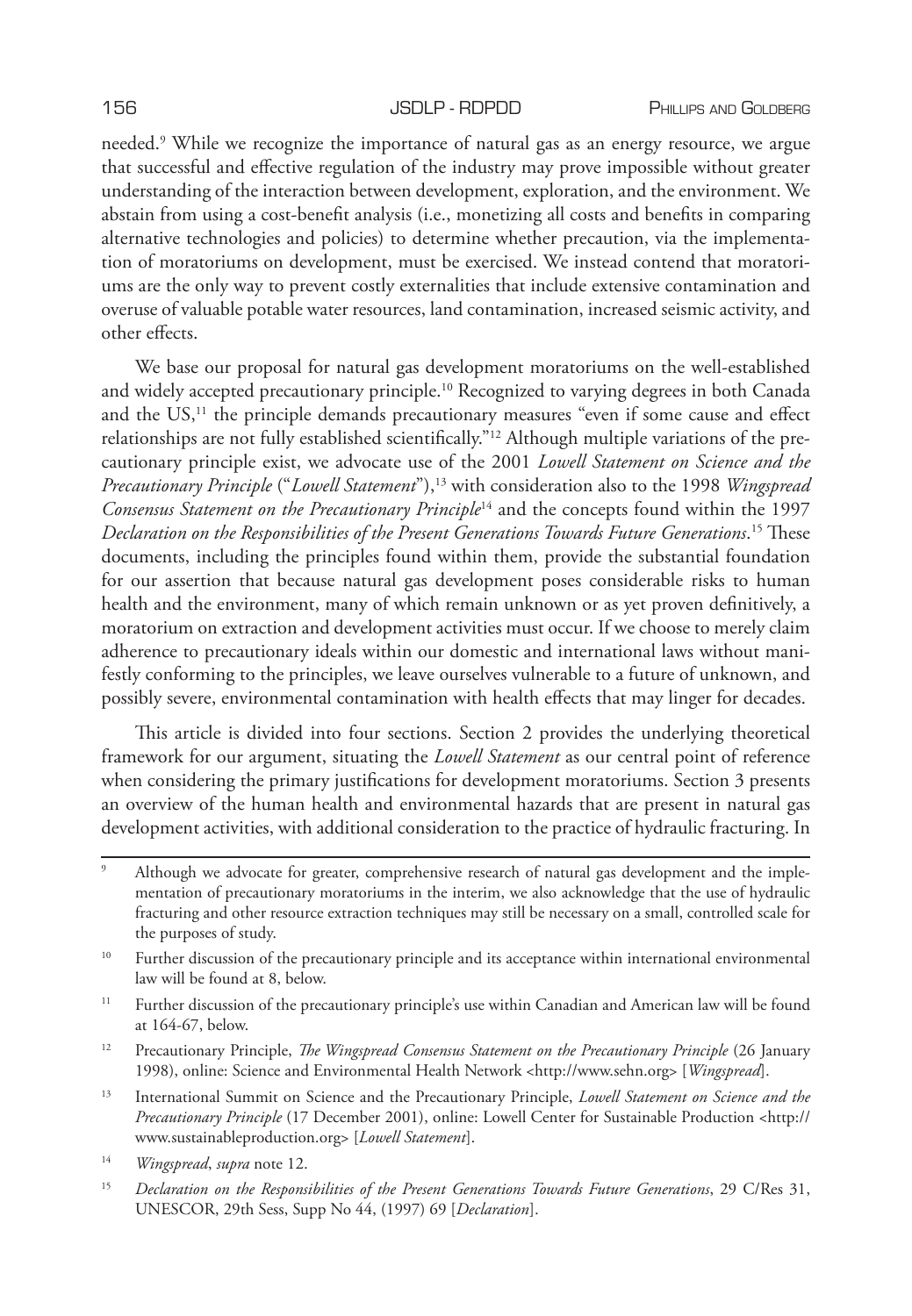needed.[9] While we recognize the importance of natural gas as an energy resource, we argue that successful and effective regulation of the industry may prove impossible without greater understanding of the interaction between development, exploration, and the environment. We abstain from using a cost-benefit analysis (i.e., monetizing all costs and benefits in comparing alternative technologies and policies) to determine whether precaution, via the implementation of moratoriums on development, must be exercised. We instead contend that moratoriums are the only way to prevent costly externalities that include extensive contamination and overuse of valuable potable water resources, land contamination, increased seismic activity, and other effects.

We base our proposal for natural gas development moratoriums on the well-established and widely accepted precautionary principle.[10] Recognized to varying degrees in both Canada and the US,[11] the principle demands precautionary measures "even if some cause and effect relationships are not fully established scientifically."[12] Although multiple variations of the precautionary principle exist, we advocate use of the 2001 *Lowell Statement on Science and the Precautionary Principle* ("*Lowell Statement*"),[13] with consideration also to the 1998 *Wingspread Consensus Statement on the Precautionary Principle*[14] and the concepts found within the 1997 *Declaration on the Responsibilities of the Present Generations Towards Future Generations*.[15] These documents, including the principles found within them, provide the substantial foundation for our assertion that because natural gas development poses considerable risks to human health and the environment, many of which remain unknown or as yet proven definitively, a moratorium on extraction and development activities must occur. If we choose to merely claim adherence to precautionary ideals within our domestic and international laws without manifestly conforming to the principles, we leave ourselves vulnerable to a future of unknown, and possibly severe, environmental contamination with health effects that may linger for decades.

This article is divided into four sections. Section 2 provides the underlying theoretical framework for our argument, situating the *Lowell Statement* as our central point of reference when considering the primary justifications for development moratoriums. Section 3 presents an overview of the human health and environmental hazards that are present in natural gas development activities, with additional consideration to the practice of hydraulic fracturing. In

---

[9] Although we advocate for greater, comprehensive research of natural gas development and the implementation of precautionary moratoriums in the interim, we also acknowledge that the use of hydraulic fracturing and other resource extraction techniques may still be necessary on a small, controlled scale for the purposes of study.

[10] Further discussion of the precautionary principle and its acceptance within international environmental law will be found at 8, below.

[11] Further discussion of the precautionary principle's use within Canadian and American law will be found at 164-67, below.

[12] Precautionary Principle, *The Wingspread Consensus Statement on the Precautionary Principle* (26 January 1998), online: Science and Environmental Health Network <http://www.sehn.org> [*Wingspread*].

[13] International Summit on Science and the Precautionary Principle, *Lowell Statement on Science and the Precautionary Principle* (17 December 2001), online: Lowell Center for Sustainable Production <http://www.sustainableproduction.org> [*Lowell Statement*].

[14] *Wingspread*, *supra* note 12.

[15] *Declaration on the Responsibilities of the Present Generations Towards Future Generations*, 29 C/Res 31, UNESCOR, 29th Sess, Supp No 44, (1997) 69 [*Declaration*].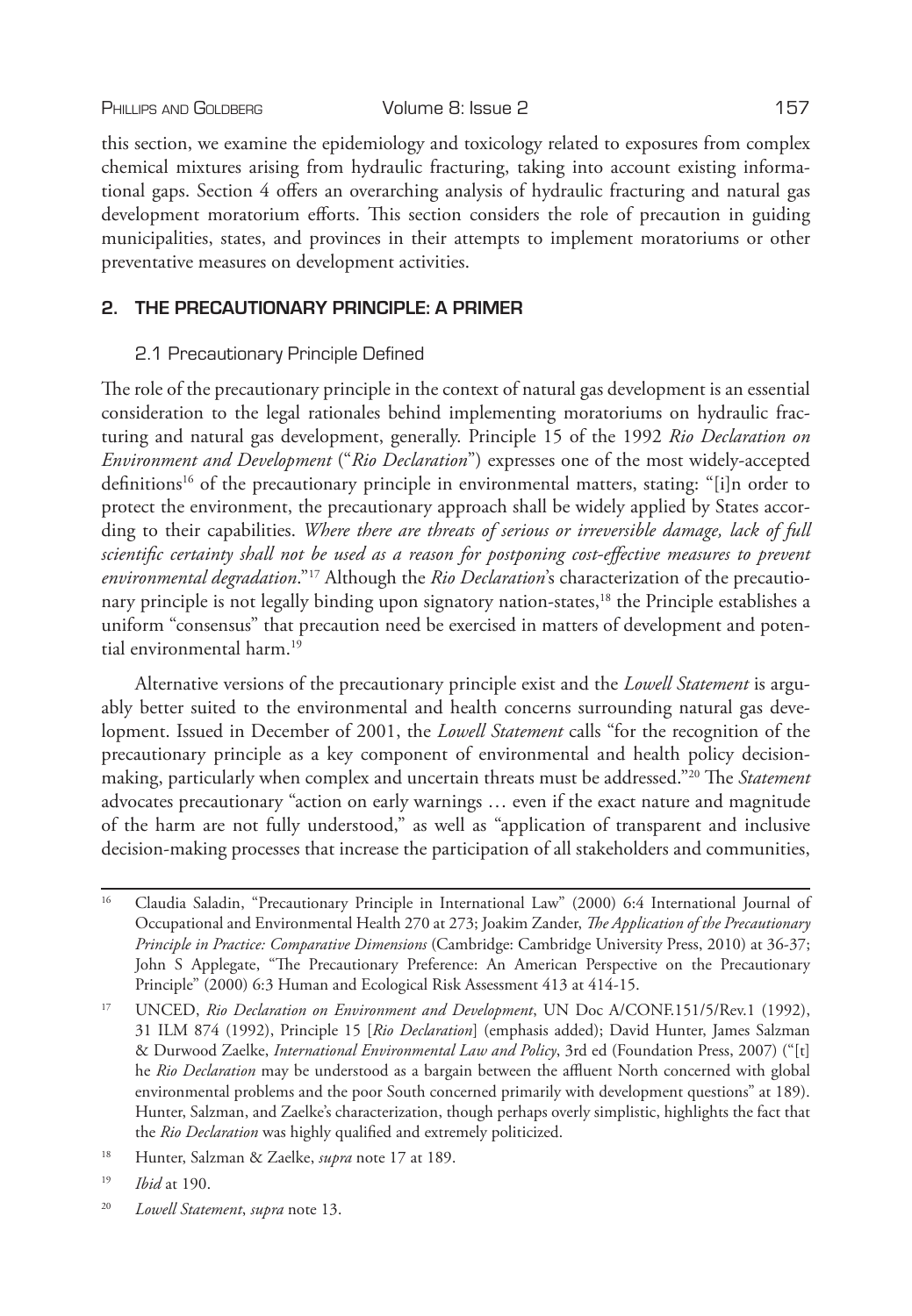this section, we examine the epidemiology and toxicology related to exposures from complex chemical mixtures arising from hydraulic fracturing, taking into account existing informational gaps. Section 4 offers an overarching analysis of hydraulic fracturing and natural gas development moratorium efforts. This section considers the role of precaution in guiding municipalities, states, and provinces in their attempts to implement moratoriums or other preventative measures on development activities.

## 2. THE PRECAUTIONARY PRINCIPLE: A PRIMER

### 2.1 Precautionary Principle Defined

The role of the precautionary principle in the context of natural gas development is an essential consideration to the legal rationales behind implementing moratoriums on hydraulic fracturing and natural gas development, generally. Principle 15 of the 1992 *Rio Declaration on Environment and Development* ("*Rio Declaration*") expresses one of the most widely-accepted definitions[16] of the precautionary principle in environmental matters, stating: "[i]n order to protect the environment, the precautionary approach shall be widely applied by States according to their capabilities. *Where there are threats of serious or irreversible damage, lack of full scientific certainty shall not be used as a reason for postponing cost-effective measures to prevent environmental degradation*."[17] Although the *Rio Declaration*'s characterization of the precautionary principle is not legally binding upon signatory nation-states,[18] the Principle establishes a uniform "consensus" that precaution need be exercised in matters of development and potential environmental harm.[19]

Alternative versions of the precautionary principle exist and the *Lowell Statement* is arguably better suited to the environmental and health concerns surrounding natural gas development. Issued in December of 2001, the *Lowell Statement* calls "for the recognition of the precautionary principle as a key component of environmental and health policy decision-making, particularly when complex and uncertain threats must be addressed."[20] The *Statement* advocates precautionary "action on early warnings … even if the exact nature and magnitude of the harm are not fully understood," as well as "application of transparent and inclusive decision-making processes that increase the participation of all stakeholders and communities,

---

[16] Claudia Saladin, "Precautionary Principle in International Law" (2000) 6:4 International Journal of Occupational and Environmental Health 270 at 273; Joakim Zander, *The Application of the Precautionary Principle in Practice: Comparative Dimensions* (Cambridge: Cambridge University Press, 2010) at 36-37; John S Applegate, "The Precautionary Preference: An American Perspective on the Precautionary Principle" (2000) 6:3 Human and Ecological Risk Assessment 413 at 414-15.

[17] UNCED, *Rio Declaration on Environment and Development*, UN Doc A/CONF.151/5/Rev.1 (1992), 31 ILM 874 (1992), Principle 15 [*Rio Declaration*] (emphasis added); David Hunter, James Salzman & Durwood Zaelke, *International Environmental Law and Policy*, 3rd ed (Foundation Press, 2007) ("[t]he *Rio Declaration* may be understood as a bargain between the affluent North concerned with global environmental problems and the poor South concerned primarily with development questions" at 189). Hunter, Salzman, and Zaelke's characterization, though perhaps overly simplistic, highlights the fact that the *Rio Declaration* was highly qualified and extremely politicized.

[18] Hunter, Salzman & Zaelke, *supra* note 17 at 189.

[19] *Ibid* at 190.

[20] *Lowell Statement*, *supra* note 13.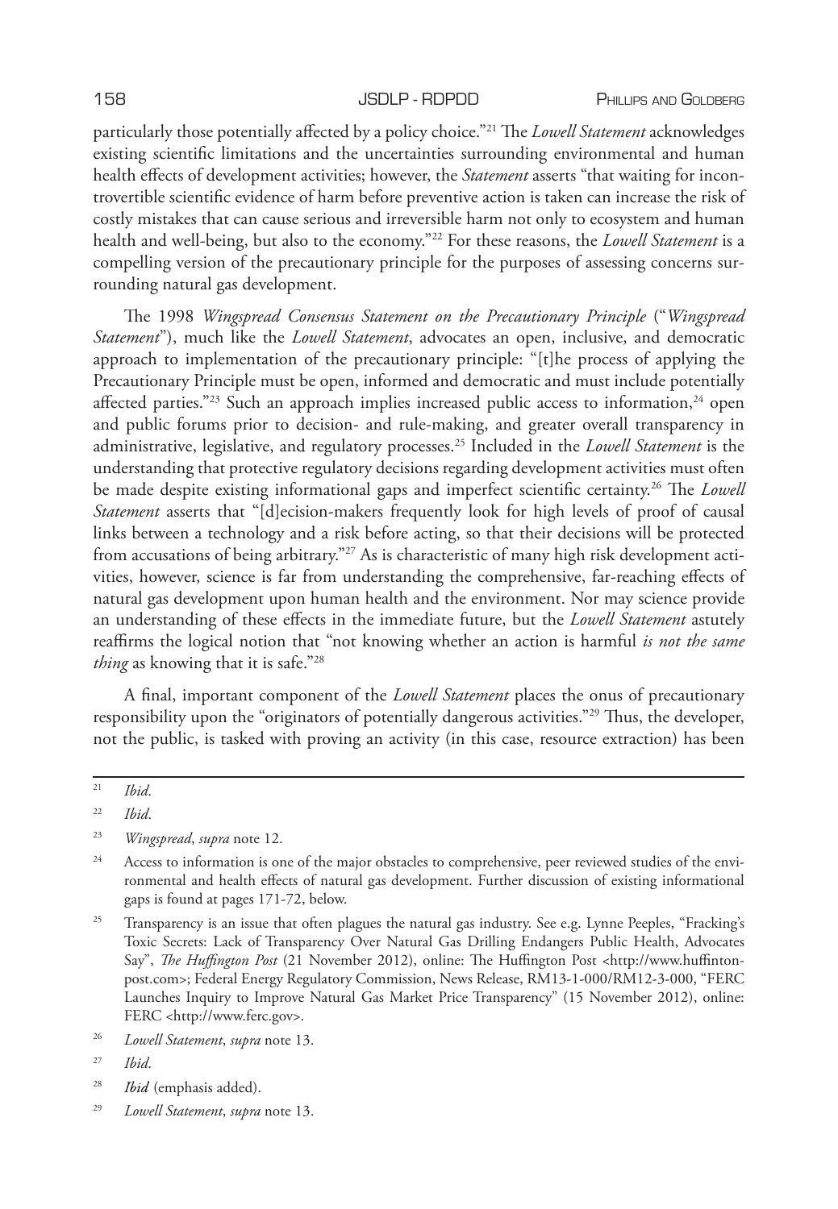particularly those potentially affected by a policy choice."[21] The *Lowell Statement* acknowledges existing scientific limitations and the uncertainties surrounding environmental and human health effects of development activities; however, the *Statement* asserts "that waiting for incontrovertible scientific evidence of harm before preventive action is taken can increase the risk of costly mistakes that can cause serious and irreversible harm not only to ecosystem and human health and well-being, but also to the economy."[22] For these reasons, the *Lowell Statement* is a compelling version of the precautionary principle for the purposes of assessing concerns surrounding natural gas development.

The 1998 *Wingspread Consensus Statement on the Precautionary Principle* ("*Wingspread Statement*"), much like the *Lowell Statement*, advocates an open, inclusive, and democratic approach to implementation of the precautionary principle: "[t]he process of applying the Precautionary Principle must be open, informed and democratic and must include potentially affected parties."[23] Such an approach implies increased public access to information,[24] open and public forums prior to decision- and rule-making, and greater overall transparency in administrative, legislative, and regulatory processes.[25] Included in the *Lowell Statement* is the understanding that protective regulatory decisions regarding development activities must often be made despite existing informational gaps and imperfect scientific certainty.[26] The *Lowell Statement* asserts that "[d]ecision-makers frequently look for high levels of proof of causal links between a technology and a risk before acting, so that their decisions will be protected from accusations of being arbitrary."[27] As is characteristic of many high risk development activities, however, science is far from understanding the comprehensive, far-reaching effects of natural gas development upon human health and the environment. Nor may science provide an understanding of these effects in the immediate future, but the *Lowell Statement* astutely reaffirms the logical notion that "not knowing whether an action is harmful *is not the same thing* as knowing that it is safe."[28]

A final, important component of the *Lowell Statement* places the onus of precautionary responsibility upon the "originators of potentially dangerous activities."[29] Thus, the developer, not the public, is tasked with proving an activity (in this case, resource extraction) has been

---

[21] *Ibid*.

[22] *Ibid*.

[23] *Wingspread*, *supra* note 12.

[24] Access to information is one of the major obstacles to comprehensive, peer reviewed studies of the environmental and health effects of natural gas development. Further discussion of existing informational gaps is found at pages 171-72, below.

[25] Transparency is an issue that often plagues the natural gas industry. See e.g. Lynne Peeples, "Fracking's Toxic Secrets: Lack of Transparency Over Natural Gas Drilling Endangers Public Health, Advocates Say", *The Huffington Post* (21 November 2012), online: The Huffington Post <http://www.huffintonpost.com>; Federal Energy Regulatory Commission, News Release, RM13-1-000/RM12-3-000, "FERC Launches Inquiry to Improve Natural Gas Market Price Transparency" (15 November 2012), online: FERC <http://www.ferc.gov>.

[26] *Lowell Statement*, *supra* note 13.

[27] *Ibid*.

[28] *Ibid* (emphasis added).

[29] *Lowell Statement*, *supra* note 13.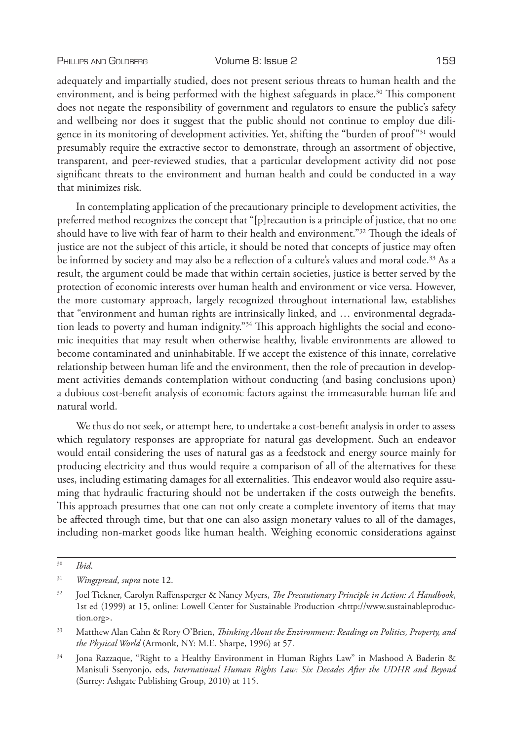adequately and impartially studied, does not present serious threats to human health and the environment, and is being performed with the highest safeguards in place.[30] This component does not negate the responsibility of government and regulators to ensure the public's safety and wellbeing nor does it suggest that the public should not continue to employ due diligence in its monitoring of development activities. Yet, shifting the "burden of proof"[31] would presumably require the extractive sector to demonstrate, through an assortment of objective, transparent, and peer-reviewed studies, that a particular development activity did not pose significant threats to the environment and human health and could be conducted in a way that minimizes risk.

In contemplating application of the precautionary principle to development activities, the preferred method recognizes the concept that "[p]recaution is a principle of justice, that no one should have to live with fear of harm to their health and environment."[32] Though the ideals of justice are not the subject of this article, it should be noted that concepts of justice may often be informed by society and may also be a reflection of a culture's values and moral code.[33] As a result, the argument could be made that within certain societies, justice is better served by the protection of economic interests over human health and environment or vice versa. However, the more customary approach, largely recognized throughout international law, establishes that "environment and human rights are intrinsically linked, and … environmental degradation leads to poverty and human indignity."[34] This approach highlights the social and economic inequities that may result when otherwise healthy, livable environments are allowed to become contaminated and uninhabitable. If we accept the existence of this innate, correlative relationship between human life and the environment, then the role of precaution in development activities demands contemplation without conducting (and basing conclusions upon) a dubious cost-benefit analysis of economic factors against the immeasurable human life and natural world.

We thus do not seek, or attempt here, to undertake a cost-benefit analysis in order to assess which regulatory responses are appropriate for natural gas development. Such an endeavor would entail considering the uses of natural gas as a feedstock and energy source mainly for producing electricity and thus would require a comparison of all of the alternatives for these uses, including estimating damages for all externalities. This endeavor would also require assuming that hydraulic fracturing should not be undertaken if the costs outweigh the benefits. This approach presumes that one can not only create a complete inventory of items that may be affected through time, but that one can also assign monetary values to all of the damages, including non-market goods like human health. Weighing economic considerations against

---

[30] *Ibid*.

[31] *Wingspread*, *supra* note 12.

[32] Joel Tickner, Carolyn Raffensperger & Nancy Myers, *The Precautionary Principle in Action: A Handbook*, 1st ed (1999) at 15, online: Lowell Center for Sustainable Production <http://www.sustainableproduction.org>.

[33] Matthew Alan Cahn & Rory O'Brien, *Thinking About the Environment: Readings on Politics, Property, and the Physical World* (Armonk, NY: M.E. Sharpe, 1996) at 57.

[34] Jona Razzaque, "Right to a Healthy Environment in Human Rights Law" in Mashood A Baderin & Manisuli Ssenyonjo, eds, *International Human Rights Law: Six Decades After the UDHR and Beyond* (Surrey: Ashgate Publishing Group, 2010) at 115.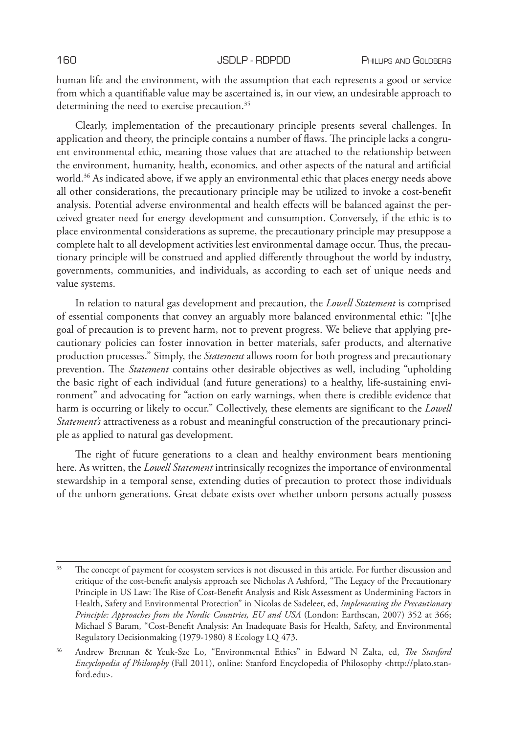human life and the environment, with the assumption that each represents a good or service from which a quantifiable value may be ascertained is, in our view, an undesirable approach to determining the need to exercise precaution.[35]

Clearly, implementation of the precautionary principle presents several challenges. In application and theory, the principle contains a number of flaws. The principle lacks a congruent environmental ethic, meaning those values that are attached to the relationship between the environment, humanity, health, economics, and other aspects of the natural and artificial world.[36] As indicated above, if we apply an environmental ethic that places energy needs above all other considerations, the precautionary principle may be utilized to invoke a cost-benefit analysis. Potential adverse environmental and health effects will be balanced against the perceived greater need for energy development and consumption. Conversely, if the ethic is to place environmental considerations as supreme, the precautionary principle may presuppose a complete halt to all development activities lest environmental damage occur. Thus, the precautionary principle will be construed and applied differently throughout the world by industry, governments, communities, and individuals, as according to each set of unique needs and value systems.

In relation to natural gas development and precaution, the *Lowell Statement* is comprised of essential components that convey an arguably more balanced environmental ethic: "[t]he goal of precaution is to prevent harm, not to prevent progress. We believe that applying precautionary policies can foster innovation in better materials, safer products, and alternative production processes." Simply, the *Statement* allows room for both progress and precautionary prevention. The *Statement* contains other desirable objectives as well, including "upholding the basic right of each individual (and future generations) to a healthy, life-sustaining environment" and advocating for "action on early warnings, when there is credible evidence that harm is occurring or likely to occur." Collectively, these elements are significant to the *Lowell Statement's* attractiveness as a robust and meaningful construction of the precautionary principle as applied to natural gas development.

The right of future generations to a clean and healthy environment bears mentioning here. As written, the *Lowell Statement* intrinsically recognizes the importance of environmental stewardship in a temporal sense, extending duties of precaution to protect those individuals of the unborn generations. Great debate exists over whether unborn persons actually possess

---

[35] The concept of payment for ecosystem services is not discussed in this article. For further discussion and critique of the cost-benefit analysis approach see Nicholas A Ashford, "The Legacy of the Precautionary Principle in US Law: The Rise of Cost-Benefit Analysis and Risk Assessment as Undermining Factors in Health, Safety and Environmental Protection" in Nicolas de Sadeleer, ed, *Implementing the Precautionary Principle: Approaches from the Nordic Countries, EU and USA* (London: Earthscan, 2007) 352 at 366; Michael S Baram, "Cost-Benefit Analysis: An Inadequate Basis for Health, Safety, and Environmental Regulatory Decisionmaking (1979-1980) 8 Ecology LQ 473.

[36] Andrew Brennan & Yeuk-Sze Lo, "Environmental Ethics" in Edward N Zalta, ed, *The Stanford Encyclopedia of Philosophy* (Fall 2011), online: Stanford Encyclopedia of Philosophy <http://plato.stanford.edu>.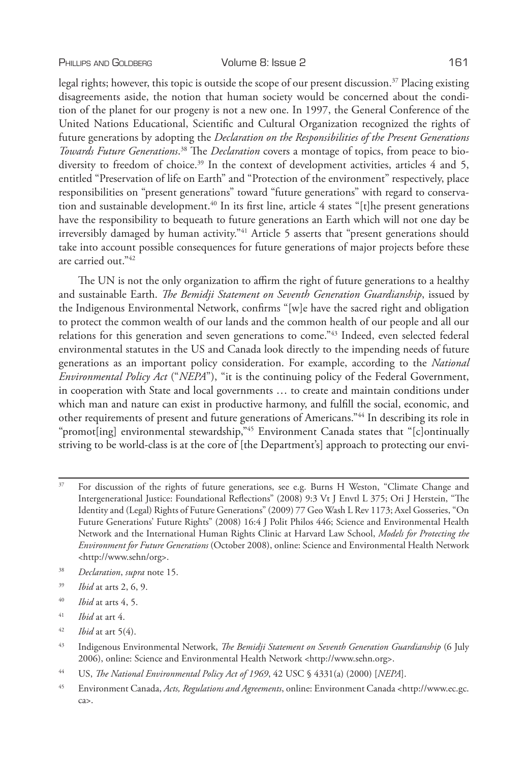legal rights; however, this topic is outside the scope of our present discussion.[37] Placing existing disagreements aside, the notion that human society would be concerned about the condition of the planet for our progeny is not a new one. In 1997, the General Conference of the United Nations Educational, Scientific and Cultural Organization recognized the rights of future generations by adopting the *Declaration on the Responsibilities of the Present Generations Towards Future Generations*.[38] The *Declaration* covers a montage of topics, from peace to biodiversity to freedom of choice.[39] In the context of development activities, articles 4 and 5, entitled "Preservation of life on Earth" and "Protection of the environment" respectively, place responsibilities on "present generations" toward "future generations" with regard to conservation and sustainable development.[40] In its first line, article 4 states "[t]he present generations have the responsibility to bequeath to future generations an Earth which will not one day be irreversibly damaged by human activity."[41] Article 5 asserts that "present generations should take into account possible consequences for future generations of major projects before these are carried out."[42]

The UN is not the only organization to affirm the right of future generations to a healthy and sustainable Earth. *The Bemidji Statement on Seventh Generation Guardianship*, issued by the Indigenous Environmental Network, confirms "[w]e have the sacred right and obligation to protect the common wealth of our lands and the common health of our people and all our relations for this generation and seven generations to come."[43] Indeed, even selected federal environmental statutes in the US and Canada look directly to the impending needs of future generations as an important policy consideration. For example, according to the *National Environmental Policy Act* ("*NEPA*"), "it is the continuing policy of the Federal Government, in cooperation with State and local governments … to create and maintain conditions under which man and nature can exist in productive harmony, and fulfill the social, economic, and other requirements of present and future generations of Americans."[44] In describing its role in "promot[ing] environmental stewardship,"[45] Environment Canada states that "[c]ontinually striving to be world-class is at the core of [the Department's] approach to protecting our envi-

---

[37] For discussion of the rights of future generations, see e.g. Burns H Weston, "Climate Change and Intergenerational Justice: Foundational Reflections" (2008) 9:3 Vt J Envtl L 375; Ori J Herstein, "The Identity and (Legal) Rights of Future Generations" (2009) 77 Geo Wash L Rev 1173; Axel Gosseries, "On Future Generations' Future Rights" (2008) 16:4 J Polit Philos 446; Science and Environmental Health Network and the International Human Rights Clinic at Harvard Law School, *Models for Protecting the Environment for Future Generations* (October 2008), online: Science and Environmental Health Network <http://www.sehn/org>.

[38] *Declaration*, *supra* note 15.

[39] *Ibid* at arts 2, 6, 9.

[40] *Ibid* at arts 4, 5.

[41] *Ibid* at art 4.

[42] *Ibid* at art 5(4).

[43] Indigenous Environmental Network, *The Bemidji Statement on Seventh Generation Guardianship* (6 July 2006), online: Science and Environmental Health Network <http://www.sehn.org>.

[44] US, *The National Environmental Policy Act of 1969*, 42 USC § 4331(a) (2000) [*NEPA*].

[45] Environment Canada, *Acts, Regulations and Agreements*, online: Environment Canada <http://www.ec.gc.ca>.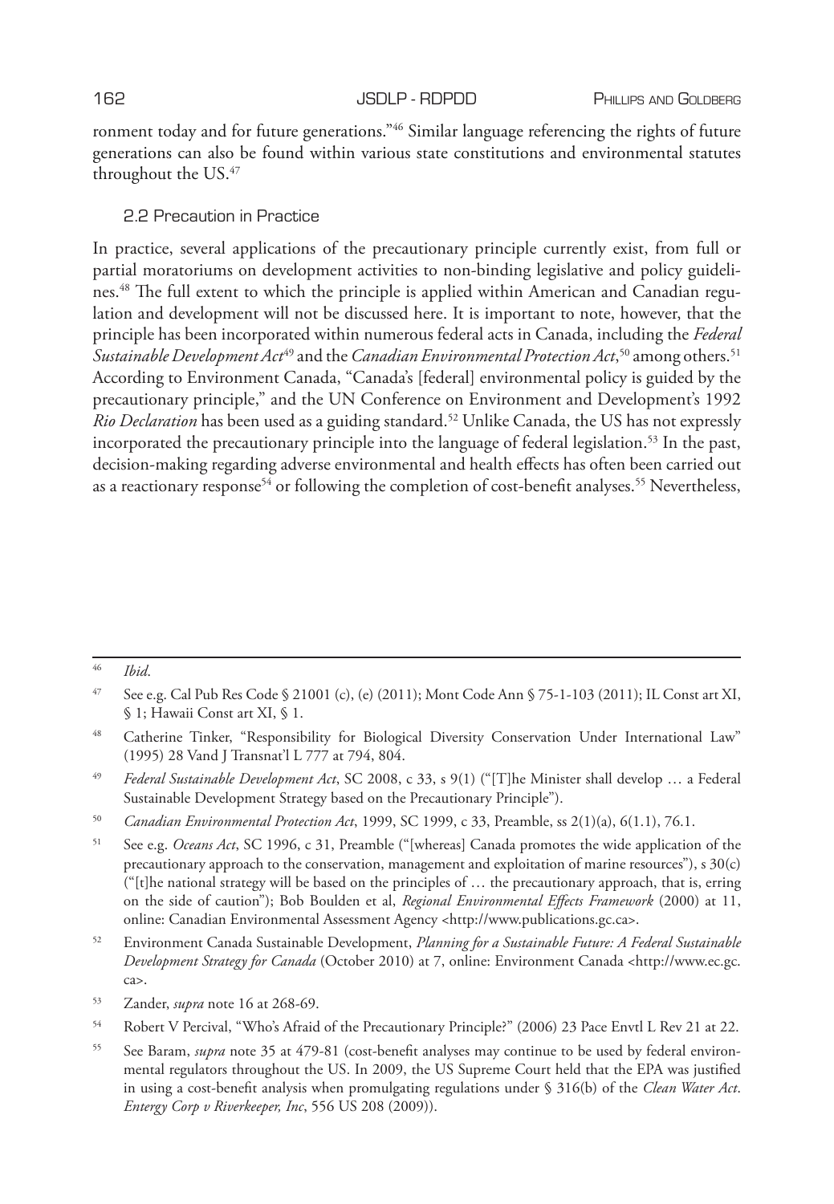ronment today and for future generations."[46] Similar language referencing the rights of future generations can also be found within various state constitutions and environmental statutes throughout the US.[47]

### 2.2 Precaution in Practice

In practice, several applications of the precautionary principle currently exist, from full or partial moratoriums on development activities to non-binding legislative and policy guidelines.[48] The full extent to which the principle is applied within American and Canadian regulation and development will not be discussed here. It is important to note, however, that the principle has been incorporated within numerous federal acts in Canada, including the *Federal Sustainable Development Act*[49] and the *Canadian Environmental Protection Act*,[50] among others.[51] According to Environment Canada, "Canada's [federal] environmental policy is guided by the precautionary principle," and the UN Conference on Environment and Development's 1992 *Rio Declaration* has been used as a guiding standard.[52] Unlike Canada, the US has not expressly incorporated the precautionary principle into the language of federal legislation.[53] In the past, decision-making regarding adverse environmental and health effects has often been carried out as a reactionary response[54] or following the completion of cost-benefit analyses.[55] Nevertheless,

---

[46] *Ibid*.

[47] See e.g. Cal Pub Res Code § 21001 (c), (e) (2011); Mont Code Ann § 75-1-103 (2011); IL Const art XI, § 1; Hawaii Const art XI, § 1.

[48] Catherine Tinker, "Responsibility for Biological Diversity Conservation Under International Law" (1995) 28 Vand J Transnat'l L 777 at 794, 804.

[49] *Federal Sustainable Development Act*, SC 2008, c 33, s 9(1) ("[T]he Minister shall develop … a Federal Sustainable Development Strategy based on the Precautionary Principle").

[50] *Canadian Environmental Protection Act*, 1999, SC 1999, c 33, Preamble, ss 2(1)(a), 6(1.1), 76.1.

[51] See e.g. *Oceans Act*, SC 1996, c 31, Preamble ("[whereas] Canada promotes the wide application of the precautionary approach to the conservation, management and exploitation of marine resources"), s 30(c) ("[t]he national strategy will be based on the principles of … the precautionary approach, that is, erring on the side of caution"); Bob Boulden et al, *Regional Environmental Effects Framework* (2000) at 11, online: Canadian Environmental Assessment Agency <http://www.publications.gc.ca>.

[52] Environment Canada Sustainable Development, *Planning for a Sustainable Future: A Federal Sustainable Development Strategy for Canada* (October 2010) at 7, online: Environment Canada <http://www.ec.gc.ca>.

[53] Zander, *supra* note 16 at 268-69.

[54] Robert V Percival, "Who's Afraid of the Precautionary Principle?" (2006) 23 Pace Envtl L Rev 21 at 22.

[55] See Baram, *supra* note 35 at 479-81 (cost-benefit analyses may continue to be used by federal environmental regulators throughout the US. In 2009, the US Supreme Court held that the EPA was justified in using a cost-benefit analysis when promulgating regulations under § 316(b) of the *Clean Water Act*. *Entergy Corp v Riverkeeper, Inc*, 556 US 208 (2009)).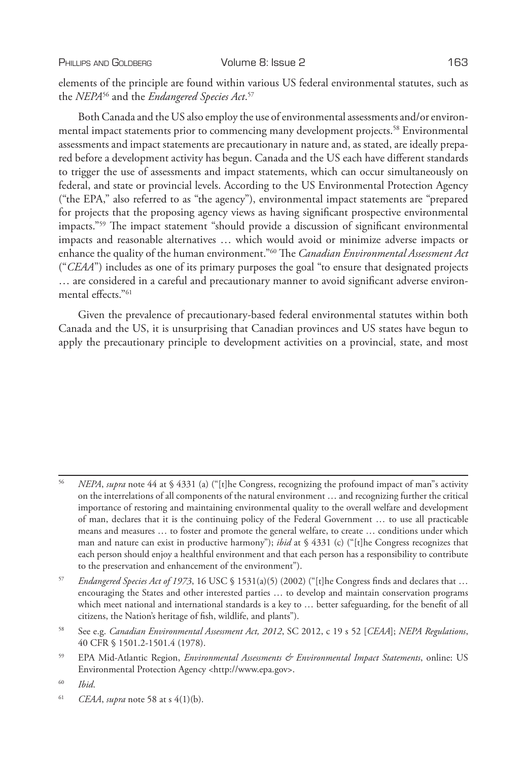elements of the principle are found within various US federal environmental statutes, such as the *NEPA*[56] and the *Endangered Species Act*.[57]

Both Canada and the US also employ the use of environmental assessments and/or environmental impact statements prior to commencing many development projects.[58] Environmental assessments and impact statements are precautionary in nature and, as stated, are ideally prepared before a development activity has begun. Canada and the US each have different standards to trigger the use of assessments and impact statements, which can occur simultaneously on federal, and state or provincial levels. According to the US Environmental Protection Agency ("the EPA," also referred to as "the agency"), environmental impact statements are "prepared for projects that the proposing agency views as having significant prospective environmental impacts."[59] The impact statement "should provide a discussion of significant environmental impacts and reasonable alternatives … which would avoid or minimize adverse impacts or enhance the quality of the human environment."[60] The *Canadian Environmental Assessment Act* ("*CEAA*") includes as one of its primary purposes the goal "to ensure that designated projects … are considered in a careful and precautionary manner to avoid significant adverse environmental effects."[61]

Given the prevalence of precautionary-based federal environmental statutes within both Canada and the US, it is unsurprising that Canadian provinces and US states have begun to apply the precautionary principle to development activities on a provincial, state, and most

---

[56] *NEPA*, *supra* note 44 at § 4331 (a) ("[t]he Congress, recognizing the profound impact of man"s activity on the interrelations of all components of the natural environment … and recognizing further the critical importance of restoring and maintaining environmental quality to the overall welfare and development of man, declares that it is the continuing policy of the Federal Government … to use all practicable means and measures … to foster and promote the general welfare, to create … conditions under which man and nature can exist in productive harmony"); *ibid* at § 4331 (c) ("[t]he Congress recognizes that each person should enjoy a healthful environment and that each person has a responsibility to contribute to the preservation and enhancement of the environment").

[57] *Endangered Species Act of 1973*, 16 USC § 1531(a)(5) (2002) ("[t]he Congress finds and declares that … encouraging the States and other interested parties … to develop and maintain conservation programs which meet national and international standards is a key to … better safeguarding, for the benefit of all citizens, the Nation's heritage of fish, wildlife, and plants").

[58] See e.g. *Canadian Environmental Assessment Act, 2012*, SC 2012, c 19 s 52 [*CEAA*]; *NEPA Regulations*, 40 CFR § 1501.2-1501.4 (1978).

[59] EPA Mid-Atlantic Region, *Environmental Assessments & Environmental Impact Statements*, online: US Environmental Protection Agency <http://www.epa.gov>.

[60] *Ibid*.

[61] *CEAA*, *supra* note 58 at s 4(1)(b).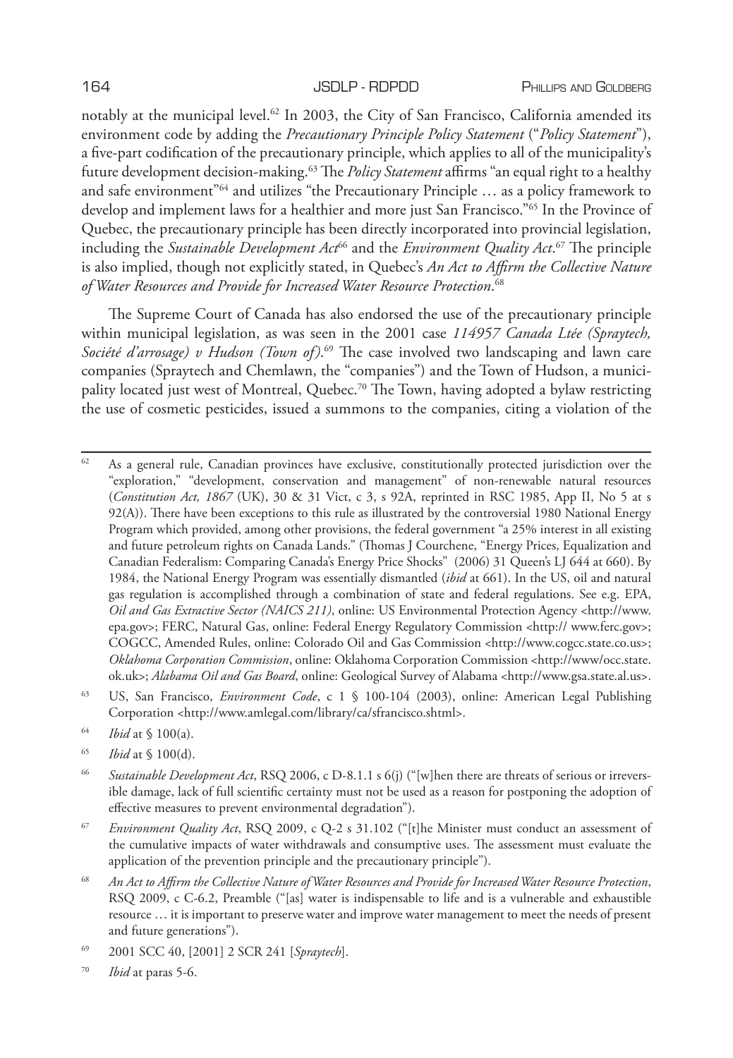notably at the municipal level.[62] In 2003, the City of San Francisco, California amended its environment code by adding the *Precautionary Principle Policy Statement* ("*Policy Statement*"), a five-part codification of the precautionary principle, which applies to all of the municipality's future development decision-making.[63] The *Policy Statement* affirms "an equal right to a healthy and safe environment"[64] and utilizes "the Precautionary Principle … as a policy framework to develop and implement laws for a healthier and more just San Francisco."[65] In the Province of Quebec, the precautionary principle has been directly incorporated into provincial legislation, including the *Sustainable Development Act*[66] and the *Environment Quality Act*.[67] The principle is also implied, though not explicitly stated, in Quebec's *An Act to Affirm the Collective Nature of Water Resources and Provide for Increased Water Resource Protection*.[68]

The Supreme Court of Canada has also endorsed the use of the precautionary principle within municipal legislation, as was seen in the 2001 case *114957 Canada Ltée (Spraytech, Société d'arrosage) v Hudson (Town of)*.[69] The case involved two landscaping and lawn care companies (Spraytech and Chemlawn, the "companies") and the Town of Hudson, a municipality located just west of Montreal, Quebec.[70] The Town, having adopted a bylaw restricting the use of cosmetic pesticides, issued a summons to the companies, citing a violation of the

---

[62] As a general rule, Canadian provinces have exclusive, constitutionally protected jurisdiction over the "exploration," "development, conservation and management" of non-renewable natural resources (*Constitution Act, 1867* (UK), 30 & 31 Vict, c 3, s 92A, reprinted in RSC 1985, App II, No 5 at s 92(A)). There have been exceptions to this rule as illustrated by the controversial 1980 National Energy Program which provided, among other provisions, the federal government "a 25% interest in all existing and future petroleum rights on Canada Lands." (Thomas J Courchene, "Energy Prices, Equalization and Canadian Federalism: Comparing Canada's Energy Price Shocks" (2006) 31 Queen's LJ 644 at 660). By 1984, the National Energy Program was essentially dismantled (*ibid* at 661). In the US, oil and natural gas regulation is accomplished through a combination of state and federal regulations. See e.g. EPA, *Oil and Gas Extractive Sector (NAICS 211)*, online: US Environmental Protection Agency <http://www.epa.gov>; FERC, Natural Gas, online: Federal Energy Regulatory Commission <http:// www.ferc.gov>; COGCC, Amended Rules, online: Colorado Oil and Gas Commission <http://www.cogcc.state.co.us>; *Oklahoma Corporation Commission*, online: Oklahoma Corporation Commission <http://www/occ.state.ok.uk>; *Alabama Oil and Gas Board*, online: Geological Survey of Alabama <http://www.gsa.state.al.us>.

[63] US, San Francisco, *Environment Code*, c 1 § 100-104 (2003), online: American Legal Publishing Corporation <http://www.amlegal.com/library/ca/sfrancisco.shtml>.

[64] *Ibid* at § 100(a).

[65] *Ibid* at § 100(d).

[66] *Sustainable Development Act*, RSQ 2006, c D-8.1.1 s 6(j) ("[w]hen there are threats of serious or irreversible damage, lack of full scientific certainty must not be used as a reason for postponing the adoption of effective measures to prevent environmental degradation").

[67] *Environment Quality Act*, RSQ 2009, c Q-2 s 31.102 ("[t]he Minister must conduct an assessment of the cumulative impacts of water withdrawals and consumptive uses. The assessment must evaluate the application of the prevention principle and the precautionary principle").

[68] *An Act to Affirm the Collective Nature of Water Resources and Provide for Increased Water Resource Protection*, RSQ 2009, c C-6.2, Preamble ("[as] water is indispensable to life and is a vulnerable and exhaustible resource … it is important to preserve water and improve water management to meet the needs of present and future generations").

[69] 2001 SCC 40, [2001] 2 SCR 241 [*Spraytech*].

[70] *Ibid* at paras 5-6.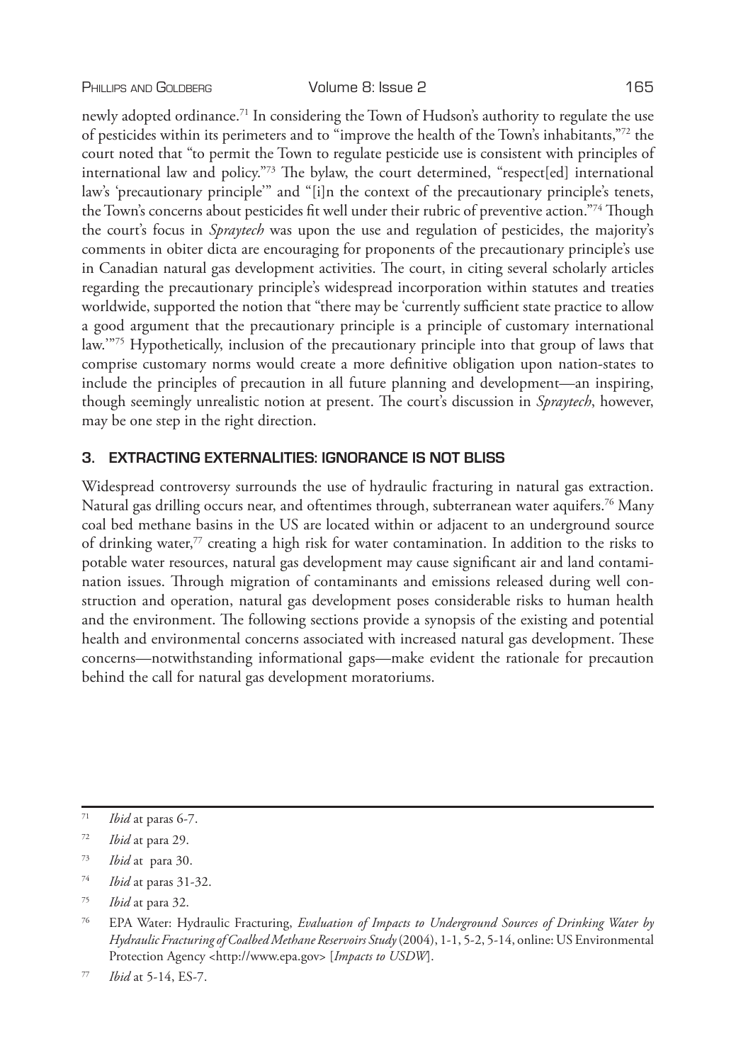newly adopted ordinance.[71] In considering the Town of Hudson's authority to regulate the use of pesticides within its perimeters and to "improve the health of the Town's inhabitants,"[72] the court noted that "to permit the Town to regulate pesticide use is consistent with principles of international law and policy."[73] The bylaw, the court determined, "respect[ed] international law's 'precautionary principle'" and "[i]n the context of the precautionary principle's tenets, the Town's concerns about pesticides fit well under their rubric of preventive action."[74] Though the court's focus in *Spraytech* was upon the use and regulation of pesticides, the majority's comments in obiter dicta are encouraging for proponents of the precautionary principle's use in Canadian natural gas development activities. The court, in citing several scholarly articles regarding the precautionary principle's widespread incorporation within statutes and treaties worldwide, supported the notion that "there may be 'currently sufficient state practice to allow a good argument that the precautionary principle is a principle of customary international law.'"[75] Hypothetically, inclusion of the precautionary principle into that group of laws that comprise customary norms would create a more definitive obligation upon nation-states to include the principles of precaution in all future planning and development—an inspiring, though seemingly unrealistic notion at present. The court's discussion in *Spraytech*, however, may be one step in the right direction.

## 3. EXTRACTING EXTERNALITIES: IGNORANCE IS NOT BLISS

Widespread controversy surrounds the use of hydraulic fracturing in natural gas extraction. Natural gas drilling occurs near, and oftentimes through, subterranean water aquifers.[76] Many coal bed methane basins in the US are located within or adjacent to an underground source of drinking water,[77] creating a high risk for water contamination. In addition to the risks to potable water resources, natural gas development may cause significant air and land contamination issues. Through migration of contaminants and emissions released during well construction and operation, natural gas development poses considerable risks to human health and the environment. The following sections provide a synopsis of the existing and potential health and environmental concerns associated with increased natural gas development. These concerns—notwithstanding informational gaps—make evident the rationale for precaution behind the call for natural gas development moratoriums.

---

[71] *Ibid* at paras 6-7.

[72] *Ibid* at para 29.

[73] *Ibid* at para 30.

[74] *Ibid* at paras 31-32.

[75] *Ibid* at para 32.

[76] EPA Water: Hydraulic Fracturing, *Evaluation of Impacts to Underground Sources of Drinking Water by Hydraulic Fracturing of Coalbed Methane Reservoirs Study* (2004), 1-1, 5-2, 5-14, online: US Environmental Protection Agency <http://www.epa.gov> [*Impacts to USDW*].

[77] *Ibid* at 5-14, ES-7.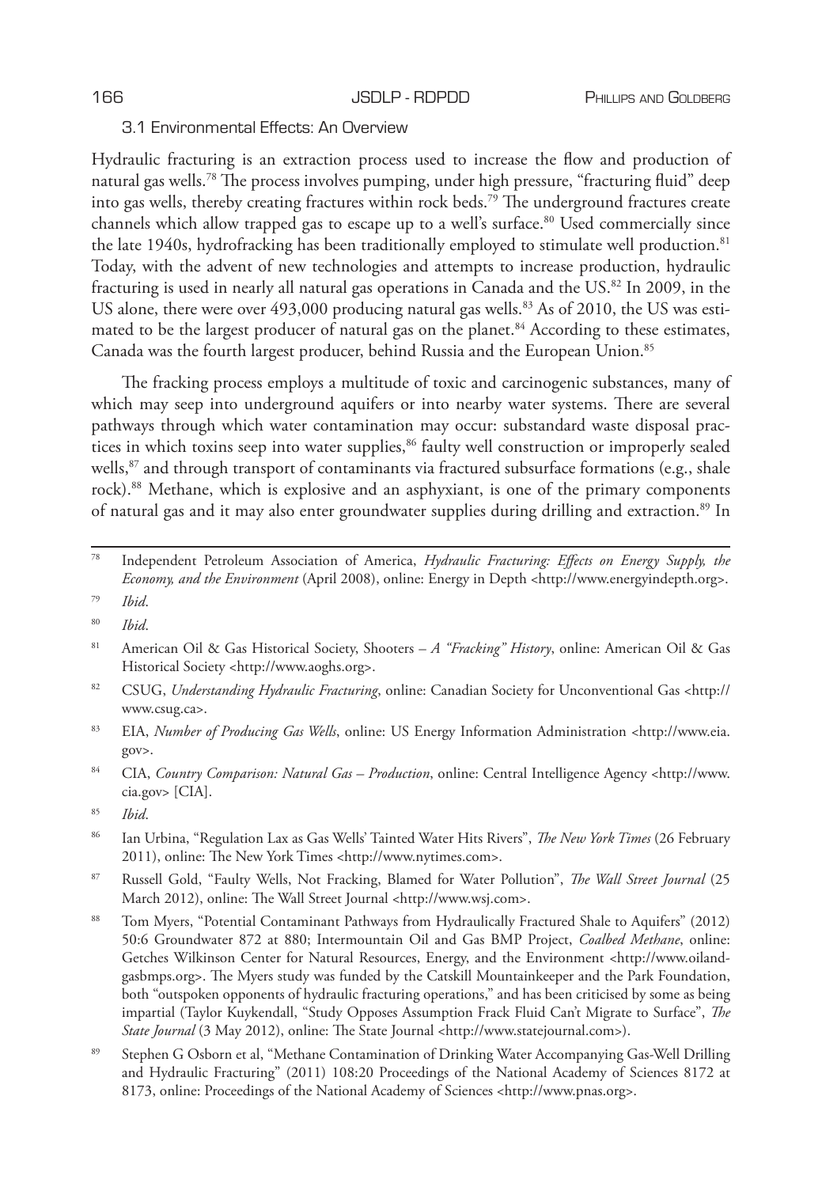### 3.1 Environmental Effects: An Overview

Hydraulic fracturing is an extraction process used to increase the flow and production of natural gas wells.[78] The process involves pumping, under high pressure, "fracturing fluid" deep into gas wells, thereby creating fractures within rock beds.[79] The underground fractures create channels which allow trapped gas to escape up to a well's surface.[80] Used commercially since the late 1940s, hydrofracking has been traditionally employed to stimulate well production.[81] Today, with the advent of new technologies and attempts to increase production, hydraulic fracturing is used in nearly all natural gas operations in Canada and the US.[82] In 2009, in the US alone, there were over 493,000 producing natural gas wells.[83] As of 2010, the US was estimated to be the largest producer of natural gas on the planet.[84] According to these estimates, Canada was the fourth largest producer, behind Russia and the European Union.[85]

The fracking process employs a multitude of toxic and carcinogenic substances, many of which may seep into underground aquifers or into nearby water systems. There are several pathways through which water contamination may occur: substandard waste disposal practices in which toxins seep into water supplies,[86] faulty well construction or improperly sealed wells,[87] and through transport of contaminants via fractured subsurface formations (e.g., shale rock).[88] Methane, which is explosive and an asphyxiant, is one of the primary components of natural gas and it may also enter groundwater supplies during drilling and extraction.[89] In

---

[78] Independent Petroleum Association of America, *Hydraulic Fracturing: Effects on Energy Supply, the Economy, and the Environment* (April 2008), online: Energy in Depth <http://www.energyindepth.org>.

[79] *Ibid*.

[80] *Ibid*.

[81] American Oil & Gas Historical Society, Shooters – *A "Fracking" History*, online: American Oil & Gas Historical Society <http://www.aoghs.org>.

[82] CSUG, *Understanding Hydraulic Fracturing*, online: Canadian Society for Unconventional Gas <http://www.csug.ca>.

[83] EIA, *Number of Producing Gas Wells*, online: US Energy Information Administration <http://www.eia.gov>.

[84] CIA, *Country Comparison: Natural Gas – Production*, online: Central Intelligence Agency <http://www.cia.gov> [CIA].

[85] *Ibid*.

[86] Ian Urbina, "Regulation Lax as Gas Wells' Tainted Water Hits Rivers", *The New York Times* (26 February 2011), online: The New York Times <http://www.nytimes.com>.

[87] Russell Gold, "Faulty Wells, Not Fracking, Blamed for Water Pollution", *The Wall Street Journal* (25 March 2012), online: The Wall Street Journal <http://www.wsj.com>.

[88] Tom Myers, "Potential Contaminant Pathways from Hydraulically Fractured Shale to Aquifers" (2012) 50:6 Groundwater 872 at 880; Intermountain Oil and Gas BMP Project, *Coalbed Methane*, online: Getches Wilkinson Center for Natural Resources, Energy, and the Environment <http://www.oilandgasbmps.org>. The Myers study was funded by the Catskill Mountainkeeper and the Park Foundation, both "outspoken opponents of hydraulic fracturing operations," and has been criticised by some as being impartial (Taylor Kuykendall, "Study Opposes Assumption Frack Fluid Can't Migrate to Surface", *The State Journal* (3 May 2012), online: The State Journal <http://www.statejournal.com>).

[89] Stephen G Osborn et al, "Methane Contamination of Drinking Water Accompanying Gas-Well Drilling and Hydraulic Fracturing" (2011) 108:20 Proceedings of the National Academy of Sciences 8172 at 8173, online: Proceedings of the National Academy of Sciences <http://www.pnas.org>.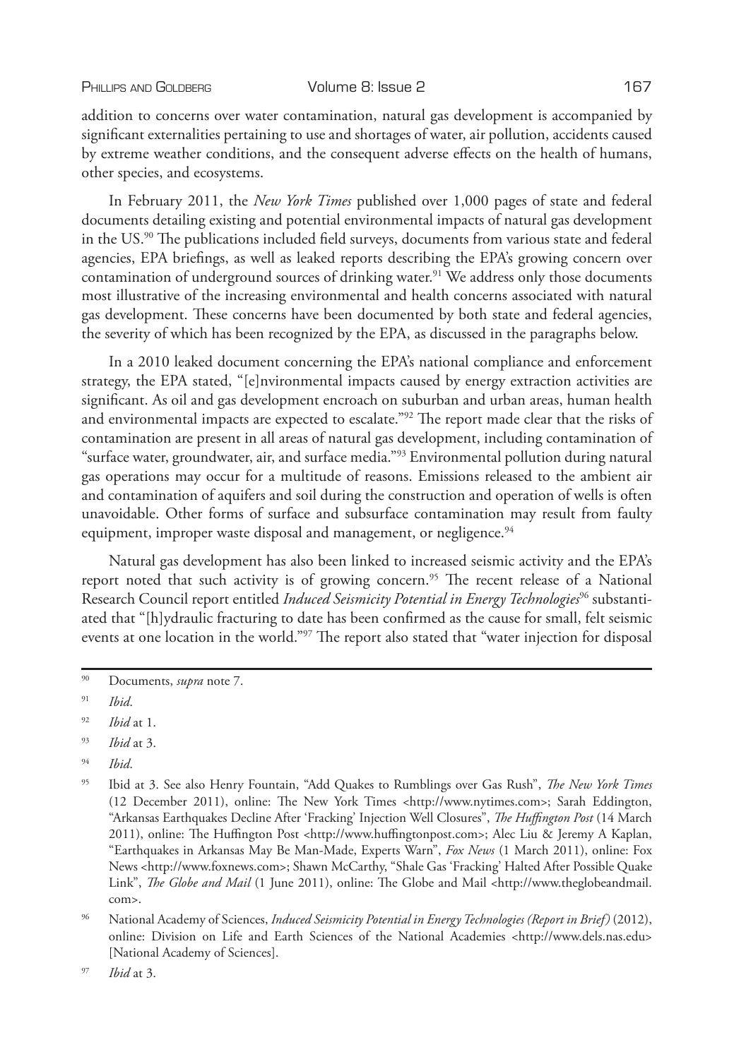addition to concerns over water contamination, natural gas development is accompanied by significant externalities pertaining to use and shortages of water, air pollution, accidents caused by extreme weather conditions, and the consequent adverse effects on the health of humans, other species, and ecosystems.

In February 2011, the *New York Times* published over 1,000 pages of state and federal documents detailing existing and potential environmental impacts of natural gas development in the US.[90] The publications included field surveys, documents from various state and federal agencies, EPA briefings, as well as leaked reports describing the EPA's growing concern over contamination of underground sources of drinking water.[91] We address only those documents most illustrative of the increasing environmental and health concerns associated with natural gas development. These concerns have been documented by both state and federal agencies, the severity of which has been recognized by the EPA, as discussed in the paragraphs below.

In a 2010 leaked document concerning the EPA's national compliance and enforcement strategy, the EPA stated, "[e]nvironmental impacts caused by energy extraction activities are significant. As oil and gas development encroach on suburban and urban areas, human health and environmental impacts are expected to escalate."[92] The report made clear that the risks of contamination are present in all areas of natural gas development, including contamination of "surface water, groundwater, air, and surface media."[93] Environmental pollution during natural gas operations may occur for a multitude of reasons. Emissions released to the ambient air and contamination of aquifers and soil during the construction and operation of wells is often unavoidable. Other forms of surface and subsurface contamination may result from faulty equipment, improper waste disposal and management, or negligence.[94]

Natural gas development has also been linked to increased seismic activity and the EPA's report noted that such activity is of growing concern.[95] The recent release of a National Research Council report entitled *Induced Seismicity Potential in Energy Technologies*[96] substantiated that "[h]ydraulic fracturing to date has been confirmed as the cause for small, felt seismic events at one location in the world."[97] The report also stated that "water injection for disposal

---

[90] Documents, *supra* note 7.

[91] *Ibid*.

[92] *Ibid* at 1.

[93] *Ibid* at 3.

[94] *Ibid*.

[95] Ibid at 3. See also Henry Fountain, "Add Quakes to Rumblings over Gas Rush", *The New York Times* (12 December 2011), online: The New York Times <http://www.nytimes.com>; Sarah Eddington, "Arkansas Earthquakes Decline After 'Fracking' Injection Well Closures", *The Huffington Post* (14 March 2011), online: The Huffington Post <http://www.huffingtonpost.com>; Alec Liu & Jeremy A Kaplan, "Earthquakes in Arkansas May Be Man-Made, Experts Warn", *Fox News* (1 March 2011), online: Fox News <http://www.foxnews.com>; Shawn McCarthy, "Shale Gas 'Fracking' Halted After Possible Quake Link", *The Globe and Mail* (1 June 2011), online: The Globe and Mail <http://www.theglobeandmail.com>.

[96] National Academy of Sciences, *Induced Seismicity Potential in Energy Technologies (Report in Brief)* (2012), online: Division on Life and Earth Sciences of the National Academies <http://www.dels.nas.edu> [National Academy of Sciences].

[97] *Ibid* at 3.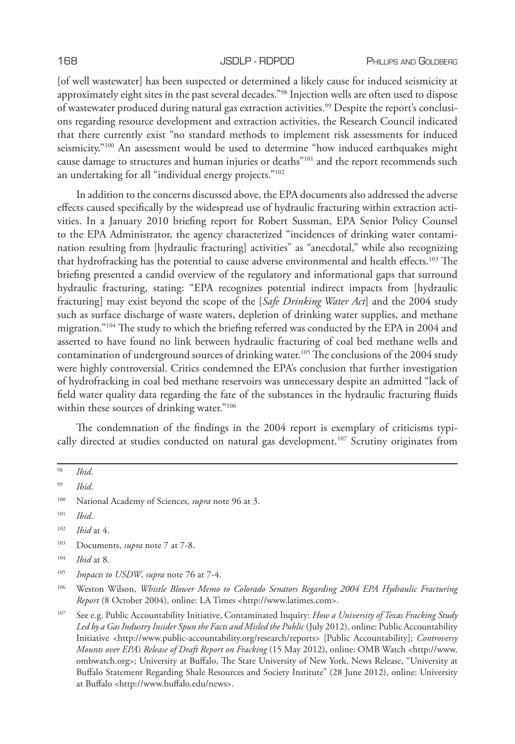[of well wastewater] has been suspected or determined a likely cause for induced seismicity at approximately eight sites in the past several decades."[98] Injection wells are often used to dispose of wastewater produced during natural gas extraction activities.[99] Despite the report's conclusions regarding resource development and extraction activities, the Research Council indicated that there currently exist "no standard methods to implement risk assessments for induced seismicity."[100] An assessment would be used to determine "how induced earthquakes might cause damage to structures and human injuries or deaths"[101] and the report recommends such an undertaking for all "individual energy projects."[102]

In addition to the concerns discussed above, the EPA documents also addressed the adverse effects caused specifically by the widespread use of hydraulic fracturing within extraction activities. In a January 2010 briefing report for Robert Sussman, EPA Senior Policy Counsel to the EPA Administrator, the agency characterized "incidences of drinking water contamination resulting from [hydraulic fracturing] activities" as "anecdotal," while also recognizing that hydrofracking has the potential to cause adverse environmental and health effects.[103] The briefing presented a candid overview of the regulatory and informational gaps that surround hydraulic fracturing, stating: "EPA recognizes potential indirect impacts from [hydraulic fracturing] may exist beyond the scope of the [*Safe Drinking Water Act*] and the 2004 study such as surface discharge of waste waters, depletion of drinking water supplies, and methane migration."[104] The study to which the briefing referred was conducted by the EPA in 2004 and asserted to have found no link between hydraulic fracturing of coal bed methane wells and contamination of underground sources of drinking water.[105] The conclusions of the 2004 study were highly controversial. Critics condemned the EPA's conclusion that further investigation of hydrofracking in coal bed methane reservoirs was unnecessary despite an admitted "lack of field water quality data regarding the fate of the substances in the hydraulic fracturing fluids within these sources of drinking water."[106]

The condemnation of the findings in the 2004 report is exemplary of criticisms typically directed at studies conducted on natural gas development.[107] Scrutiny originates from

---

[98] *Ibid*.

[99] *Ibid*.

[100] National Academy of Sciences, *supra* note 96 at 3.

[101] *Ibid*.

[102] *Ibid* at 4.

[103] Documents, *supra* note 7 at 7-8.

[104] *Ibid* at 8.

[105] *Impacts to USDW*, *supra* note 76 at 7-4.

[106] Weston Wilson, *Whistle Blower Memo to Colorado Senators Regarding 2004 EPA Hydraulic Fracturing Report* (8 October 2004), online: LA Times <http://www.latimes.com>.

[107] See e.g. Public Accountability Initiative, Contaminated Inquiry: *How a University of Texas Fracking Study Led by a Gas Industry Insider Spun the Facts and Misled the Public* (July 2012), online: Public Accountability Initiative <http://www.public-accountability.org/research/reports> [Public Accountability]; *Controversy Mounts over EPA's Release of Draft Report on Fracking* (15 May 2012), online: OMB Watch <http://www.ombwatch.org>; University at Buffalo, The State University of New York, News Release, "University at Buffalo Statement Regarding Shale Resources and Society Institute" (28 June 2012), online: University at Buffalo <http://www.buffalo.edu/news>.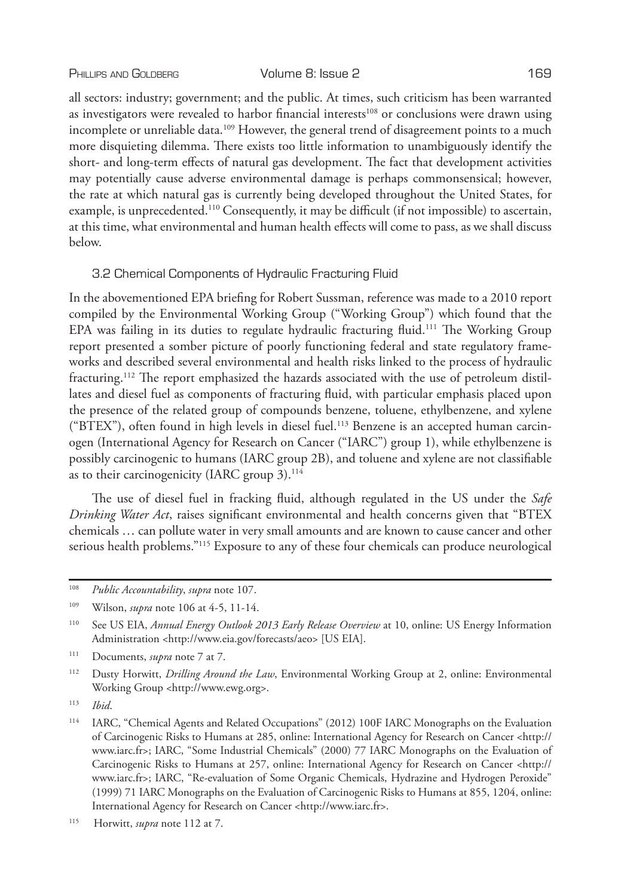all sectors: industry; government; and the public. At times, such criticism has been warranted as investigators were revealed to harbor financial interests[108] or conclusions were drawn using incomplete or unreliable data.[109] However, the general trend of disagreement points to a much more disquieting dilemma. There exists too little information to unambiguously identify the short- and long-term effects of natural gas development. The fact that development activities may potentially cause adverse environmental damage is perhaps commonsensical; however, the rate at which natural gas is currently being developed throughout the United States, for example, is unprecedented.[110] Consequently, it may be difficult (if not impossible) to ascertain, at this time, what environmental and human health effects will come to pass, as we shall discuss below.

### 3.2 Chemical Components of Hydraulic Fracturing Fluid

In the abovementioned EPA briefing for Robert Sussman, reference was made to a 2010 report compiled by the Environmental Working Group ("Working Group") which found that the EPA was failing in its duties to regulate hydraulic fracturing fluid.[111] The Working Group report presented a somber picture of poorly functioning federal and state regulatory frameworks and described several environmental and health risks linked to the process of hydraulic fracturing.[112] The report emphasized the hazards associated with the use of petroleum distillates and diesel fuel as components of fracturing fluid, with particular emphasis placed upon the presence of the related group of compounds benzene, toluene, ethylbenzene, and xylene ("BTEX"), often found in high levels in diesel fuel.[113] Benzene is an accepted human carcinogen (International Agency for Research on Cancer ("IARC") group 1), while ethylbenzene is possibly carcinogenic to humans (IARC group 2B), and toluene and xylene are not classifiable as to their carcinogenicity (IARC group 3).[114]

The use of diesel fuel in fracking fluid, although regulated in the US under the *Safe Drinking Water Act*, raises significant environmental and health concerns given that "BTEX chemicals … can pollute water in very small amounts and are known to cause cancer and other serious health problems."[115] Exposure to any of these four chemicals can produce neurological

---

[108] *Public Accountability*, *supra* note 107.

[109] Wilson, *supra* note 106 at 4-5, 11-14.

[110] See US EIA, *Annual Energy Outlook 2013 Early Release Overview* at 10, online: US Energy Information Administration <http://www.eia.gov/forecasts/aeo> [US EIA].

[111] Documents, *supra* note 7 at 7.

[112] Dusty Horwitt, *Drilling Around the Law*, Environmental Working Group at 2, online: Environmental Working Group <http://www.ewg.org>.

[113] *Ibid*.

[114] IARC, "Chemical Agents and Related Occupations" (2012) 100F IARC Monographs on the Evaluation of Carcinogenic Risks to Humans at 285, online: International Agency for Research on Cancer <http://www.iarc.fr>; IARC, "Some Industrial Chemicals" (2000) 77 IARC Monographs on the Evaluation of Carcinogenic Risks to Humans at 257, online: International Agency for Research on Cancer <http://www.iarc.fr>; IARC, "Re-evaluation of Some Organic Chemicals, Hydrazine and Hydrogen Peroxide" (1999) 71 IARC Monographs on the Evaluation of Carcinogenic Risks to Humans at 855, 1204, online: International Agency for Research on Cancer <http://www.iarc.fr>.

[115] Horwitt, *supra* note 112 at 7.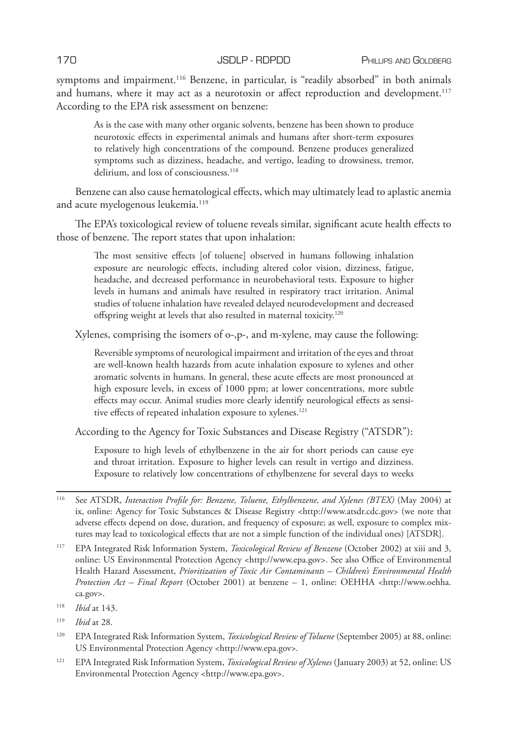symptoms and impairment.[116] Benzene, in particular, is "readily absorbed" in both animals and humans, where it may act as a neurotoxin or affect reproduction and development.[117] According to the EPA risk assessment on benzene:

> As is the case with many other organic solvents, benzene has been shown to produce neurotoxic effects in experimental animals and humans after short-term exposures to relatively high concentrations of the compound. Benzene produces generalized symptoms such as dizziness, headache, and vertigo, leading to drowsiness, tremor, delirium, and loss of consciousness.[118]

Benzene can also cause hematological effects, which may ultimately lead to aplastic anemia and acute myelogenous leukemia.[119]

The EPA's toxicological review of toluene reveals similar, significant acute health effects to those of benzene. The report states that upon inhalation:

> The most sensitive effects [of toluene] observed in humans following inhalation exposure are neurologic effects, including altered color vision, dizziness, fatigue, headache, and decreased performance in neurobehavioral tests. Exposure to higher levels in humans and animals have resulted in respiratory tract irritation. Animal studies of toluene inhalation have revealed delayed neurodevelopment and decreased offspring weight at levels that also resulted in maternal toxicity.[120]

Xylenes, comprising the isomers of o-,p-, and m-xylene, may cause the following:

> Reversible symptoms of neurological impairment and irritation of the eyes and throat are well-known health hazards from acute inhalation exposure to xylenes and other aromatic solvents in humans. In general, these acute effects are most pronounced at high exposure levels, in excess of 1000 ppm; at lower concentrations, more subtle effects may occur. Animal studies more clearly identify neurological effects as sensitive effects of repeated inhalation exposure to xylenes.[121]

According to the Agency for Toxic Substances and Disease Registry ("ATSDR"):

> Exposure to high levels of ethylbenzene in the air for short periods can cause eye and throat irritation. Exposure to higher levels can result in vertigo and dizziness. Exposure to relatively low concentrations of ethylbenzene for several days to weeks

---

[116] See ATSDR, *Interaction Profile for: Benzene, Toluene, Ethylbenzene, and Xylenes (BTEX)* (May 2004) at ix, online: Agency for Toxic Substances & Disease Registry <http://www.atsdr.cdc.gov> (we note that adverse effects depend on dose, duration, and frequency of exposure; as well, exposure to complex mixtures may lead to toxicological effects that are not a simple function of the individual ones) [ATSDR].

[117] EPA Integrated Risk Information System, *Toxicological Review of Benzene* (October 2002) at xiii and 3, online: US Environmental Protection Agency <http://www.epa.gov>. See also Office of Environmental Health Hazard Assessment, *Prioritization of Toxic Air Contaminants – Children's Environmental Health Protection Act – Final Report* (October 2001) at benzene – 1, online: OEHHA <http://www.oehha.ca.gov>.

[118] *Ibid* at 143.

[119] *Ibid* at 28.

[120] EPA Integrated Risk Information System, *Toxicological Review of Toluene* (September 2005) at 88, online: US Environmental Protection Agency <http://www.epa.gov>.

[121] EPA Integrated Risk Information System, *Toxicological Review of Xylenes* (January 2003) at 52, online: US Environmental Protection Agency <http://www.epa.gov>.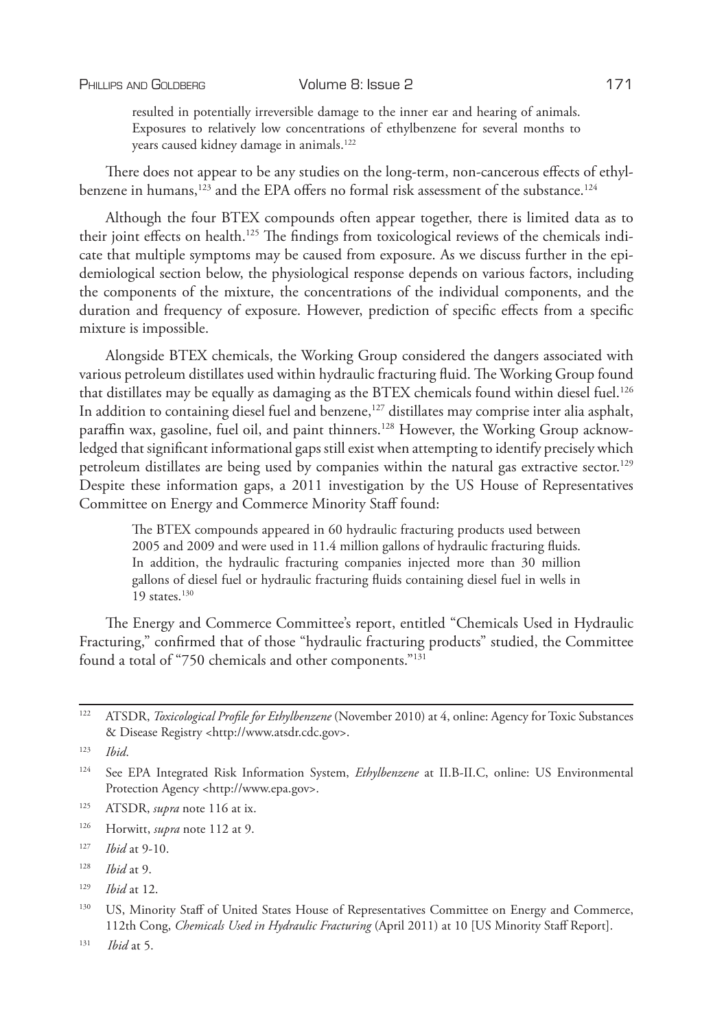> resulted in potentially irreversible damage to the inner ear and hearing of animals. Exposures to relatively low concentrations of ethylbenzene for several months to years caused kidney damage in animals.[122]

There does not appear to be any studies on the long-term, non-cancerous effects of ethylbenzene in humans,[123] and the EPA offers no formal risk assessment of the substance.[124]

Although the four BTEX compounds often appear together, there is limited data as to their joint effects on health.[125] The findings from toxicological reviews of the chemicals indicate that multiple symptoms may be caused from exposure. As we discuss further in the epidemiological section below, the physiological response depends on various factors, including the components of the mixture, the concentrations of the individual components, and the duration and frequency of exposure. However, prediction of specific effects from a specific mixture is impossible.

Alongside BTEX chemicals, the Working Group considered the dangers associated with various petroleum distillates used within hydraulic fracturing fluid. The Working Group found that distillates may be equally as damaging as the BTEX chemicals found within diesel fuel.[126] In addition to containing diesel fuel and benzene,[127] distillates may comprise inter alia asphalt, paraffin wax, gasoline, fuel oil, and paint thinners.[128] However, the Working Group acknowledged that significant informational gaps still exist when attempting to identify precisely which petroleum distillates are being used by companies within the natural gas extractive sector.[129] Despite these information gaps, a 2011 investigation by the US House of Representatives Committee on Energy and Commerce Minority Staff found:

> The BTEX compounds appeared in 60 hydraulic fracturing products used between 2005 and 2009 and were used in 11.4 million gallons of hydraulic fracturing fluids. In addition, the hydraulic fracturing companies injected more than 30 million gallons of diesel fuel or hydraulic fracturing fluids containing diesel fuel in wells in 19 states.[130]

The Energy and Commerce Committee's report, entitled "Chemicals Used in Hydraulic Fracturing," confirmed that of those "hydraulic fracturing products" studied, the Committee found a total of "750 chemicals and other components."[131]

---

[122] ATSDR, *Toxicological Profile for Ethylbenzene* (November 2010) at 4, online: Agency for Toxic Substances & Disease Registry <http://www.atsdr.cdc.gov>.

[123] *Ibid*.

[124] See EPA Integrated Risk Information System, *Ethylbenzene* at II.B-II.C, online: US Environmental Protection Agency <http://www.epa.gov>.

[125] ATSDR, *supra* note 116 at ix.

[126] Horwitt, *supra* note 112 at 9.

[127] *Ibid* at 9-10.

[128] *Ibid* at 9.

[129] *Ibid* at 12.

[130] US, Minority Staff of United States House of Representatives Committee on Energy and Commerce, 112th Cong, *Chemicals Used in Hydraulic Fracturing* (April 2011) at 10 [US Minority Staff Report].

[131] *Ibid* at 5.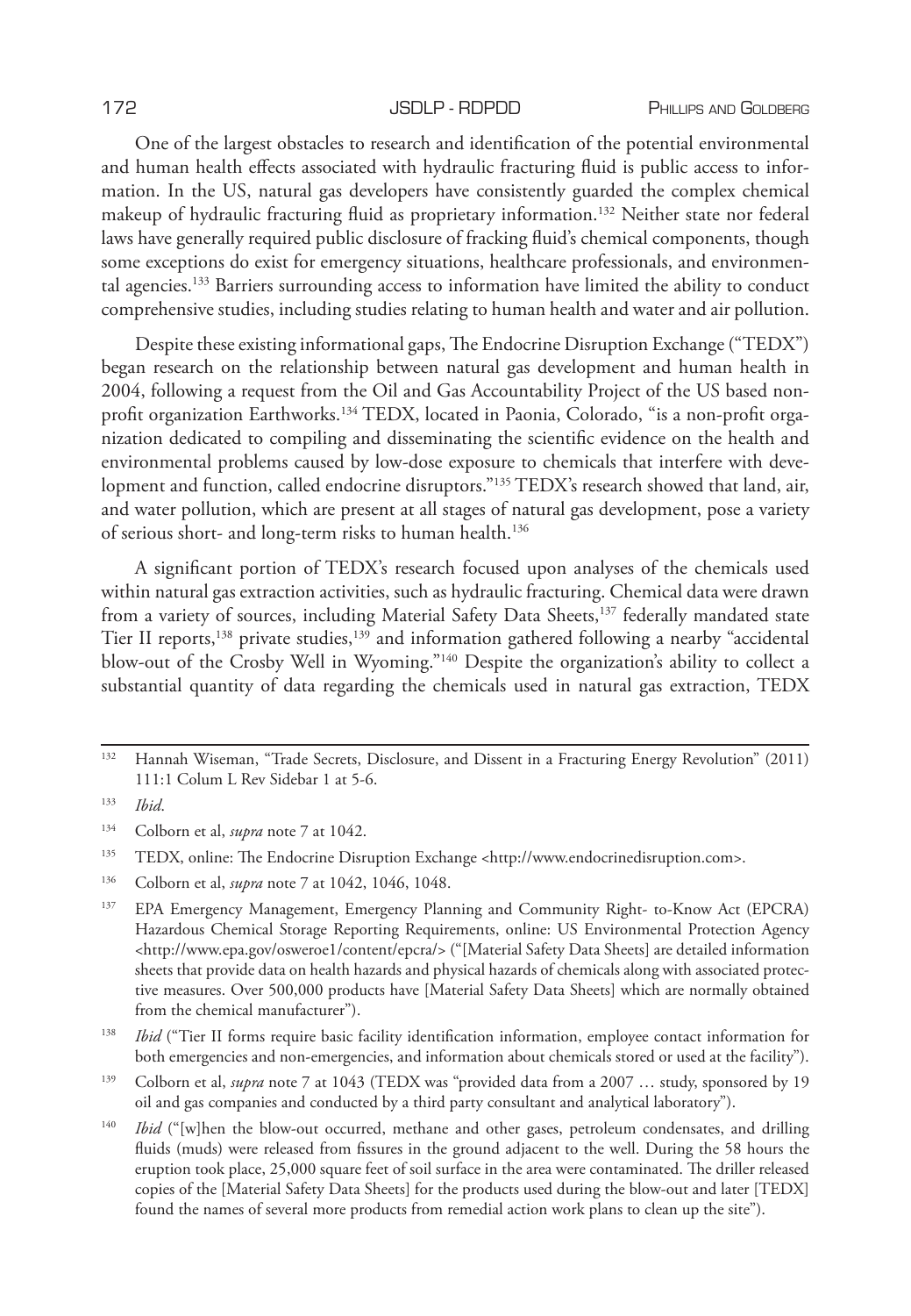One of the largest obstacles to research and identification of the potential environmental and human health effects associated with hydraulic fracturing fluid is public access to information. In the US, natural gas developers have consistently guarded the complex chemical makeup of hydraulic fracturing fluid as proprietary information.[132] Neither state nor federal laws have generally required public disclosure of fracking fluid's chemical components, though some exceptions do exist for emergency situations, healthcare professionals, and environmental agencies.[133] Barriers surrounding access to information have limited the ability to conduct comprehensive studies, including studies relating to human health and water and air pollution.

Despite these existing informational gaps, The Endocrine Disruption Exchange ("TEDX") began research on the relationship between natural gas development and human health in 2004, following a request from the Oil and Gas Accountability Project of the US based nonprofit organization Earthworks.[134] TEDX, located in Paonia, Colorado, "is a non-profit organization dedicated to compiling and disseminating the scientific evidence on the health and environmental problems caused by low-dose exposure to chemicals that interfere with development and function, called endocrine disruptors."[135] TEDX's research showed that land, air, and water pollution, which are present at all stages of natural gas development, pose a variety of serious short- and long-term risks to human health.[136]

A significant portion of TEDX's research focused upon analyses of the chemicals used within natural gas extraction activities, such as hydraulic fracturing. Chemical data were drawn from a variety of sources, including Material Safety Data Sheets,[137] federally mandated state Tier II reports,[138] private studies,[139] and information gathered following a nearby "accidental blow-out of the Crosby Well in Wyoming."[140] Despite the organization's ability to collect a substantial quantity of data regarding the chemicals used in natural gas extraction, TEDX

---

[132] Hannah Wiseman, "Trade Secrets, Disclosure, and Dissent in a Fracturing Energy Revolution" (2011) 111:1 Colum L Rev Sidebar 1 at 5-6.

[133] *Ibid*.

[134] Colborn et al, *supra* note 7 at 1042.

[135] TEDX, online: The Endocrine Disruption Exchange <http://www.endocrinedisruption.com>.

[136] Colborn et al, *supra* note 7 at 1042, 1046, 1048.

[137] EPA Emergency Management, Emergency Planning and Community Right- to-Know Act (EPCRA) Hazardous Chemical Storage Reporting Requirements, online: US Environmental Protection Agency <http://www.epa.gov/osweroe1/content/epcra/> ("[Material Safety Data Sheets] are detailed information sheets that provide data on health hazards and physical hazards of chemicals along with associated protective measures. Over 500,000 products have [Material Safety Data Sheets] which are normally obtained from the chemical manufacturer").

[138] *Ibid* ("Tier II forms require basic facility identification information, employee contact information for both emergencies and non-emergencies, and information about chemicals stored or used at the facility").

[139] Colborn et al, *supra* note 7 at 1043 (TEDX was "provided data from a 2007 … study, sponsored by 19 oil and gas companies and conducted by a third party consultant and analytical laboratory").

[140] *Ibid* ("[w]hen the blow-out occurred, methane and other gases, petroleum condensates, and drilling fluids (muds) were released from fissures in the ground adjacent to the well. During the 58 hours the eruption took place, 25,000 square feet of soil surface in the area were contaminated. The driller released copies of the [Material Safety Data Sheets] for the products used during the blow-out and later [TEDX] found the names of several more products from remedial action work plans to clean up the site").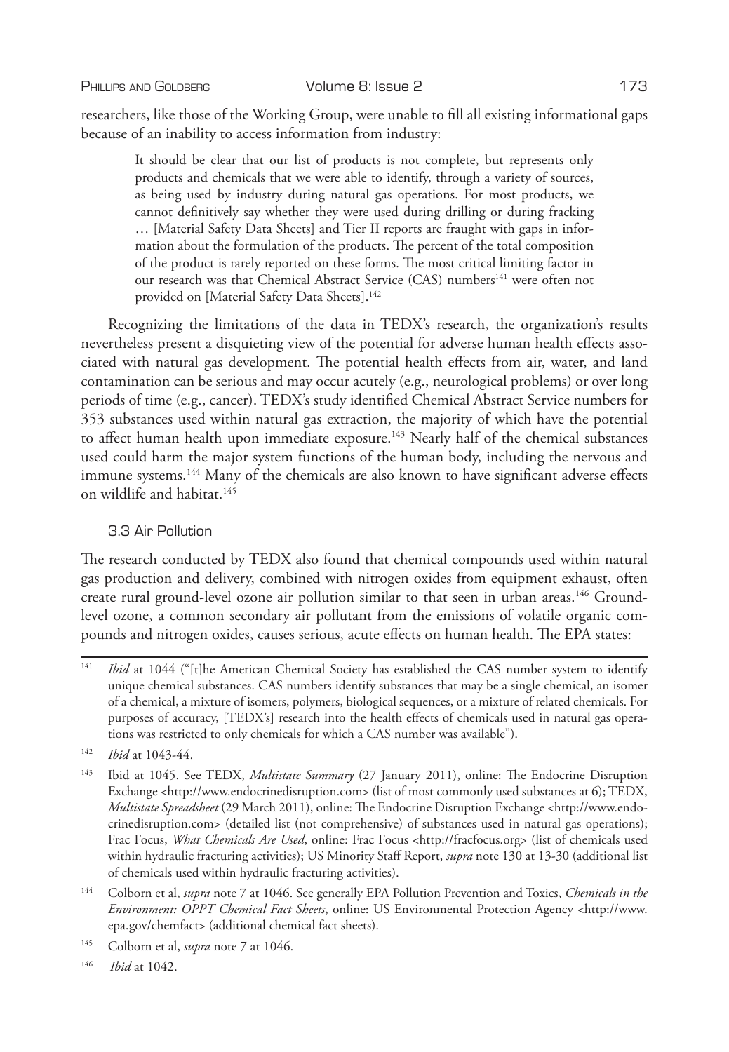researchers, like those of the Working Group, were unable to fill all existing informational gaps because of an inability to access information from industry:

> It should be clear that our list of products is not complete, but represents only products and chemicals that we were able to identify, through a variety of sources, as being used by industry during natural gas operations. For most products, we cannot definitively say whether they were used during drilling or during fracking … [Material Safety Data Sheets] and Tier II reports are fraught with gaps in information about the formulation of the products. The percent of the total composition of the product is rarely reported on these forms. The most critical limiting factor in our research was that Chemical Abstract Service (CAS) numbers[141] were often not provided on [Material Safety Data Sheets].[142]

Recognizing the limitations of the data in TEDX's research, the organization's results nevertheless present a disquieting view of the potential for adverse human health effects associated with natural gas development. The potential health effects from air, water, and land contamination can be serious and may occur acutely (e.g., neurological problems) or over long periods of time (e.g., cancer). TEDX's study identified Chemical Abstract Service numbers for 353 substances used within natural gas extraction, the majority of which have the potential to affect human health upon immediate exposure.[143] Nearly half of the chemical substances used could harm the major system functions of the human body, including the nervous and immune systems.[144] Many of the chemicals are also known to have significant adverse effects on wildlife and habitat.[145]

### 3.3 Air Pollution

The research conducted by TEDX also found that chemical compounds used within natural gas production and delivery, combined with nitrogen oxides from equipment exhaust, often create rural ground-level ozone air pollution similar to that seen in urban areas.[146] Ground-level ozone, a common secondary air pollutant from the emissions of volatile organic compounds and nitrogen oxides, causes serious, acute effects on human health. The EPA states:

---

[141] *Ibid* at 1044 ("[t]he American Chemical Society has established the CAS number system to identify unique chemical substances. CAS numbers identify substances that may be a single chemical, an isomer of a chemical, a mixture of isomers, polymers, biological sequences, or a mixture of related chemicals. For purposes of accuracy, [TEDX's] research into the health effects of chemicals used in natural gas operations was restricted to only chemicals for which a CAS number was available").

[142] *Ibid* at 1043-44.

[143] Ibid at 1045. See TEDX, *Multistate Summary* (27 January 2011), online: The Endocrine Disruption Exchange <http://www.endocrinedisruption.com> (list of most commonly used substances at 6); TEDX, *Multistate Spreadsheet* (29 March 2011), online: The Endocrine Disruption Exchange <http://www.endocrinedisruption.com> (detailed list (not comprehensive) of substances used in natural gas operations); Frac Focus, *What Chemicals Are Used*, online: Frac Focus <http://fracfocus.org> (list of chemicals used within hydraulic fracturing activities); US Minority Staff Report, *supra* note 130 at 13-30 (additional list of chemicals used within hydraulic fracturing activities).

[144] Colborn et al, *supra* note 7 at 1046. See generally EPA Pollution Prevention and Toxics, *Chemicals in the Environment: OPPT Chemical Fact Sheets*, online: US Environmental Protection Agency <http://www.epa.gov/chemfact> (additional chemical fact sheets).

[145] Colborn et al, *supra* note 7 at 1046.

[146] *Ibid* at 1042.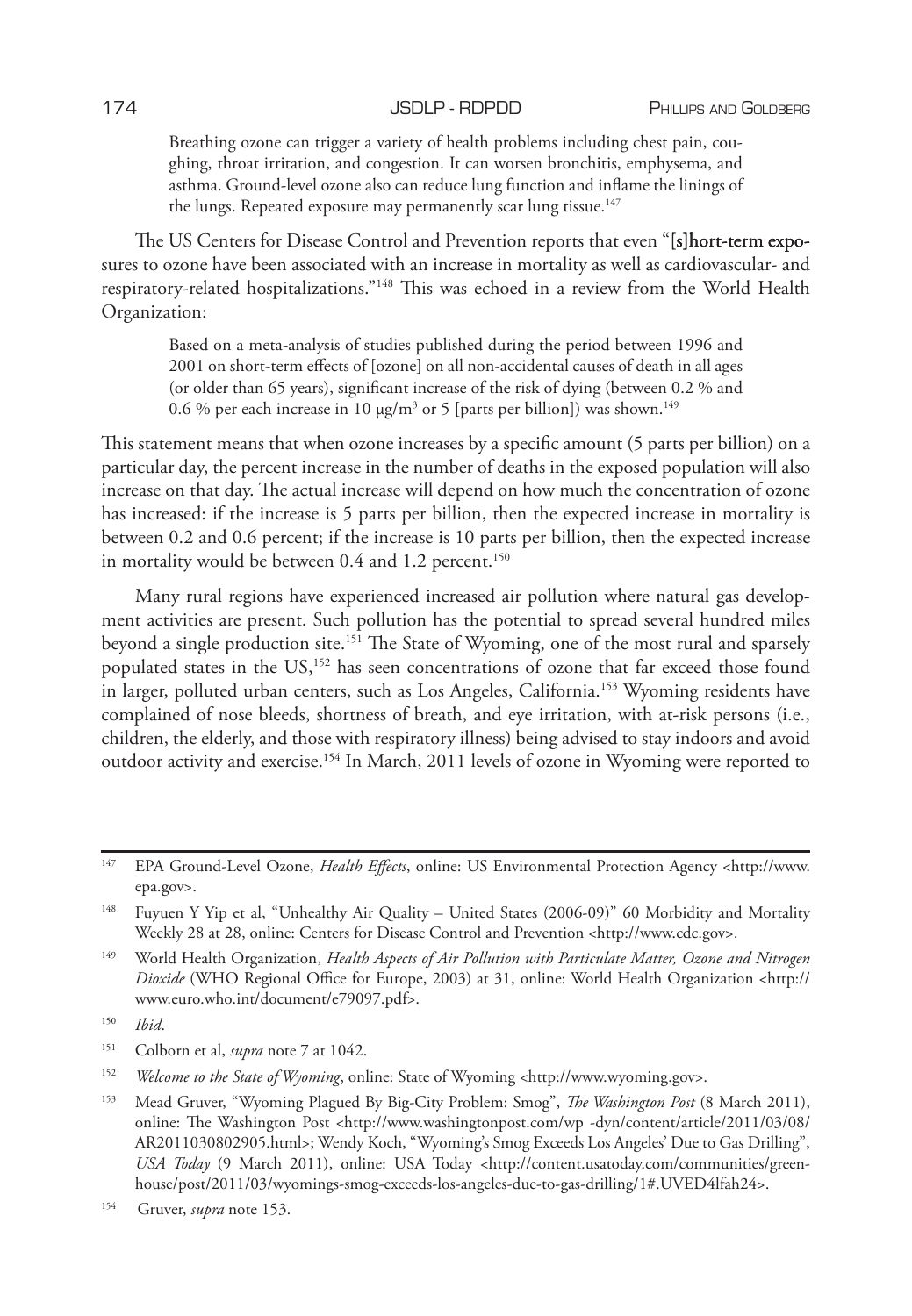> Breathing ozone can trigger a variety of health problems including chest pain, coughing, throat irritation, and congestion. It can worsen bronchitis, emphysema, and asthma. Ground-level ozone also can reduce lung function and inflame the linings of the lungs. Repeated exposure may permanently scar lung tissue.[147]

The US Centers for Disease Control and Prevention reports that even "[s]hort-term exposures to ozone have been associated with an increase in mortality as well as cardiovascular- and respiratory-related hospitalizations."[148] This was echoed in a review from the World Health Organization:

> Based on a meta-analysis of studies published during the period between 1996 and 2001 on short-term effects of [ozone] on all non-accidental causes of death in all ages (or older than 65 years), significant increase of the risk of dying (between 0.2 % and 0.6 % per each increase in 10 $\mu g/m^3$ or 5 [parts per billion]) was shown.[149]

This statement means that when ozone increases by a specific amount (5 parts per billion) on a particular day, the percent increase in the number of deaths in the exposed population will also increase on that day. The actual increase will depend on how much the concentration of ozone has increased: if the increase is 5 parts per billion, then the expected increase in mortality is between 0.2 and 0.6 percent; if the increase is 10 parts per billion, then the expected increase in mortality would be between 0.4 and 1.2 percent.[150]

Many rural regions have experienced increased air pollution where natural gas development activities are present. Such pollution has the potential to spread several hundred miles beyond a single production site.[151] The State of Wyoming, one of the most rural and sparsely populated states in the US,[152] has seen concentrations of ozone that far exceed those found in larger, polluted urban centers, such as Los Angeles, California.[153] Wyoming residents have complained of nose bleeds, shortness of breath, and eye irritation, with at-risk persons (i.e., children, the elderly, and those with respiratory illness) being advised to stay indoors and avoid outdoor activity and exercise.[154] In March, 2011 levels of ozone in Wyoming were reported to

---

[147] EPA Ground-Level Ozone, *Health Effects*, online: US Environmental Protection Agency <http://www.epa.gov>.

[148] Fuyuen Y Yip et al, "Unhealthy Air Quality – United States (2006-09)" 60 Morbidity and Mortality Weekly 28 at 28, online: Centers for Disease Control and Prevention <http://www.cdc.gov>.

[149] World Health Organization, *Health Aspects of Air Pollution with Particulate Matter, Ozone and Nitrogen Dioxide* (WHO Regional Office for Europe, 2003) at 31, online: World Health Organization <http://www.euro.who.int/document/e79097.pdf>.

[150] *Ibid*.

[151] Colborn et al, *supra* note 7 at 1042.

[152] *Welcome to the State of Wyoming*, online: State of Wyoming <http://www.wyoming.gov>.

[153] Mead Gruver, "Wyoming Plagued By Big-City Problem: Smog", *The Washington Post* (8 March 2011), online: The Washington Post <http://www.washingtonpost.com/wp -dyn/content/article/2011/03/08/AR2011030802905.html>; Wendy Koch, "Wyoming's Smog Exceeds Los Angeles' Due to Gas Drilling", *USA Today* (9 March 2011), online: USA Today <http://content.usatoday.com/communities/greenhouse/post/2011/03/wyomings-smog-exceeds-los-angeles-due-to-gas-drilling/1#.UVED4lfah24>.

[154] Gruver, *supra* note 153.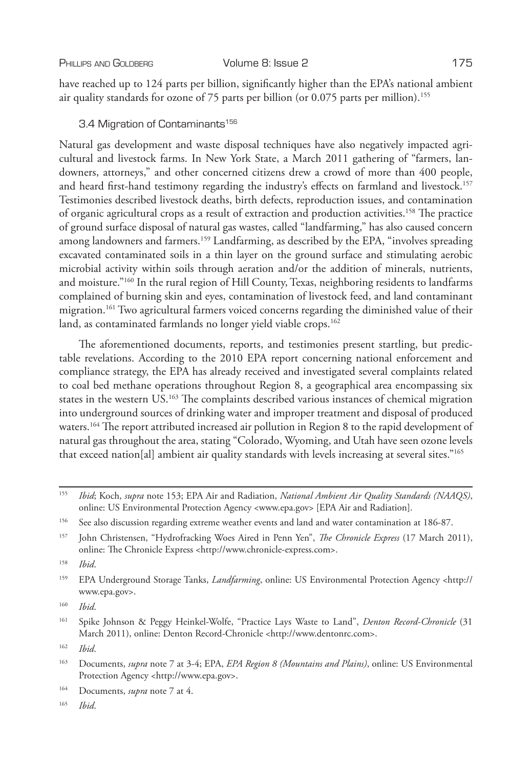have reached up to 124 parts per billion, significantly higher than the EPA's national ambient air quality standards for ozone of 75 parts per billion (or 0.075 parts per million).[155]

### 3.4 Migration of Contaminants[156]

Natural gas development and waste disposal techniques have also negatively impacted agricultural and livestock farms. In New York State, a March 2011 gathering of "farmers, landowners, attorneys," and other concerned citizens drew a crowd of more than 400 people, and heard first-hand testimony regarding the industry's effects on farmland and livestock.[157] Testimonies described livestock deaths, birth defects, reproduction issues, and contamination of organic agricultural crops as a result of extraction and production activities.[158] The practice of ground surface disposal of natural gas wastes, called "landfarming," has also caused concern among landowners and farmers.[159] Landfarming, as described by the EPA, "involves spreading excavated contaminated soils in a thin layer on the ground surface and stimulating aerobic microbial activity within soils through aeration and/or the addition of minerals, nutrients, and moisture."[160] In the rural region of Hill County, Texas, neighboring residents to landfarms complained of burning skin and eyes, contamination of livestock feed, and land contaminant migration.[161] Two agricultural farmers voiced concerns regarding the diminished value of their land, as contaminated farmlands no longer yield viable crops.[162]

The aforementioned documents, reports, and testimonies present startling, but predictable revelations. According to the 2010 EPA report concerning national enforcement and compliance strategy, the EPA has already received and investigated several complaints related to coal bed methane operations throughout Region 8, a geographical area encompassing six states in the western US.[163] The complaints described various instances of chemical migration into underground sources of drinking water and improper treatment and disposal of produced waters.[164] The report attributed increased air pollution in Region 8 to the rapid development of natural gas throughout the area, stating "Colorado, Wyoming, and Utah have seen ozone levels that exceed nation[al] ambient air quality standards with levels increasing at several sites."[165]

---

[155] *Ibid*; Koch, *supra* note 153; EPA Air and Radiation, *National Ambient Air Quality Standards (NAAQS)*, online: US Environmental Protection Agency <www.epa.gov> [EPA Air and Radiation].

[156] See also discussion regarding extreme weather events and land and water contamination at 186-87.

[157] John Christensen, "Hydrofracking Woes Aired in Penn Yen", *The Chronicle Express* (17 March 2011), online: The Chronicle Express <http://www.chronicle-express.com>.

[158] *Ibid*.

[159] EPA Underground Storage Tanks, *Landfarming*, online: US Environmental Protection Agency <http://www.epa.gov>.

[160] *Ibid*.

[161] Spike Johnson & Peggy Heinkel-Wolfe, "Practice Lays Waste to Land", *Denton Record-Chronicle* (31 March 2011), online: Denton Record-Chronicle <http://www.dentonrc.com>.

[162] *Ibid*.

[163] Documents, *supra* note 7 at 3-4; EPA, *EPA Region 8 (Mountains and Plains)*, online: US Environmental Protection Agency <http://www.epa.gov>.

[164] Documents, *supra* note 7 at 4.

[165] *Ibid*.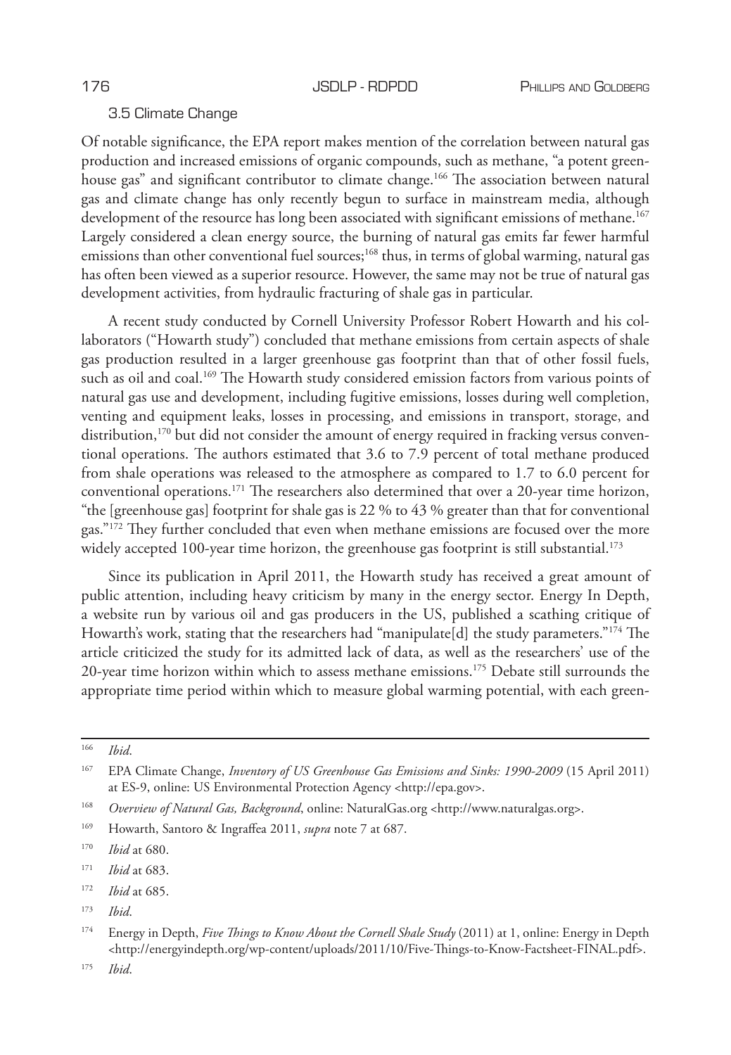### 3.5 Climate Change

Of notable significance, the EPA report makes mention of the correlation between natural gas production and increased emissions of organic compounds, such as methane, "a potent greenhouse gas" and significant contributor to climate change.[166] The association between natural gas and climate change has only recently begun to surface in mainstream media, although development of the resource has long been associated with significant emissions of methane.[167] Largely considered a clean energy source, the burning of natural gas emits far fewer harmful emissions than other conventional fuel sources;[168] thus, in terms of global warming, natural gas has often been viewed as a superior resource. However, the same may not be true of natural gas development activities, from hydraulic fracturing of shale gas in particular.

A recent study conducted by Cornell University Professor Robert Howarth and his collaborators ("Howarth study") concluded that methane emissions from certain aspects of shale gas production resulted in a larger greenhouse gas footprint than that of other fossil fuels, such as oil and coal.[169] The Howarth study considered emission factors from various points of natural gas use and development, including fugitive emissions, losses during well completion, venting and equipment leaks, losses in processing, and emissions in transport, storage, and distribution,[170] but did not consider the amount of energy required in fracking versus conventional operations. The authors estimated that 3.6 to 7.9 percent of total methane produced from shale operations was released to the atmosphere as compared to 1.7 to 6.0 percent for conventional operations.[171] The researchers also determined that over a 20-year time horizon, "the [greenhouse gas] footprint for shale gas is 22 % to 43 % greater than that for conventional gas."[172] They further concluded that even when methane emissions are focused over the more widely accepted 100-year time horizon, the greenhouse gas footprint is still substantial.[173]

Since its publication in April 2011, the Howarth study has received a great amount of public attention, including heavy criticism by many in the energy sector. Energy In Depth, a website run by various oil and gas producers in the US, published a scathing critique of Howarth's work, stating that the researchers had "manipulate[d] the study parameters."[174] The article criticized the study for its admitted lack of data, as well as the researchers' use of the 20-year time horizon within which to assess methane emissions.[175] Debate still surrounds the appropriate time period within which to measure global warming potential, with each green-

---

[166] *Ibid*.

[167] EPA Climate Change, *Inventory of US Greenhouse Gas Emissions and Sinks: 1990-2009* (15 April 2011) at ES-9, online: US Environmental Protection Agency <http://epa.gov>.

[168] *Overview of Natural Gas, Background*, online: NaturalGas.org <http://www.naturalgas.org>.

[169] Howarth, Santoro & Ingraffea 2011, *supra* note 7 at 687.

[170] *Ibid* at 680.

[171] *Ibid* at 683.

[172] *Ibid* at 685.

[173] *Ibid*.

[174] Energy in Depth, *Five Things to Know About the Cornell Shale Study* (2011) at 1, online: Energy in Depth <http://energyindepth.org/wp-content/uploads/2011/10/Five-Things-to-Know-Factsheet-FINAL.pdf>.

[175] *Ibid*.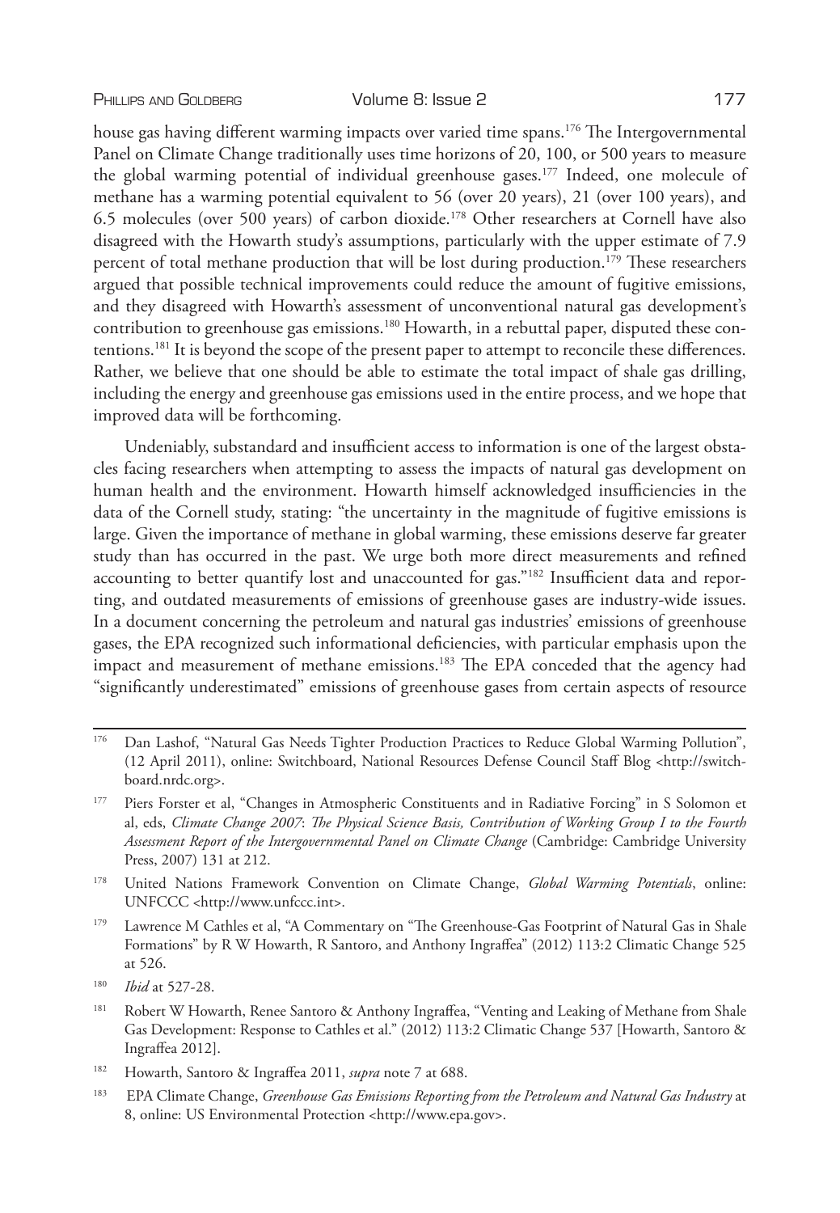house gas having different warming impacts over varied time spans.[176] The Intergovernmental Panel on Climate Change traditionally uses time horizons of 20, 100, or 500 years to measure the global warming potential of individual greenhouse gases.[177] Indeed, one molecule of methane has a warming potential equivalent to 56 (over 20 years), 21 (over 100 years), and 6.5 molecules (over 500 years) of carbon dioxide.[178] Other researchers at Cornell have also disagreed with the Howarth study's assumptions, particularly with the upper estimate of 7.9 percent of total methane production that will be lost during production.[179] These researchers argued that possible technical improvements could reduce the amount of fugitive emissions, and they disagreed with Howarth's assessment of unconventional natural gas development's contribution to greenhouse gas emissions.[180] Howarth, in a rebuttal paper, disputed these contentions.[181] It is beyond the scope of the present paper to attempt to reconcile these differences. Rather, we believe that one should be able to estimate the total impact of shale gas drilling, including the energy and greenhouse gas emissions used in the entire process, and we hope that improved data will be forthcoming.

Undeniably, substandard and insufficient access to information is one of the largest obstacles facing researchers when attempting to assess the impacts of natural gas development on human health and the environment. Howarth himself acknowledged insufficiencies in the data of the Cornell study, stating: "the uncertainty in the magnitude of fugitive emissions is large. Given the importance of methane in global warming, these emissions deserve far greater study than has occurred in the past. We urge both more direct measurements and refined accounting to better quantify lost and unaccounted for gas."[182] Insufficient data and reporting, and outdated measurements of emissions of greenhouse gases are industry-wide issues. In a document concerning the petroleum and natural gas industries' emissions of greenhouse gases, the EPA recognized such informational deficiencies, with particular emphasis upon the impact and measurement of methane emissions.[183] The EPA conceded that the agency had "significantly underestimated" emissions of greenhouse gases from certain aspects of resource

---

[176] Dan Lashof, "Natural Gas Needs Tighter Production Practices to Reduce Global Warming Pollution", (12 April 2011), online: Switchboard, National Resources Defense Council Staff Blog <http://switchboard.nrdc.org>.

[177] Piers Forster et al, "Changes in Atmospheric Constituents and in Radiative Forcing" in S Solomon et al, eds, *Climate Change 2007: The Physical Science Basis, Contribution of Working Group I to the Fourth Assessment Report of the Intergovernmental Panel on Climate Change* (Cambridge: Cambridge University Press, 2007) 131 at 212.

[178] United Nations Framework Convention on Climate Change, *Global Warming Potentials*, online: UNFCCC <http://www.unfccc.int>.

[179] Lawrence M Cathles et al, "A Commentary on "The Greenhouse-Gas Footprint of Natural Gas in Shale Formations" by R W Howarth, R Santoro, and Anthony Ingraffea" (2012) 113:2 Climatic Change 525 at 526.

[180] *Ibid* at 527-28.

[181] Robert W Howarth, Renee Santoro & Anthony Ingraffea, "Venting and Leaking of Methane from Shale Gas Development: Response to Cathles et al." (2012) 113:2 Climatic Change 537 [Howarth, Santoro & Ingraffea 2012].

[182] Howarth, Santoro & Ingraffea 2011, *supra* note 7 at 688.

[183] EPA Climate Change, *Greenhouse Gas Emissions Reporting from the Petroleum and Natural Gas Industry* at 8, online: US Environmental Protection <http://www.epa.gov>.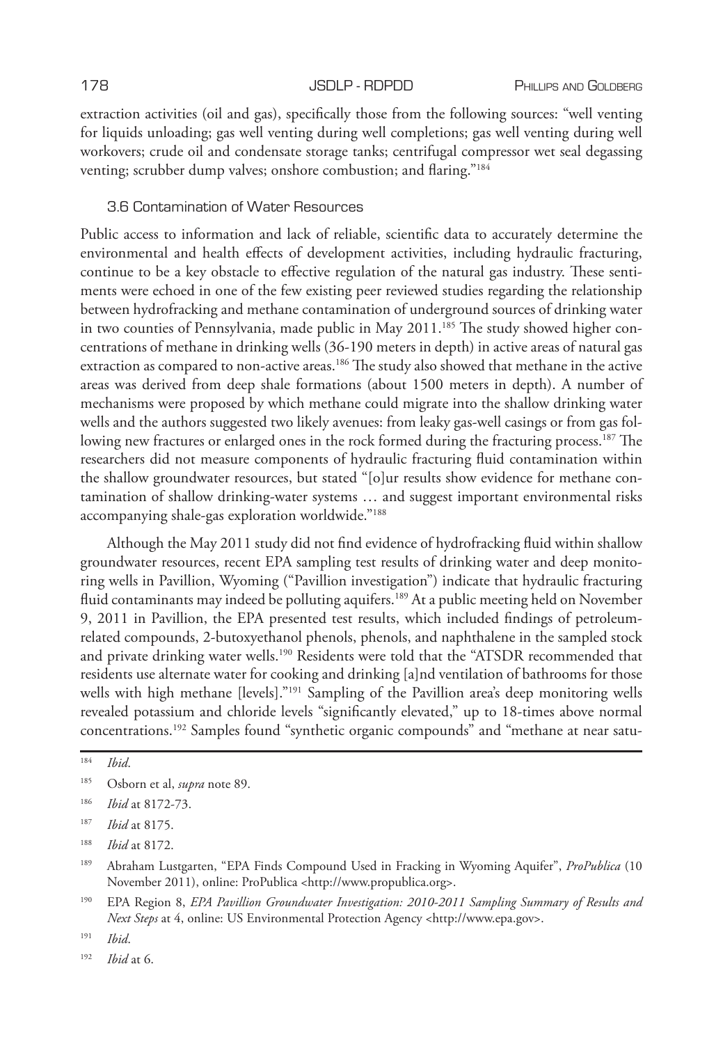extraction activities (oil and gas), specifically those from the following sources: "well venting for liquids unloading; gas well venting during well completions; gas well venting during well workovers; crude oil and condensate storage tanks; centrifugal compressor wet seal degassing venting; scrubber dump valves; onshore combustion; and flaring."[184]

### 3.6 Contamination of Water Resources

Public access to information and lack of reliable, scientific data to accurately determine the environmental and health effects of development activities, including hydraulic fracturing, continue to be a key obstacle to effective regulation of the natural gas industry. These sentiments were echoed in one of the few existing peer reviewed studies regarding the relationship between hydrofracking and methane contamination of underground sources of drinking water in two counties of Pennsylvania, made public in May 2011.[185] The study showed higher concentrations of methane in drinking wells (36-190 meters in depth) in active areas of natural gas extraction as compared to non-active areas.[186] The study also showed that methane in the active areas was derived from deep shale formations (about 1500 meters in depth). A number of mechanisms were proposed by which methane could migrate into the shallow drinking water wells and the authors suggested two likely avenues: from leaky gas-well casings or from gas following new fractures or enlarged ones in the rock formed during the fracturing process.[187] The researchers did not measure components of hydraulic fracturing fluid contamination within the shallow groundwater resources, but stated "[o]ur results show evidence for methane contamination of shallow drinking-water systems … and suggest important environmental risks accompanying shale-gas exploration worldwide."[188]

Although the May 2011 study did not find evidence of hydrofracking fluid within shallow groundwater resources, recent EPA sampling test results of drinking water and deep monitoring wells in Pavillion, Wyoming ("Pavillion investigation") indicate that hydraulic fracturing fluid contaminants may indeed be polluting aquifers.[189] At a public meeting held on November 9, 2011 in Pavillion, the EPA presented test results, which included findings of petroleum-related compounds, 2-butoxyethanol phenols, phenols, and naphthalene in the sampled stock and private drinking water wells.[190] Residents were told that the "ATSDR recommended that residents use alternate water for cooking and drinking [a]nd ventilation of bathrooms for those wells with high methane [levels]."[191] Sampling of the Pavillion area's deep monitoring wells revealed potassium and chloride levels "significantly elevated," up to 18-times above normal concentrations.[192] Samples found "synthetic organic compounds" and "methane at near satu-

---

[184] *Ibid*.

[185] Osborn et al, *supra* note 89.

[186] *Ibid* at 8172-73.

[187] *Ibid* at 8175.

[188] *Ibid* at 8172.

[189] Abraham Lustgarten, "EPA Finds Compound Used in Fracking in Wyoming Aquifer", *ProPublica* (10 November 2011), online: ProPublica <http://www.propublica.org>.

[190] EPA Region 8, *EPA Pavillion Groundwater Investigation: 2010-2011 Sampling Summary of Results and Next Steps* at 4, online: US Environmental Protection Agency <http://www.epa.gov>.

[191] *Ibid*.

[192] *Ibid* at 6.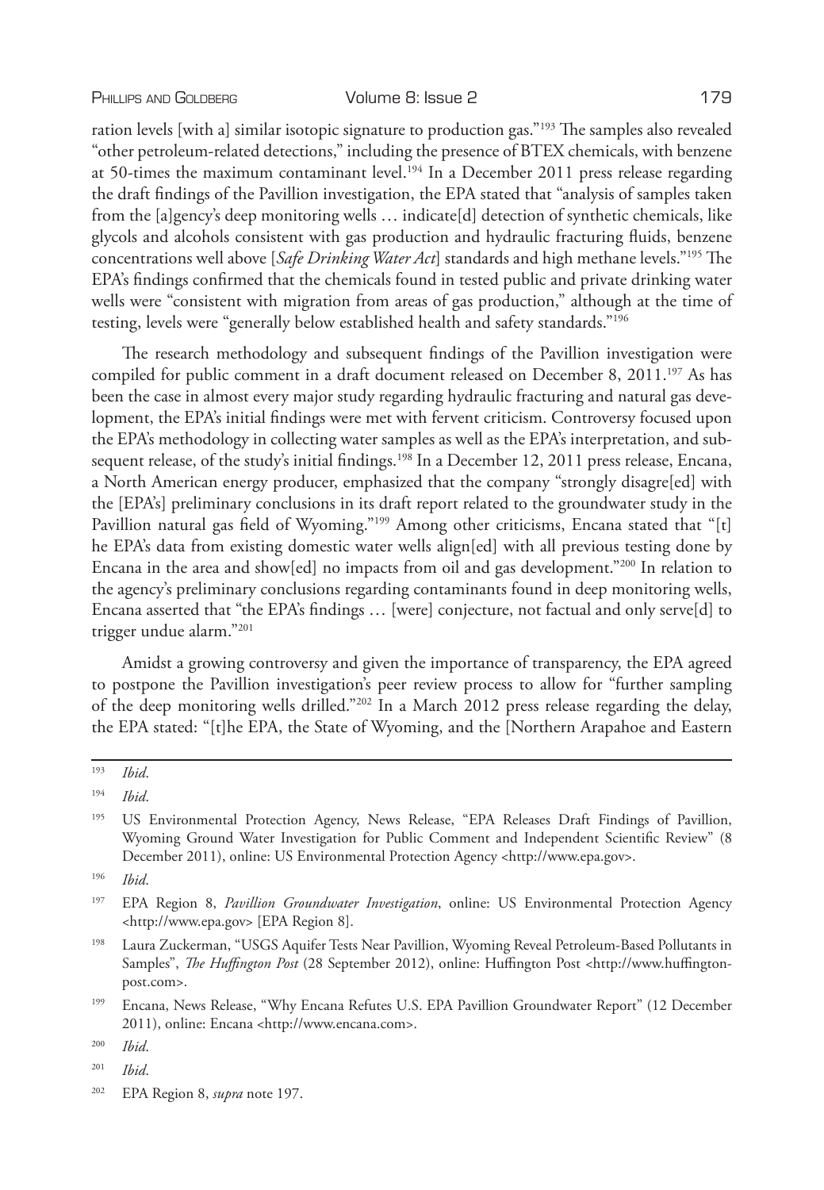ration levels [with a] similar isotopic signature to production gas."[193] The samples also revealed "other petroleum-related detections," including the presence of BTEX chemicals, with benzene at 50-times the maximum contaminant level.[194] In a December 2011 press release regarding the draft findings of the Pavillion investigation, the EPA stated that "analysis of samples taken from the [a]gency's deep monitoring wells … indicate[d] detection of synthetic chemicals, like glycols and alcohols consistent with gas production and hydraulic fracturing fluids, benzene concentrations well above [*Safe Drinking Water Act*] standards and high methane levels."[195] The EPA's findings confirmed that the chemicals found in tested public and private drinking water wells were "consistent with migration from areas of gas production," although at the time of testing, levels were "generally below established health and safety standards."[196]

The research methodology and subsequent findings of the Pavillion investigation were compiled for public comment in a draft document released on December 8, 2011.[197] As has been the case in almost every major study regarding hydraulic fracturing and natural gas development, the EPA's initial findings were met with fervent criticism. Controversy focused upon the EPA's methodology in collecting water samples as well as the EPA's interpretation, and subsequent release, of the study's initial findings.[198] In a December 12, 2011 press release, Encana, a North American energy producer, emphasized that the company "strongly disagre[ed] with the [EPA's] preliminary conclusions in its draft report related to the groundwater study in the Pavillion natural gas field of Wyoming."[199] Among other criticisms, Encana stated that "[t]he EPA's data from existing domestic water wells align[ed] with all previous testing done by Encana in the area and show[ed] no impacts from oil and gas development."[200] In relation to the agency's preliminary conclusions regarding contaminants found in deep monitoring wells, Encana asserted that "the EPA's findings … [were] conjecture, not factual and only serve[d] to trigger undue alarm."[201]

Amidst a growing controversy and given the importance of transparency, the EPA agreed to postpone the Pavillion investigation's peer review process to allow for "further sampling of the deep monitoring wells drilled."[202] In a March 2012 press release regarding the delay, the EPA stated: "[t]he EPA, the State of Wyoming, and the [Northern Arapahoe and Eastern

---

[193] *Ibid*.

[194] *Ibid*.

[195] US Environmental Protection Agency, News Release, "EPA Releases Draft Findings of Pavillion, Wyoming Ground Water Investigation for Public Comment and Independent Scientific Review" (8 December 2011), online: US Environmental Protection Agency <http://www.epa.gov>.

[196] *Ibid*.

[197] EPA Region 8, *Pavillion Groundwater Investigation*, online: US Environmental Protection Agency <http://www.epa.gov> [EPA Region 8].

[198] Laura Zuckerman, "USGS Aquifer Tests Near Pavillion, Wyoming Reveal Petroleum-Based Pollutants in Samples", *The Huffington Post* (28 September 2012), online: Huffington Post <http://www.huffingtonpost.com>.

[199] Encana, News Release, "Why Encana Refutes U.S. EPA Pavillion Groundwater Report" (12 December 2011), online: Encana <http://www.encana.com>.

[200] *Ibid*.

[201] *Ibid*.

[202] EPA Region 8, *supra* note 197.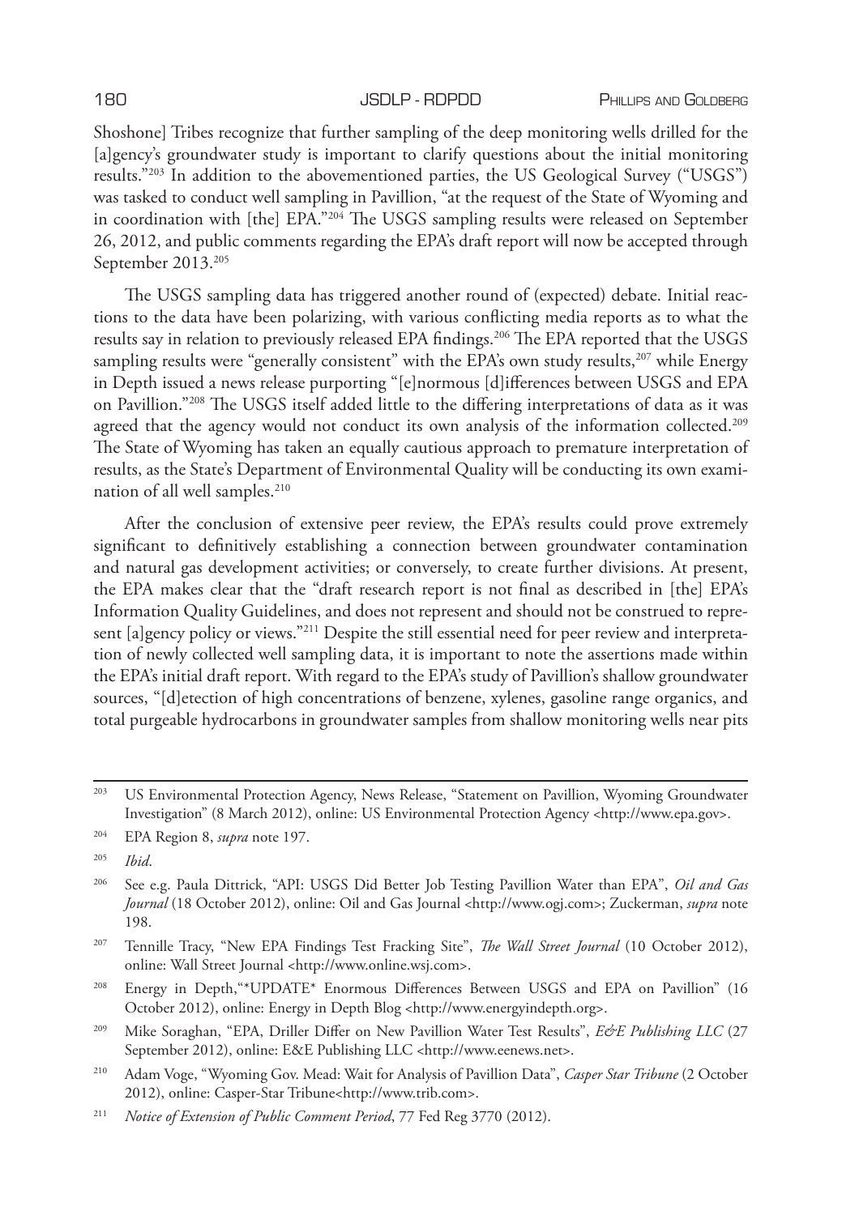Shoshone] Tribes recognize that further sampling of the deep monitoring wells drilled for the [a]gency's groundwater study is important to clarify questions about the initial monitoring results."[203] In addition to the abovementioned parties, the US Geological Survey ("USGS") was tasked to conduct well sampling in Pavillion, "at the request of the State of Wyoming and in coordination with [the] EPA."[204] The USGS sampling results were released on September 26, 2012, and public comments regarding the EPA's draft report will now be accepted through September 2013.[205]

The USGS sampling data has triggered another round of (expected) debate. Initial reactions to the data have been polarizing, with various conflicting media reports as to what the results say in relation to previously released EPA findings.[206] The EPA reported that the USGS sampling results were "generally consistent" with the EPA's own study results,[207] while Energy in Depth issued a news release purporting "[e]normous [d]ifferences between USGS and EPA on Pavillion."[208] The USGS itself added little to the differing interpretations of data as it was agreed that the agency would not conduct its own analysis of the information collected.[209] The State of Wyoming has taken an equally cautious approach to premature interpretation of results, as the State's Department of Environmental Quality will be conducting its own examination of all well samples.[210]

After the conclusion of extensive peer review, the EPA's results could prove extremely significant to definitively establishing a connection between groundwater contamination and natural gas development activities; or conversely, to create further divisions. At present, the EPA makes clear that the "draft research report is not final as described in [the] EPA's Information Quality Guidelines, and does not represent and should not be construed to represent [a]gency policy or views."[211] Despite the still essential need for peer review and interpretation of newly collected well sampling data, it is important to note the assertions made within the EPA's initial draft report. With regard to the EPA's study of Pavillion's shallow groundwater sources, "[d]etection of high concentrations of benzene, xylenes, gasoline range organics, and total purgeable hydrocarbons in groundwater samples from shallow monitoring wells near pits

---

[203] US Environmental Protection Agency, News Release, "Statement on Pavillion, Wyoming Groundwater Investigation" (8 March 2012), online: US Environmental Protection Agency <http://www.epa.gov>.

[204] EPA Region 8, *supra* note 197.

[205] *Ibid*.

[206] See e.g. Paula Dittrick, "API: USGS Did Better Job Testing Pavillion Water than EPA", *Oil and Gas Journal* (18 October 2012), online: Oil and Gas Journal <http://www.ogj.com>; Zuckerman, *supra* note 198.

[207] Tennille Tracy, "New EPA Findings Test Fracking Site", *The Wall Street Journal* (10 October 2012), online: Wall Street Journal <http://www.online.wsj.com>.

[208] Energy in Depth,"*UPDATE* Enormous Differences Between USGS and EPA on Pavillion" (16 October 2012), online: Energy in Depth Blog <http://www.energyindepth.org>.

[209] Mike Soraghan, "EPA, Driller Differ on New Pavillion Water Test Results", *E&E Publishing LLC* (27 September 2012), online: E&E Publishing LLC <http://www.eenews.net>.

[210] Adam Voge, "Wyoming Gov. Mead: Wait for Analysis of Pavillion Data", *Casper Star Tribune* (2 October 2012), online: Casper-Star Tribune<http://www.trib.com>.

[211] *Notice of Extension of Public Comment Period*, 77 Fed Reg 3770 (2012).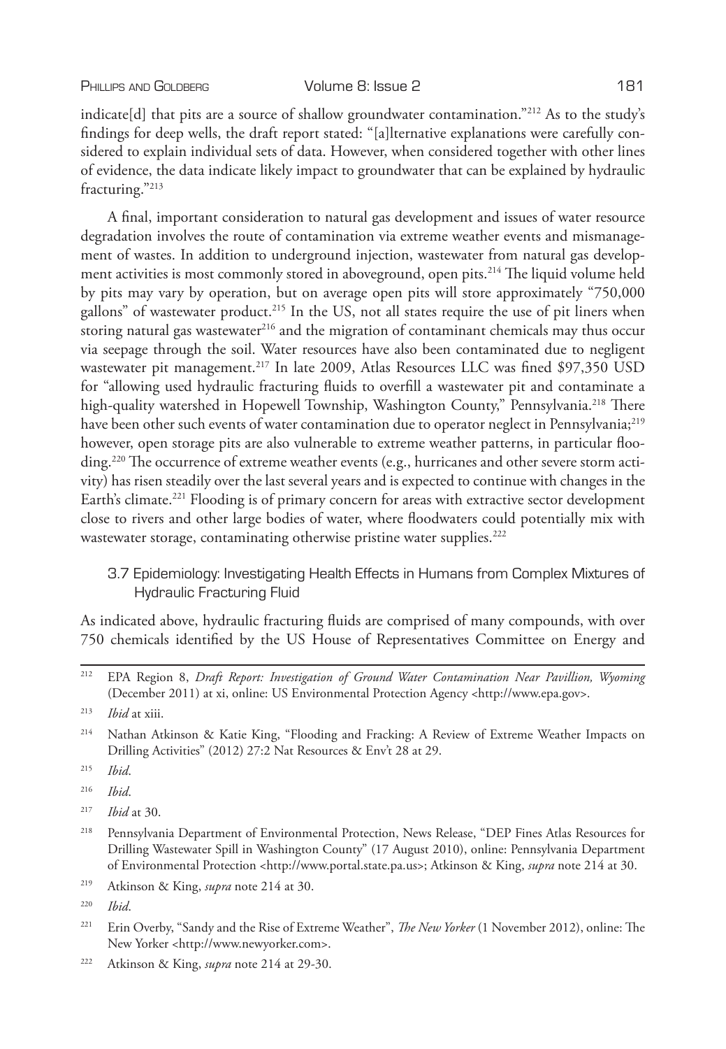indicate[d] that pits are a source of shallow groundwater contamination."[212] As to the study's findings for deep wells, the draft report stated: "[a]lternative explanations were carefully considered to explain individual sets of data. However, when considered together with other lines of evidence, the data indicate likely impact to groundwater that can be explained by hydraulic fracturing."[213]

A final, important consideration to natural gas development and issues of water resource degradation involves the route of contamination via extreme weather events and mismanagement of wastes. In addition to underground injection, wastewater from natural gas development activities is most commonly stored in aboveground, open pits.[214] The liquid volume held by pits may vary by operation, but on average open pits will store approximately "750,000 gallons" of wastewater product.[215] In the US, not all states require the use of pit liners when storing natural gas wastewater[216] and the migration of contaminant chemicals may thus occur via seepage through the soil. Water resources have also been contaminated due to negligent wastewater pit management.[217] In late 2009, Atlas Resources LLC was fined $97,350 USD for "allowing used hydraulic fracturing fluids to overfill a wastewater pit and contaminate a high-quality watershed in Hopewell Township, Washington County," Pennsylvania.[218] There have been other such events of water contamination due to operator neglect in Pennsylvania;[219] however, open storage pits are also vulnerable to extreme weather patterns, in particular flooding.[220] The occurrence of extreme weather events (e.g., hurricanes and other severe storm activity) has risen steadily over the last several years and is expected to continue with changes in the Earth's climate.[221] Flooding is of primary concern for areas with extractive sector development close to rivers and other large bodies of water, where floodwaters could potentially mix with wastewater storage, contaminating otherwise pristine water supplies.[222]

### 3.7 Epidemiology: Investigating Health Effects in Humans from Complex Mixtures of Hydraulic Fracturing Fluid

As indicated above, hydraulic fracturing fluids are comprised of many compounds, with over 750 chemicals identified by the US House of Representatives Committee on Energy and

---

[212] EPA Region 8, *Draft Report: Investigation of Ground Water Contamination Near Pavillion, Wyoming* (December 2011) at xi, online: US Environmental Protection Agency <http://www.epa.gov>.

[213] *Ibid* at xiii.

[214] Nathan Atkinson & Katie King, "Flooding and Fracking: A Review of Extreme Weather Impacts on Drilling Activities" (2012) 27:2 Nat Resources & Env't 28 at 29.

[215] *Ibid*.

[216] *Ibid*.

[217] *Ibid* at 30.

[218] Pennsylvania Department of Environmental Protection, News Release, "DEP Fines Atlas Resources for Drilling Wastewater Spill in Washington County" (17 August 2010), online: Pennsylvania Department of Environmental Protection <http://www.portal.state.pa.us>; Atkinson & King, *supra* note 214 at 30.

[219] Atkinson & King, *supra* note 214 at 30.

[220] *Ibid*.

[221] Erin Overby, "Sandy and the Rise of Extreme Weather", *The New Yorker* (1 November 2012), online: The New Yorker <http://www.newyorker.com>.

[222] Atkinson & King, *supra* note 214 at 29-30.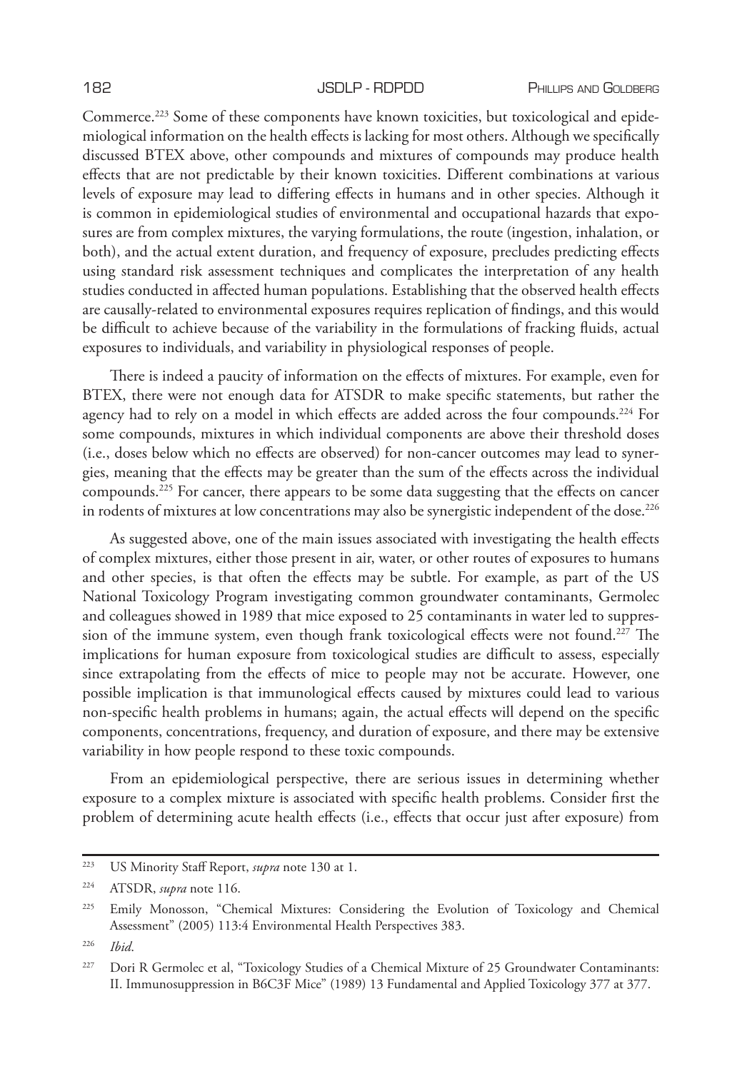Commerce.[223] Some of these components have known toxicities, but toxicological and epidemiological information on the health effects is lacking for most others. Although we specifically discussed BTEX above, other compounds and mixtures of compounds may produce health effects that are not predictable by their known toxicities. Different combinations at various levels of exposure may lead to differing effects in humans and in other species. Although it is common in epidemiological studies of environmental and occupational hazards that exposures are from complex mixtures, the varying formulations, the route (ingestion, inhalation, or both), and the actual extent duration, and frequency of exposure, precludes predicting effects using standard risk assessment techniques and complicates the interpretation of any health studies conducted in affected human populations. Establishing that the observed health effects are causally-related to environmental exposures requires replication of findings, and this would be difficult to achieve because of the variability in the formulations of fracking fluids, actual exposures to individuals, and variability in physiological responses of people.

There is indeed a paucity of information on the effects of mixtures. For example, even for BTEX, there were not enough data for ATSDR to make specific statements, but rather the agency had to rely on a model in which effects are added across the four compounds.[224] For some compounds, mixtures in which individual components are above their threshold doses (i.e., doses below which no effects are observed) for non-cancer outcomes may lead to synergies, meaning that the effects may be greater than the sum of the effects across the individual compounds.[225] For cancer, there appears to be some data suggesting that the effects on cancer in rodents of mixtures at low concentrations may also be synergistic independent of the dose.[226]

As suggested above, one of the main issues associated with investigating the health effects of complex mixtures, either those present in air, water, or other routes of exposures to humans and other species, is that often the effects may be subtle. For example, as part of the US National Toxicology Program investigating common groundwater contaminants, Germolec and colleagues showed in 1989 that mice exposed to 25 contaminants in water led to suppression of the immune system, even though frank toxicological effects were not found.[227] The implications for human exposure from toxicological studies are difficult to assess, especially since extrapolating from the effects of mice to people may not be accurate. However, one possible implication is that immunological effects caused by mixtures could lead to various non-specific health problems in humans; again, the actual effects will depend on the specific components, concentrations, frequency, and duration of exposure, and there may be extensive variability in how people respond to these toxic compounds.

From an epidemiological perspective, there are serious issues in determining whether exposure to a complex mixture is associated with specific health problems. Consider first the problem of determining acute health effects (i.e., effects that occur just after exposure) from

---

[223] US Minority Staff Report, *supra* note 130 at 1.

[224] ATSDR, *supra* note 116.

[225] Emily Monosson, "Chemical Mixtures: Considering the Evolution of Toxicology and Chemical Assessment" (2005) 113:4 Environmental Health Perspectives 383.

[226] *Ibid*.

[227] Dori R Germolec et al, "Toxicology Studies of a Chemical Mixture of 25 Groundwater Contaminants: II. Immunosuppression in B6C3F Mice" (1989) 13 Fundamental and Applied Toxicology 377 at 377.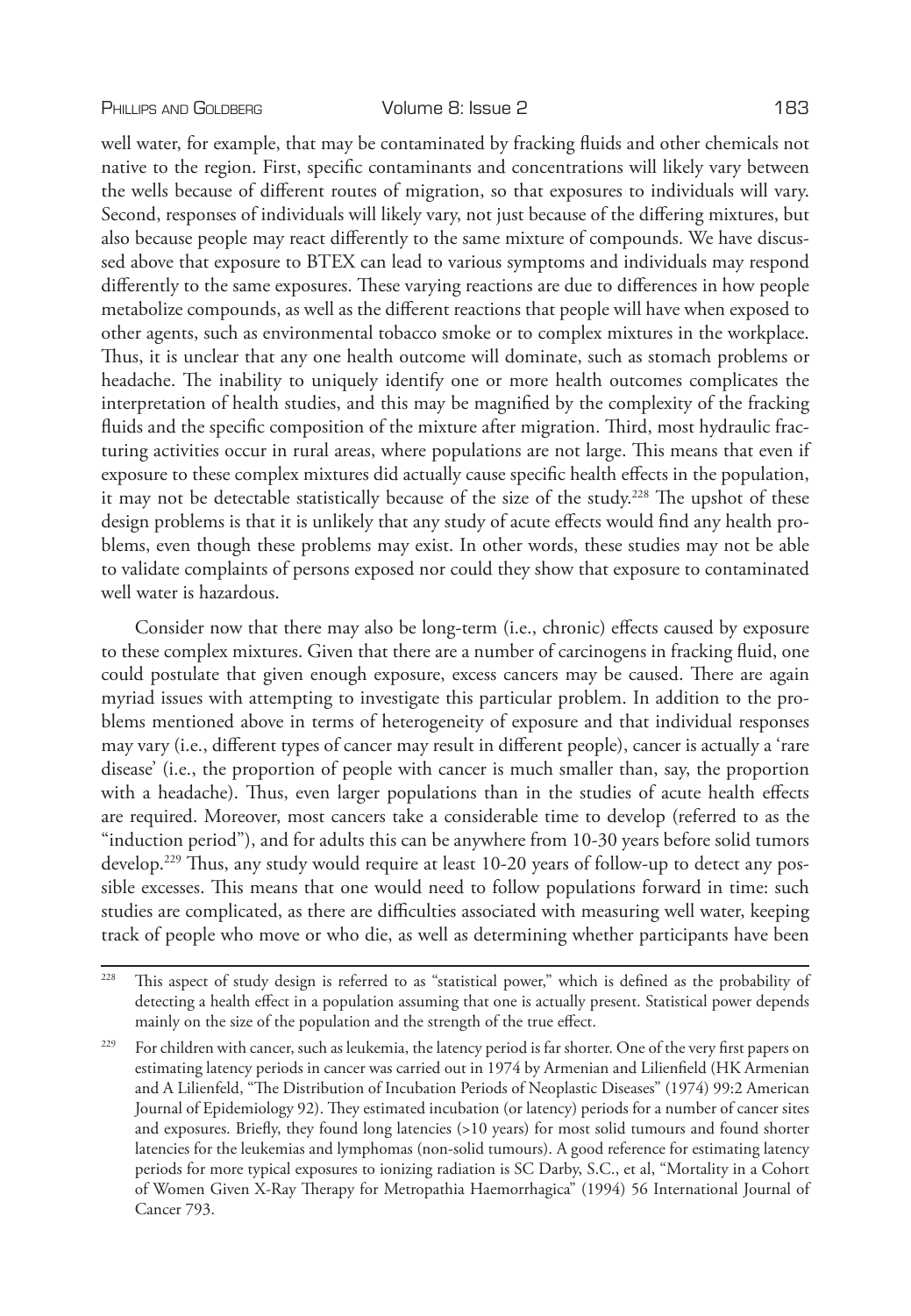well water, for example, that may be contaminated by fracking fluids and other chemicals not native to the region. First, specific contaminants and concentrations will likely vary between the wells because of different routes of migration, so that exposures to individuals will vary. Second, responses of individuals will likely vary, not just because of the differing mixtures, but also because people may react differently to the same mixture of compounds. We have discussed above that exposure to BTEX can lead to various symptoms and individuals may respond differently to the same exposures. These varying reactions are due to differences in how people metabolize compounds, as well as the different reactions that people will have when exposed to other agents, such as environmental tobacco smoke or to complex mixtures in the workplace. Thus, it is unclear that any one health outcome will dominate, such as stomach problems or headache. The inability to uniquely identify one or more health outcomes complicates the interpretation of health studies, and this may be magnified by the complexity of the fracking fluids and the specific composition of the mixture after migration. Third, most hydraulic fracturing activities occur in rural areas, where populations are not large. This means that even if exposure to these complex mixtures did actually cause specific health effects in the population, it may not be detectable statistically because of the size of the study.[228] The upshot of these design problems is that it is unlikely that any study of acute effects would find any health problems, even though these problems may exist. In other words, these studies may not be able to validate complaints of persons exposed nor could they show that exposure to contaminated well water is hazardous.

Consider now that there may also be long-term (i.e., chronic) effects caused by exposure to these complex mixtures. Given that there are a number of carcinogens in fracking fluid, one could postulate that given enough exposure, excess cancers may be caused. There are again myriad issues with attempting to investigate this particular problem. In addition to the problems mentioned above in terms of heterogeneity of exposure and that individual responses may vary (i.e., different types of cancer may result in different people), cancer is actually a 'rare disease' (i.e., the proportion of people with cancer is much smaller than, say, the proportion with a headache). Thus, even larger populations than in the studies of acute health effects are required. Moreover, most cancers take a considerable time to develop (referred to as the "induction period"), and for adults this can be anywhere from 10-30 years before solid tumors develop.[229] Thus, any study would require at least 10-20 years of follow-up to detect any possible excesses. This means that one would need to follow populations forward in time: such studies are complicated, as there are difficulties associated with measuring well water, keeping track of people who move or who die, as well as determining whether participants have been

---

[228] This aspect of study design is referred to as "statistical power," which is defined as the probability of detecting a health effect in a population assuming that one is actually present. Statistical power depends mainly on the size of the population and the strength of the true effect.

[229] For children with cancer, such as leukemia, the latency period is far shorter. One of the very first papers on estimating latency periods in cancer was carried out in 1974 by Armenian and Lilienfield (HK Armenian and A Lilienfeld, "The Distribution of Incubation Periods of Neoplastic Diseases" (1974) 99:2 American Journal of Epidemiology 92). They estimated incubation (or latency) periods for a number of cancer sites and exposures. Briefly, they found long latencies (>10 years) for most solid tumours and found shorter latencies for the leukemias and lymphomas (non-solid tumours). A good reference for estimating latency periods for more typical exposures to ionizing radiation is SC Darby, S.C., et al, "Mortality in a Cohort of Women Given X-Ray Therapy for Metropathia Haemorrhagica" (1994) 56 International Journal of Cancer 793.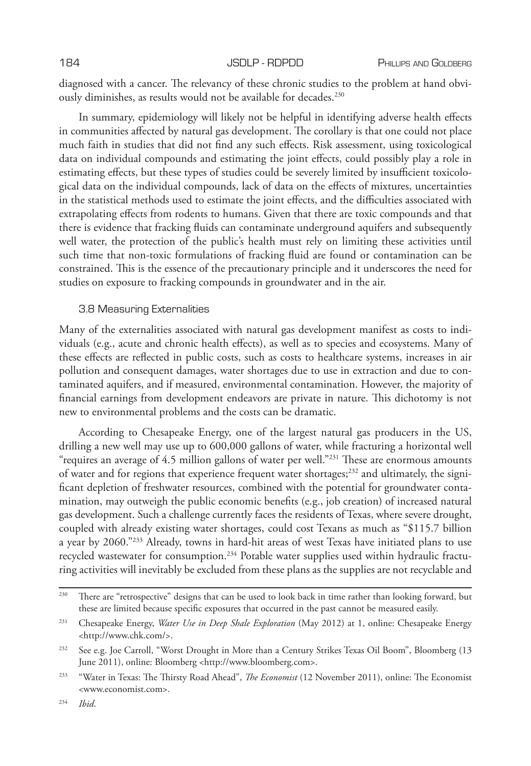diagnosed with a cancer. The relevancy of these chronic studies to the problem at hand obviously diminishes, as results would not be available for decades.[230]

In summary, epidemiology will likely not be helpful in identifying adverse health effects in communities affected by natural gas development. The corollary is that one could not place much faith in studies that did not find any such effects. Risk assessment, using toxicological data on individual compounds and estimating the joint effects, could possibly play a role in estimating effects, but these types of studies could be severely limited by insufficient toxicological data on the individual compounds, lack of data on the effects of mixtures, uncertainties in the statistical methods used to estimate the joint effects, and the difficulties associated with extrapolating effects from rodents to humans. Given that there are toxic compounds and that there is evidence that fracking fluids can contaminate underground aquifers and subsequently well water, the protection of the public's health must rely on limiting these activities until such time that non-toxic formulations of fracking fluid are found or contamination can be constrained. This is the essence of the precautionary principle and it underscores the need for studies on exposure to fracking compounds in groundwater and in the air.

### 3.8 Measuring Externalities

Many of the externalities associated with natural gas development manifest as costs to individuals (e.g., acute and chronic health effects), as well as to species and ecosystems. Many of these effects are reflected in public costs, such as costs to healthcare systems, increases in air pollution and consequent damages, water shortages due to use in extraction and due to contaminated aquifers, and if measured, environmental contamination. However, the majority of financial earnings from development endeavors are private in nature. This dichotomy is not new to environmental problems and the costs can be dramatic.

According to Chesapeake Energy, one of the largest natural gas producers in the US, drilling a new well may use up to 600,000 gallons of water, while fracturing a horizontal well "requires an average of 4.5 million gallons of water per well."[231] These are enormous amounts of water and for regions that experience frequent water shortages;[232] and ultimately, the significant depletion of freshwater resources, combined with the potential for groundwater contamination, may outweigh the public economic benefits (e.g., job creation) of increased natural gas development. Such a challenge currently faces the residents of Texas, where severe drought, coupled with already existing water shortages, could cost Texans as much as "$115.7 billion a year by 2060."[233] Already, towns in hard-hit areas of west Texas have initiated plans to use recycled wastewater for consumption.[234] Potable water supplies used within hydraulic fracturing activities will inevitably be excluded from these plans as the supplies are not recyclable and

---

[230] There are "retrospective" designs that can be used to look back in time rather than looking forward, but these are limited because specific exposures that occurred in the past cannot be measured easily.

[231] Chesapeake Energy, *Water Use in Deep Shale Exploration* (May 2012) at 1, online: Chesapeake Energy <http://www.chk.com/>.

[232] See e.g. Joe Carroll, "Worst Drought in More than a Century Strikes Texas Oil Boom", Bloomberg (13 June 2011), online: Bloomberg <http://www.bloomberg.com>.

[233] "Water in Texas: The Thirsty Road Ahead", *The Economist* (12 November 2011), online: The Economist <www.economist.com>.

[234] *Ibid*.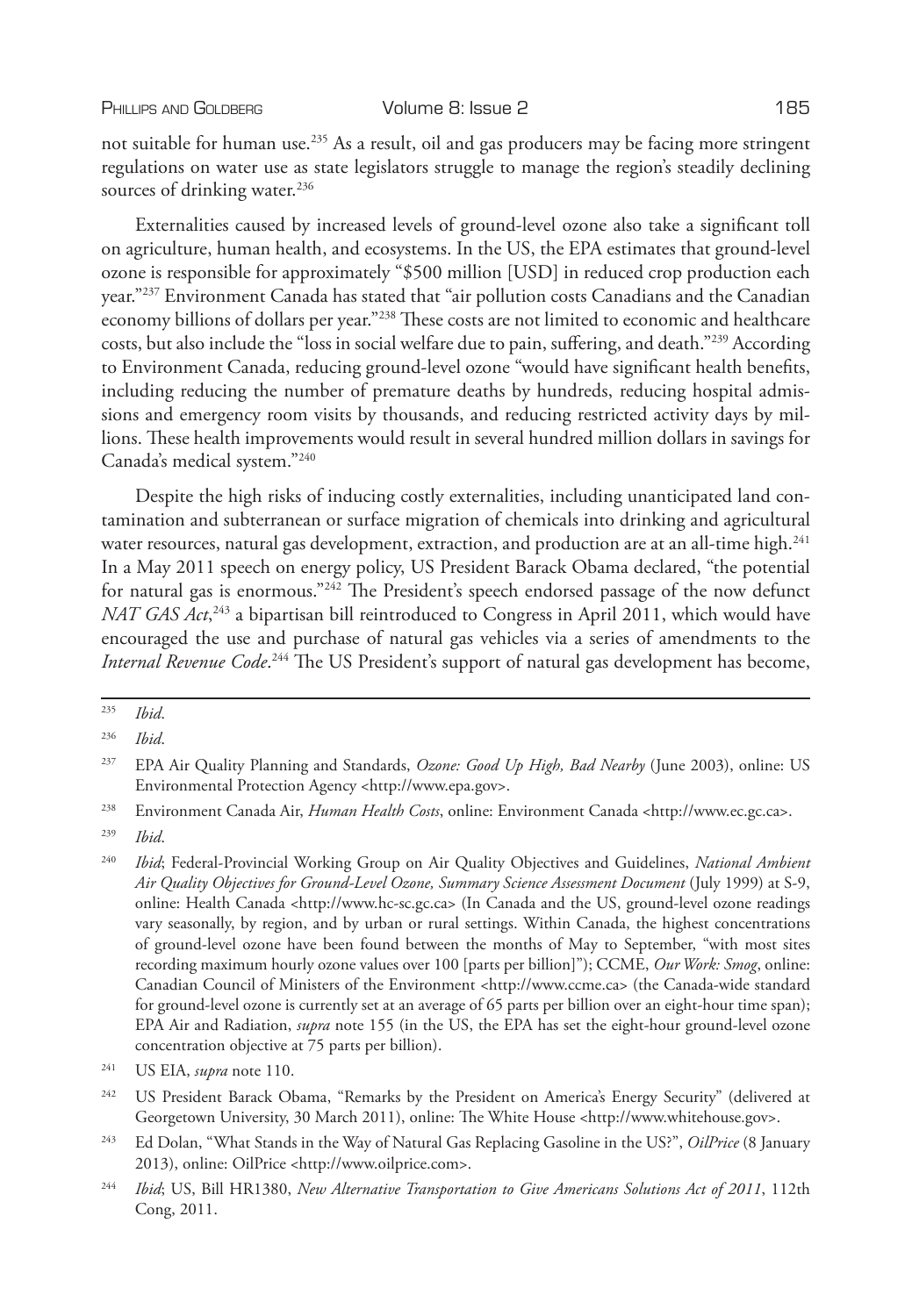not suitable for human use.[235] As a result, oil and gas producers may be facing more stringent regulations on water use as state legislators struggle to manage the region's steadily declining sources of drinking water.[236]

Externalities caused by increased levels of ground-level ozone also take a significant toll on agriculture, human health, and ecosystems. In the US, the EPA estimates that ground-level ozone is responsible for approximately "$500 million [USD] in reduced crop production each year."[237] Environment Canada has stated that "air pollution costs Canadians and the Canadian economy billions of dollars per year."[238] These costs are not limited to economic and healthcare costs, but also include the "loss in social welfare due to pain, suffering, and death."[239] According to Environment Canada, reducing ground-level ozone "would have significant health benefits, including reducing the number of premature deaths by hundreds, reducing hospital admissions and emergency room visits by thousands, and reducing restricted activity days by millions. These health improvements would result in several hundred million dollars in savings for Canada's medical system."[240]

Despite the high risks of inducing costly externalities, including unanticipated land contamination and subterranean or surface migration of chemicals into drinking and agricultural water resources, natural gas development, extraction, and production are at an all-time high.[241] In a May 2011 speech on energy policy, US President Barack Obama declared, "the potential for natural gas is enormous."[242] The President's speech endorsed passage of the now defunct *NAT GAS Act*,[243] a bipartisan bill reintroduced to Congress in April 2011, which would have encouraged the use and purchase of natural gas vehicles via a series of amendments to the *Internal Revenue Code*.[244] The US President's support of natural gas development has become,

---

[235] *Ibid*.

[236] *Ibid*.

[237] EPA Air Quality Planning and Standards, *Ozone: Good Up High, Bad Nearby* (June 2003), online: US Environmental Protection Agency <http://www.epa.gov>.

[238] Environment Canada Air, *Human Health Costs*, online: Environment Canada <http://www.ec.gc.ca>.

[239] *Ibid*.

[240] *Ibid*; Federal-Provincial Working Group on Air Quality Objectives and Guidelines, *National Ambient Air Quality Objectives for Ground-Level Ozone, Summary Science Assessment Document* (July 1999) at S-9, online: Health Canada <http://www.hc-sc.gc.ca> (In Canada and the US, ground-level ozone readings vary seasonally, by region, and by urban or rural settings. Within Canada, the highest concentrations of ground-level ozone have been found between the months of May to September, "with most sites recording maximum hourly ozone values over 100 [parts per billion]"); CCME, *Our Work: Smog*, online: Canadian Council of Ministers of the Environment <http://www.ccme.ca> (the Canada-wide standard for ground-level ozone is currently set at an average of 65 parts per billion over an eight-hour time span); EPA Air and Radiation, *supra* note 155 (in the US, the EPA has set the eight-hour ground-level ozone concentration objective at 75 parts per billion).

[241] US EIA, *supra* note 110.

[242] US President Barack Obama, "Remarks by the President on America's Energy Security" (delivered at Georgetown University, 30 March 2011), online: The White House <http://www.whitehouse.gov>.

[243] Ed Dolan, "What Stands in the Way of Natural Gas Replacing Gasoline in the US?", *OilPrice* (8 January 2013), online: OilPrice <http://www.oilprice.com>.

[244] *Ibid*; US, Bill HR1380, *New Alternative Transportation to Give Americans Solutions Act of 2011*, 112th Cong, 2011.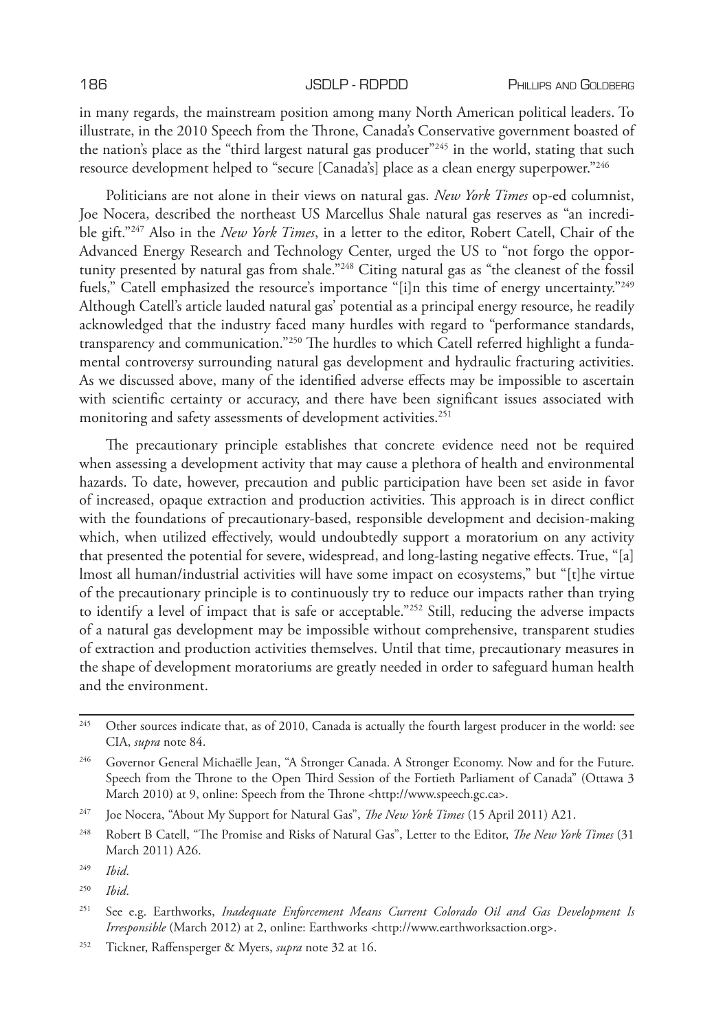in many regards, the mainstream position among many North American political leaders. To illustrate, in the 2010 Speech from the Throne, Canada's Conservative government boasted of the nation's place as the "third largest natural gas producer"[245] in the world, stating that such resource development helped to "secure [Canada's] place as a clean energy superpower."[246]

Politicians are not alone in their views on natural gas. *New York Times* op-ed columnist, Joe Nocera, described the northeast US Marcellus Shale natural gas reserves as "an incredible gift."[247] Also in the *New York Times*, in a letter to the editor, Robert Catell, Chair of the Advanced Energy Research and Technology Center, urged the US to "not forgo the opportunity presented by natural gas from shale."[248] Citing natural gas as "the cleanest of the fossil fuels," Catell emphasized the resource's importance "[i]n this time of energy uncertainty."[249] Although Catell's article lauded natural gas' potential as a principal energy resource, he readily acknowledged that the industry faced many hurdles with regard to "performance standards, transparency and communication."[250] The hurdles to which Catell referred highlight a fundamental controversy surrounding natural gas development and hydraulic fracturing activities. As we discussed above, many of the identified adverse effects may be impossible to ascertain with scientific certainty or accuracy, and there have been significant issues associated with monitoring and safety assessments of development activities.[251]

The precautionary principle establishes that concrete evidence need not be required when assessing a development activity that may cause a plethora of health and environmental hazards. To date, however, precaution and public participation have been set aside in favor of increased, opaque extraction and production activities. This approach is in direct conflict with the foundations of precautionary-based, responsible development and decision-making which, when utilized effectively, would undoubtedly support a moratorium on any activity that presented the potential for severe, widespread, and long-lasting negative effects. True, "[a] lmost all human/industrial activities will have some impact on ecosystems," but "[t]he virtue of the precautionary principle is to continuously try to reduce our impacts rather than trying to identify a level of impact that is safe or acceptable."[252] Still, reducing the adverse impacts of a natural gas development may be impossible without comprehensive, transparent studies of extraction and production activities themselves. Until that time, precautionary measures in the shape of development moratoriums are greatly needed in order to safeguard human health and the environment.

---

[245] Other sources indicate that, as of 2010, Canada is actually the fourth largest producer in the world: see CIA, *supra* note 84.

[246] Governor General Michaëlle Jean, "A Stronger Canada. A Stronger Economy. Now and for the Future. Speech from the Throne to the Open Third Session of the Fortieth Parliament of Canada" (Ottawa 3 March 2010) at 9, online: Speech from the Throne <http://www.speech.gc.ca>.

[247] Joe Nocera, "About My Support for Natural Gas", *The New York Times* (15 April 2011) A21.

[248] Robert B Catell, "The Promise and Risks of Natural Gas", Letter to the Editor, *The New York Times* (31 March 2011) A26.

[249] *Ibid*.

[250] *Ibid*.

[251] See e.g. Earthworks, *Inadequate Enforcement Means Current Colorado Oil and Gas Development Is Irresponsible* (March 2012) at 2, online: Earthworks <http://www.earthworksaction.org>.

[252] Tickner, Raffensperger & Myers, *supra* note 32 at 16.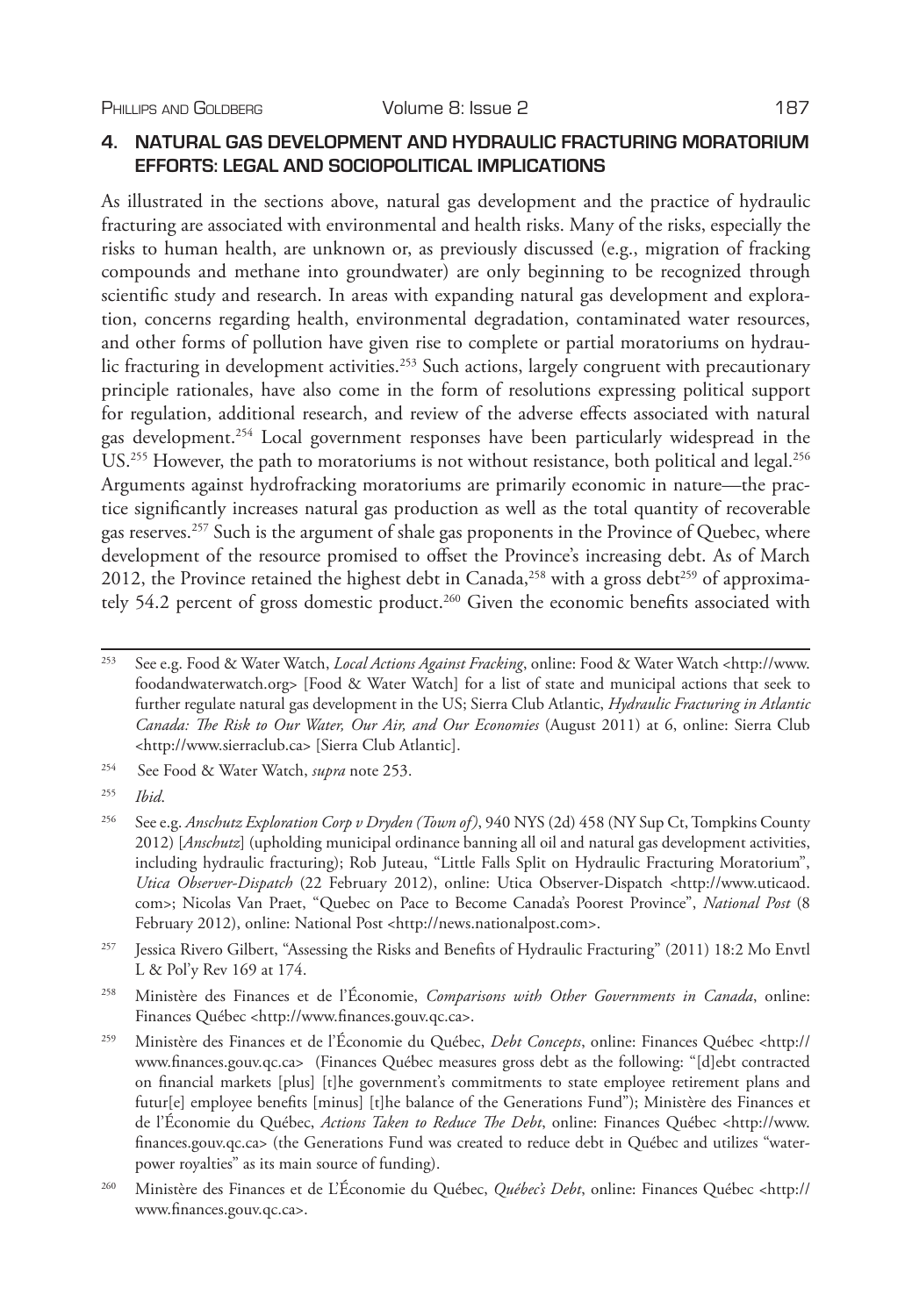## 4. NATURAL GAS DEVELOPMENT AND HYDRAULIC FRACTURING MORATORIUM EFFORTS: LEGAL AND SOCIOPOLITICAL IMPLICATIONS

As illustrated in the sections above, natural gas development and the practice of hydraulic fracturing are associated with environmental and health risks. Many of the risks, especially the risks to human health, are unknown or, as previously discussed (e.g., migration of fracking compounds and methane into groundwater) are only beginning to be recognized through scientific study and research. In areas with expanding natural gas development and exploration, concerns regarding health, environmental degradation, contaminated water resources, and other forms of pollution have given rise to complete or partial moratoriums on hydraulic fracturing in development activities.[253] Such actions, largely congruent with precautionary principle rationales, have also come in the form of resolutions expressing political support for regulation, additional research, and review of the adverse effects associated with natural gas development.[254] Local government responses have been particularly widespread in the US.[255] However, the path to moratoriums is not without resistance, both political and legal.[256] Arguments against hydrofracking moratoriums are primarily economic in nature—the practice significantly increases natural gas production as well as the total quantity of recoverable gas reserves.[257] Such is the argument of shale gas proponents in the Province of Quebec, where development of the resource promised to offset the Province's increasing debt. As of March 2012, the Province retained the highest debt in Canada,[258] with a gross debt[259] of approximately 54.2 percent of gross domestic product.[260] Given the economic benefits associated with

---

[253] See e.g. Food & Water Watch, *Local Actions Against Fracking*, online: Food & Water Watch <http://www.foodandwaterwatch.org> [Food & Water Watch] for a list of state and municipal actions that seek to further regulate natural gas development in the US; Sierra Club Atlantic, *Hydraulic Fracturing in Atlantic Canada: The Risk to Our Water, Our Air, and Our Economies* (August 2011) at 6, online: Sierra Club <http://www.sierraclub.ca> [Sierra Club Atlantic].

[254] See Food & Water Watch, *supra* note 253.

[255] *Ibid*.

[256] See e.g. *Anschutz Exploration Corp v Dryden (Town of)*, 940 NYS (2d) 458 (NY Sup Ct, Tompkins County 2012) [*Anschutz*] (upholding municipal ordinance banning all oil and natural gas development activities, including hydraulic fracturing); Rob Juteau, "Little Falls Split on Hydraulic Fracturing Moratorium", *Utica Observer-Dispatch* (22 February 2012), online: Utica Observer-Dispatch <http://www.uticaod.com>; Nicolas Van Praet, "Quebec on Pace to Become Canada's Poorest Province", *National Post* (8 February 2012), online: National Post <http://news.nationalpost.com>.

[257] Jessica Rivero Gilbert, "Assessing the Risks and Benefits of Hydraulic Fracturing" (2011) 18:2 Mo Envtl L & Pol'y Rev 169 at 174.

[258] Ministère des Finances et de l'Économie, *Comparisons with Other Governments in Canada*, online: Finances Québec <http://www.finances.gouv.qc.ca>.

[259] Ministère des Finances et de l'Économie du Québec, *Debt Concepts*, online: Finances Québec <http://www.finances.gouv.qc.ca> (Finances Québec measures gross debt as the following: "[d]ebt contracted on financial markets [plus] [t]he government's commitments to state employee retirement plans and futur[e] employee benefits [minus] [t]he balance of the Generations Fund"); Ministère des Finances et de l'Économie du Québec, *Actions Taken to Reduce The Debt*, online: Finances Québec <http://www.finances.gouv.qc.ca> (the Generations Fund was created to reduce debt in Québec and utilizes "water-power royalties" as its main source of funding).

[260] Ministère des Finances et de L'Économie du Québec, *Québec's Debt*, online: Finances Québec <http://www.finances.gouv.qc.ca>.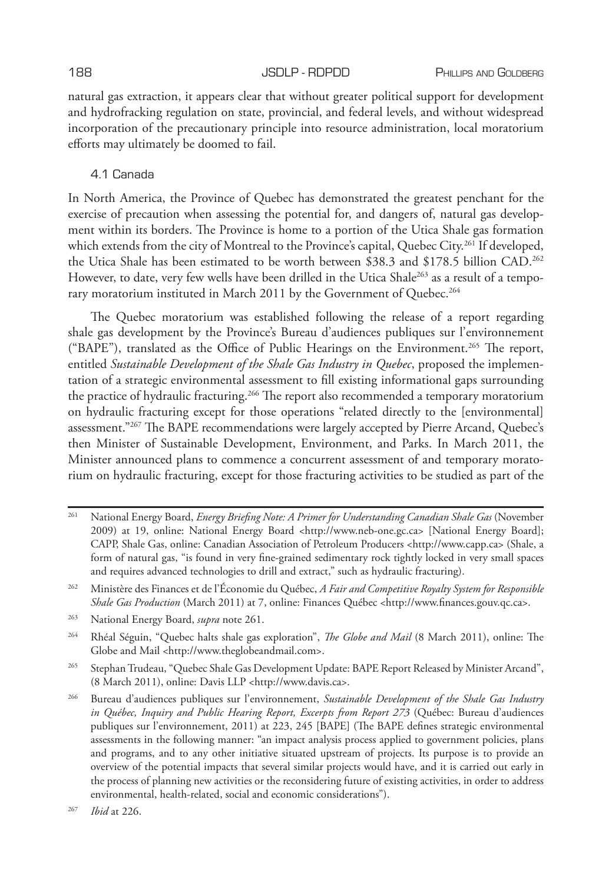natural gas extraction, it appears clear that without greater political support for development and hydrofracking regulation on state, provincial, and federal levels, and without widespread incorporation of the precautionary principle into resource administration, local moratorium efforts may ultimately be doomed to fail.

### 4.1 Canada

In North America, the Province of Quebec has demonstrated the greatest penchant for the exercise of precaution when assessing the potential for, and dangers of, natural gas development within its borders. The Province is home to a portion of the Utica Shale gas formation which extends from the city of Montreal to the Province's capital, Quebec City.[261] If developed, the Utica Shale has been estimated to be worth between $38.3 and $178.5 billion CAD.[262] However, to date, very few wells have been drilled in the Utica Shale[263] as a result of a temporary moratorium instituted in March 2011 by the Government of Quebec.[264]

The Quebec moratorium was established following the release of a report regarding shale gas development by the Province's Bureau d'audiences publiques sur l'environnement ("BAPE"), translated as the Office of Public Hearings on the Environment.[265] The report, entitled *Sustainable Development of the Shale Gas Industry in Quebec*, proposed the implementation of a strategic environmental assessment to fill existing informational gaps surrounding the practice of hydraulic fracturing.[266] The report also recommended a temporary moratorium on hydraulic fracturing except for those operations "related directly to the [environmental] assessment."[267] The BAPE recommendations were largely accepted by Pierre Arcand, Quebec's then Minister of Sustainable Development, Environment, and Parks. In March 2011, the Minister announced plans to commence a concurrent assessment of and temporary moratorium on hydraulic fracturing, except for those fracturing activities to be studied as part of the

---

261 National Energy Board, *Energy Briefing Note: A Primer for Understanding Canadian Shale Gas* (November 2009) at 19, online: National Energy Board <http://www.neb-one.gc.ca> [National Energy Board]; CAPP, Shale Gas, online: Canadian Association of Petroleum Producers <http://www.capp.ca> (Shale, a form of natural gas, "is found in very fine-grained sedimentary rock tightly locked in very small spaces and requires advanced technologies to drill and extract," such as hydraulic fracturing).

262 Ministère des Finances et de l'Économie du Québec, *A Fair and Competitive Royalty System for Responsible Shale Gas Production* (March 2011) at 7, online: Finances Québec <http://www.finances.gouv.qc.ca>.

263 National Energy Board, *supra* note 261.

264 Rhéal Séguin, "Quebec halts shale gas exploration", *The Globe and Mail* (8 March 2011), online: The Globe and Mail <http://www.theglobeandmail.com>.

265 Stephan Trudeau, "Quebec Shale Gas Development Update: BAPE Report Released by Minister Arcand", (8 March 2011), online: Davis LLP <http://www.davis.ca>.

266 Bureau d'audiences publiques sur l'environnement, *Sustainable Development of the Shale Gas Industry in Québec, Inquiry and Public Hearing Report, Excerpts from Report 273* (Québec: Bureau d'audiences publiques sur l'environnement, 2011) at 223, 245 [BAPE] (The BAPE defines strategic environmental assessments in the following manner: "an impact analysis process applied to government policies, plans and programs, and to any other initiative situated upstream of projects. Its purpose is to provide an overview of the potential impacts that several similar projects would have, and it is carried out early in the process of planning new activities or the reconsidering future of existing activities, in order to address environmental, health-related, social and economic considerations").

267 *Ibid* at 226.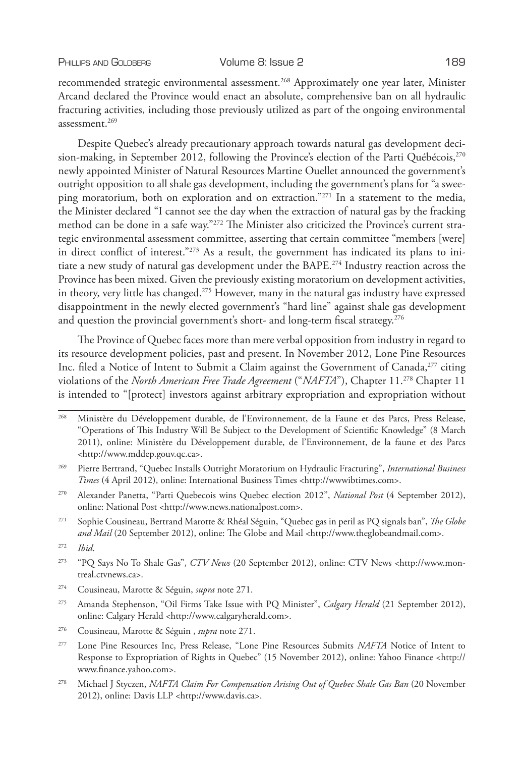recommended strategic environmental assessment.[268] Approximately one year later, Minister Arcand declared the Province would enact an absolute, comprehensive ban on all hydraulic fracturing activities, including those previously utilized as part of the ongoing environmental assessment.[269]

Despite Quebec's already precautionary approach towards natural gas development decision-making, in September 2012, following the Province's election of the Parti Québécois,[270] newly appointed Minister of Natural Resources Martine Ouellet announced the government's outright opposition to all shale gas development, including the government's plans for "a sweeping moratorium, both on exploration and on extraction."[271] In a statement to the media, the Minister declared "I cannot see the day when the extraction of natural gas by the fracking method can be done in a safe way."[272] The Minister also criticized the Province's current strategic environmental assessment committee, asserting that certain committee "members [were] in direct conflict of interest."[273] As a result, the government has indicated its plans to initiate a new study of natural gas development under the BAPE.[274] Industry reaction across the Province has been mixed. Given the previously existing moratorium on development activities, in theory, very little has changed.[275] However, many in the natural gas industry have expressed disappointment in the newly elected government's "hard line" against shale gas development and question the provincial government's short- and long-term fiscal strategy.[276]

The Province of Quebec faces more than mere verbal opposition from industry in regard to its resource development policies, past and present. In November 2012, Lone Pine Resources Inc. filed a Notice of Intent to Submit a Claim against the Government of Canada,[277] citing violations of the *North American Free Trade Agreement* ("*NAFTA*"), Chapter 11.[278] Chapter 11 is intended to "[protect] investors against arbitrary expropriation and expropriation without

---

[268] Ministère du Développement durable, de l'Environnement, de la Faune et des Parcs, Press Release, "Operations of This Industry Will Be Subject to the Development of Scientific Knowledge" (8 March 2011), online: Ministère du Développement durable, de l'Environnement, de la faune et des Parcs <http://www.mddep.gouv.qc.ca>.

[269] Pierre Bertrand, "Quebec Installs Outright Moratorium on Hydraulic Fracturing", *International Business Times* (4 April 2012), online: International Business Times <http://wwwibtimes.com>.

[270] Alexander Panetta, "Parti Quebecois wins Quebec election 2012", *National Post* (4 September 2012), online: National Post <http://www.news.nationalpost.com>.

[271] Sophie Cousineau, Bertrand Marotte & Rhéal Séguin, "Quebec gas in peril as PQ signals ban", *The Globe and Mail* (20 September 2012), online: The Globe and Mail <http://www.theglobeandmail.com>.

[272] *Ibid*.

[273] "PQ Says No To Shale Gas", *CTV News* (20 September 2012), online: CTV News <http://www.montreal.ctvnews.ca>.

[274] Cousineau, Marotte & Séguin, *supra* note 271.

[275] Amanda Stephenson, "Oil Firms Take Issue with PQ Minister", *Calgary Herald* (21 September 2012), online: Calgary Herald <http://www.calgaryherald.com>.

[276] Cousineau, Marotte & Séguin , *supra* note 271.

[277] Lone Pine Resources Inc, Press Release, "Lone Pine Resources Submits *NAFTA* Notice of Intent to Response to Expropriation of Rights in Quebec" (15 November 2012), online: Yahoo Finance <http://www.finance.yahoo.com>.

[278] Michael J Styczen, *NAFTA Claim For Compensation Arising Out of Quebec Shale Gas Ban* (20 November 2012), online: Davis LLP <http://www.davis.ca>.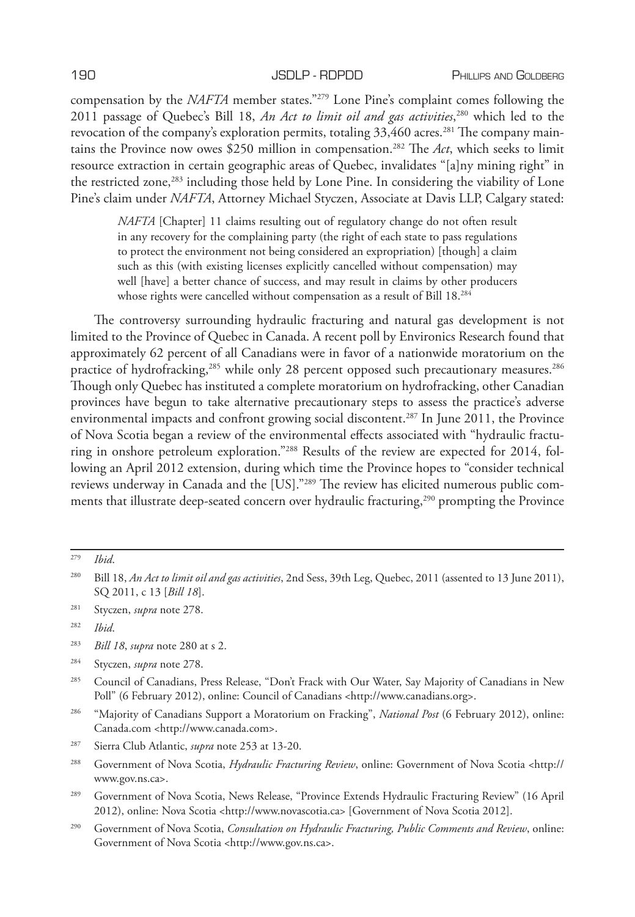compensation by the *NAFTA* member states."[279] Lone Pine's complaint comes following the 2011 passage of Quebec's Bill 18, *An Act to limit oil and gas activities*,[280] which led to the revocation of the company's exploration permits, totaling 33,460 acres.[281] The company maintains the Province now owes $250 million in compensation.[282] The *Act*, which seeks to limit resource extraction in certain geographic areas of Quebec, invalidates "[a]ny mining right" in the restricted zone,[283] including those held by Lone Pine. In considering the viability of Lone Pine's claim under *NAFTA*, Attorney Michael Styczen, Associate at Davis LLP, Calgary stated:

> *NAFTA* [Chapter] 11 claims resulting out of regulatory change do not often result in any recovery for the complaining party (the right of each state to pass regulations to protect the environment not being considered an expropriation) [though] a claim such as this (with existing licenses explicitly cancelled without compensation) may well [have] a better chance of success, and may result in claims by other producers whose rights were cancelled without compensation as a result of Bill 18.[284]

The controversy surrounding hydraulic fracturing and natural gas development is not limited to the Province of Quebec in Canada. A recent poll by Environics Research found that approximately 62 percent of all Canadians were in favor of a nationwide moratorium on the practice of hydrofracking,[285] while only 28 percent opposed such precautionary measures.[286] Though only Quebec has instituted a complete moratorium on hydrofracking, other Canadian provinces have begun to take alternative precautionary steps to assess the practice's adverse environmental impacts and confront growing social discontent.[287] In June 2011, the Province of Nova Scotia began a review of the environmental effects associated with "hydraulic fracturing in onshore petroleum exploration."[288] Results of the review are expected for 2014, following an April 2012 extension, during which time the Province hopes to "consider technical reviews underway in Canada and the [US]."[289] The review has elicited numerous public comments that illustrate deep-seated concern over hydraulic fracturing,[290] prompting the Province

---

[279] *Ibid*.

[280] Bill 18, *An Act to limit oil and gas activities*, 2nd Sess, 39th Leg, Quebec, 2011 (assented to 13 June 2011), SQ 2011, c 13 [*Bill 18*].

[281] Styczen, *supra* note 278.

[282] *Ibid*.

[283] *Bill 18*, *supra* note 280 at s 2.

[284] Styczen, *supra* note 278.

[285] Council of Canadians, Press Release, "Don't Frack with Our Water, Say Majority of Canadians in New Poll" (6 February 2012), online: Council of Canadians <http://www.canadians.org>.

[286] "Majority of Canadians Support a Moratorium on Fracking", *National Post* (6 February 2012), online: Canada.com <http://www.canada.com>.

[287] Sierra Club Atlantic, *supra* note 253 at 13-20.

[288] Government of Nova Scotia, *Hydraulic Fracturing Review*, online: Government of Nova Scotia <http://www.gov.ns.ca>.

[289] Government of Nova Scotia, News Release, "Province Extends Hydraulic Fracturing Review" (16 April 2012), online: Nova Scotia <http://www.novascotia.ca> [Government of Nova Scotia 2012].

[290] Government of Nova Scotia, *Consultation on Hydraulic Fracturing, Public Comments and Review*, online: Government of Nova Scotia <http://www.gov.ns.ca>.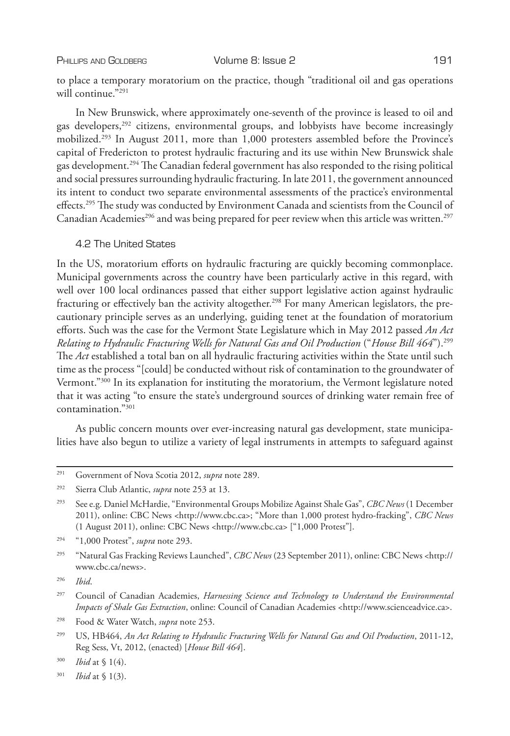to place a temporary moratorium on the practice, though "traditional oil and gas operations will continue."[291]

In New Brunswick, where approximately one-seventh of the province is leased to oil and gas developers,[292] citizens, environmental groups, and lobbyists have become increasingly mobilized.[293] In August 2011, more than 1,000 protesters assembled before the Province's capital of Fredericton to protest hydraulic fracturing and its use within New Brunswick shale gas development.[294] The Canadian federal government has also responded to the rising political and social pressures surrounding hydraulic fracturing. In late 2011, the government announced its intent to conduct two separate environmental assessments of the practice's environmental effects.[295] The study was conducted by Environment Canada and scientists from the Council of Canadian Academies[296] and was being prepared for peer review when this article was written.[297]

### 4.2 The United States

In the US, moratorium efforts on hydraulic fracturing are quickly becoming commonplace. Municipal governments across the country have been particularly active in this regard, with well over 100 local ordinances passed that either support legislative action against hydraulic fracturing or effectively ban the activity altogether.[298] For many American legislators, the precautionary principle serves as an underlying, guiding tenet at the foundation of moratorium efforts. Such was the case for the Vermont State Legislature which in May 2012 passed *An Act Relating to Hydraulic Fracturing Wells for Natural Gas and Oil Production* ("*House Bill 464*").[299] The *Act* established a total ban on all hydraulic fracturing activities within the State until such time as the process "[could] be conducted without risk of contamination to the groundwater of Vermont."[300] In its explanation for instituting the moratorium, the Vermont legislature noted that it was acting "to ensure the state's underground sources of drinking water remain free of contamination."[301]

As public concern mounts over ever-increasing natural gas development, state municipalities have also begun to utilize a variety of legal instruments in attempts to safeguard against

---

[291] Government of Nova Scotia 2012, *supra* note 289.

[292] Sierra Club Atlantic, *supra* note 253 at 13.

[293] See e.g. Daniel McHardie, "Environmental Groups Mobilize Against Shale Gas", *CBC News* (1 December 2011), online: CBC News <http://www.cbc.ca>; "More than 1,000 protest hydro-fracking", *CBC News* (1 August 2011), online: CBC News <http://www.cbc.ca> ["1,000 Protest"].

[294] "1,000 Protest", *supra* note 293.

[295] "Natural Gas Fracking Reviews Launched", *CBC News* (23 September 2011), online: CBC News <http://www.cbc.ca/news>.

[296] *Ibid*.

[297] Council of Canadian Academies, *Harnessing Science and Technology to Understand the Environmental Impacts of Shale Gas Extraction*, online: Council of Canadian Academies <http://www.scienceadvice.ca>.

[298] Food & Water Watch, *supra* note 253.

[299] US, HB464, *An Act Relating to Hydraulic Fracturing Wells for Natural Gas and Oil Production*, 2011-12, Reg Sess, Vt, 2012, (enacted) [*House Bill 464*].

[300] *Ibid* at § 1(4).

[301] *Ibid* at § 1(3).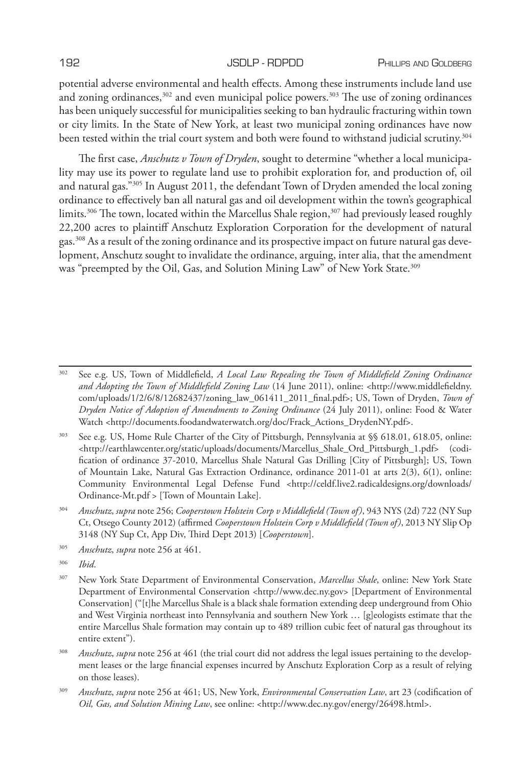potential adverse environmental and health effects. Among these instruments include land use and zoning ordinances,[302] and even municipal police powers.[303] The use of zoning ordinances has been uniquely successful for municipalities seeking to ban hydraulic fracturing within town or city limits. In the State of New York, at least two municipal zoning ordinances have now been tested within the trial court system and both were found to withstand judicial scrutiny.[304]

The first case, *Anschutz v Town of Dryden*, sought to determine "whether a local municipality may use its power to regulate land use to prohibit exploration for, and production of, oil and natural gas."[305] In August 2011, the defendant Town of Dryden amended the local zoning ordinance to effectively ban all natural gas and oil development within the town's geographical limits.[306] The town, located within the Marcellus Shale region,[307] had previously leased roughly 22,200 acres to plaintiff Anschutz Exploration Corporation for the development of natural gas.[308] As a result of the zoning ordinance and its prospective impact on future natural gas development, Anschutz sought to invalidate the ordinance, arguing, inter alia, that the amendment was "preempted by the Oil, Gas, and Solution Mining Law" of New York State.[309]

---

[302] See e.g. US, Town of Middlefield, *A Local Law Repealing the Town of Middlefield Zoning Ordinance and Adopting the Town of Middlefield Zoning Law* (14 June 2011), online: <http://www.middlefieldny.com/uploads/1/2/6/8/12682437/zoning_law_061411_2011_final.pdf>; US, Town of Dryden, *Town of Dryden Notice of Adoption of Amendments to Zoning Ordinance* (24 July 2011), online: Food & Water Watch <http://documents.foodandwaterwatch.org/doc/Frack_Actions_DrydenNY.pdf>.

[303] See e.g. US, Home Rule Charter of the City of Pittsburgh, Pennsylvania at §§ 618.01, 618.05, online: <http://earthlawcenter.org/static/uploads/documents/Marcellus_Shale_Ord_Pittsburgh_1.pdf> (codification of ordinance 37-2010, Marcellus Shale Natural Gas Drilling [City of Pittsburgh]; US, Town of Mountain Lake, Natural Gas Extraction Ordinance, ordinance 2011-01 at arts 2(3), 6(1), online: Community Environmental Legal Defense Fund <http://celdf.live2.radicaldesigns.org/downloads/Ordinance-Mt.pdf > [Town of Mountain Lake].

[304] *Anschutz*, *supra* note 256; *Cooperstown Holstein Corp v Middlefield (Town of)*, 943 NYS (2d) 722 (NY Sup Ct, Otsego County 2012) (affirmed *Cooperstown Holstein Corp v Middlefield (Town of)*, 2013 NY Slip Op 3148 (NY Sup Ct, App Div, Third Dept 2013) [*Cooperstown*].

[305] *Anschutz*, *supra* note 256 at 461.

[306] *Ibid*.

[307] New York State Department of Environmental Conservation, *Marcellus Shale*, online: New York State Department of Environmental Conservation <http://www.dec.ny.gov> [Department of Environmental Conservation] ("[t]he Marcellus Shale is a black shale formation extending deep underground from Ohio and West Virginia northeast into Pennsylvania and southern New York … [g]eologists estimate that the entire Marcellus Shale formation may contain up to 489 trillion cubic feet of natural gas throughout its entire extent").

[308] *Anschutz*, *supra* note 256 at 461 (the trial court did not address the legal issues pertaining to the development leases or the large financial expenses incurred by Anschutz Exploration Corp as a result of relying on those leases).

[309] *Anschutz*, *supra* note 256 at 461; US, New York, *Environmental Conservation Law*, art 23 (codification of *Oil, Gas, and Solution Mining Law*, see online: <http://www.dec.ny.gov/energy/26498.html>.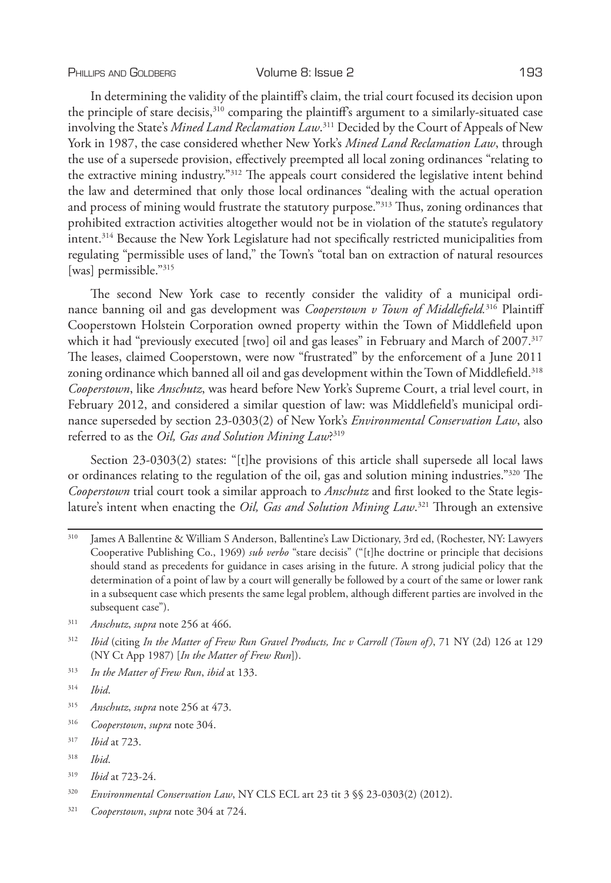In determining the validity of the plaintiff's claim, the trial court focused its decision upon the principle of stare decisis,[310] comparing the plaintiff's argument to a similarly-situated case involving the State's *Mined Land Reclamation Law*.[311] Decided by the Court of Appeals of New York in 1987, the case considered whether New York's *Mined Land Reclamation Law*, through the use of a supersede provision, effectively preempted all local zoning ordinances "relating to the extractive mining industry."[312] The appeals court considered the legislative intent behind the law and determined that only those local ordinances "dealing with the actual operation and process of mining would frustrate the statutory purpose."[313] Thus, zoning ordinances that prohibited extraction activities altogether would not be in violation of the statute's regulatory intent.[314] Because the New York Legislature had not specifically restricted municipalities from regulating "permissible uses of land," the Town's "total ban on extraction of natural resources [was] permissible."[315]

The second New York case to recently consider the validity of a municipal ordinance banning oil and gas development was *Cooperstown v Town of Middlefield.*[316] Plaintiff Cooperstown Holstein Corporation owned property within the Town of Middlefield upon which it had "previously executed [two] oil and gas leases" in February and March of 2007.[317] The leases, claimed Cooperstown, were now "frustrated" by the enforcement of a June 2011 zoning ordinance which banned all oil and gas development within the Town of Middlefield.[318] *Cooperstown*, like *Anschutz*, was heard before New York's Supreme Court, a trial level court, in February 2012, and considered a similar question of law: was Middlefield's municipal ordinance superseded by section 23-0303(2) of New York's *Environmental Conservation Law*, also referred to as the *Oil, Gas and Solution Mining Law*?[319]

Section 23-0303(2) states: "[t]he provisions of this article shall supersede all local laws or ordinances relating to the regulation of the oil, gas and solution mining industries."[320] The *Cooperstown* trial court took a similar approach to *Anschutz* and first looked to the State legislature's intent when enacting the *Oil, Gas and Solution Mining Law*.[321] Through an extensive

---

[310] James A Ballentine & William S Anderson, Ballentine's Law Dictionary, 3rd ed, (Rochester, NY: Lawyers Cooperative Publishing Co., 1969) *sub verbo* "stare decisis" ("[t]he doctrine or principle that decisions should stand as precedents for guidance in cases arising in the future. A strong judicial policy that the determination of a point of law by a court will generally be followed by a court of the same or lower rank in a subsequent case which presents the same legal problem, although different parties are involved in the subsequent case").

[311] *Anschutz*, *supra* note 256 at 466.

[312] *Ibid* (citing *In the Matter of Frew Run Gravel Products, Inc v Carroll (Town of)*, 71 NY (2d) 126 at 129 (NY Ct App 1987) [*In the Matter of Frew Run*]).

[313] *In the Matter of Frew Run*, *ibid* at 133.

[314] *Ibid*.

[315] *Anschutz*, *supra* note 256 at 473.

[316] *Cooperstown*, *supra* note 304.

[317] *Ibid* at 723.

[318] *Ibid*.

[319] *Ibid* at 723-24.

[320] *Environmental Conservation Law*, NY CLS ECL art 23 tit 3 §§ 23-0303(2) (2012).

[321] *Cooperstown*, *supra* note 304 at 724.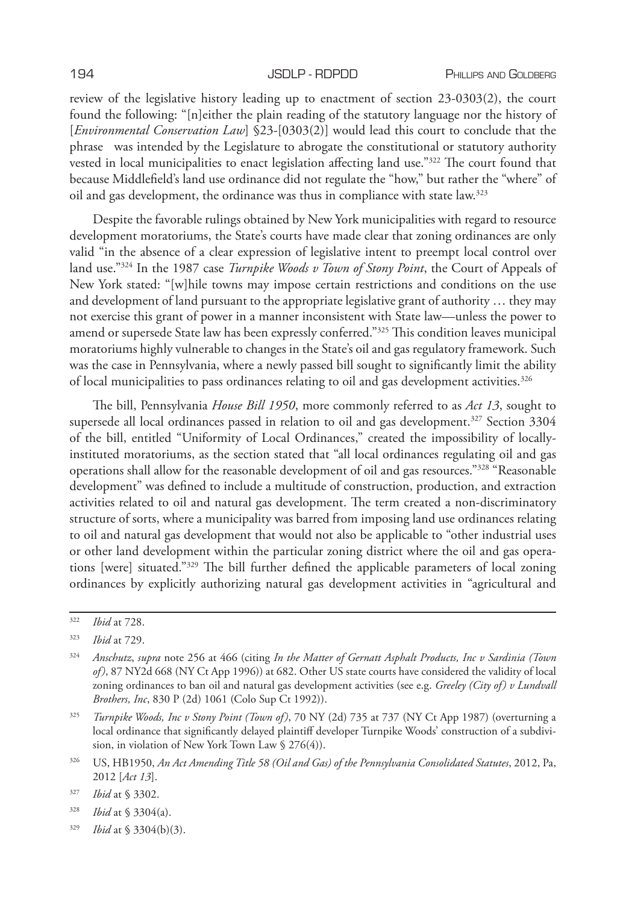review of the legislative history leading up to enactment of section 23-0303(2), the court found the following: "[n]either the plain reading of the statutory language nor the history of [*Environmental Conservation Law*] §23-[0303(2)] would lead this court to conclude that the phrase was intended by the Legislature to abrogate the constitutional or statutory authority vested in local municipalities to enact legislation affecting land use."[322] The court found that because Middlefield's land use ordinance did not regulate the "how," but rather the "where" of oil and gas development, the ordinance was thus in compliance with state law.[323]

Despite the favorable rulings obtained by New York municipalities with regard to resource development moratoriums, the State's courts have made clear that zoning ordinances are only valid "in the absence of a clear expression of legislative intent to preempt local control over land use."[324] In the 1987 case *Turnpike Woods v Town of Stony Point*, the Court of Appeals of New York stated: "[w]hile towns may impose certain restrictions and conditions on the use and development of land pursuant to the appropriate legislative grant of authority … they may not exercise this grant of power in a manner inconsistent with State law—unless the power to amend or supersede State law has been expressly conferred."[325] This condition leaves municipal moratoriums highly vulnerable to changes in the State's oil and gas regulatory framework. Such was the case in Pennsylvania, where a newly passed bill sought to significantly limit the ability of local municipalities to pass ordinances relating to oil and gas development activities.[326]

The bill, Pennsylvania *House Bill 1950*, more commonly referred to as *Act 13*, sought to supersede all local ordinances passed in relation to oil and gas development.[327] Section 3304 of the bill, entitled "Uniformity of Local Ordinances," created the impossibility of locally-instituted moratoriums, as the section stated that "all local ordinances regulating oil and gas operations shall allow for the reasonable development of oil and gas resources."[328] "Reasonable development" was defined to include a multitude of construction, production, and extraction activities related to oil and natural gas development. The term created a non-discriminatory structure of sorts, where a municipality was barred from imposing land use ordinances relating to oil and natural gas development that would not also be applicable to "other industrial uses or other land development within the particular zoning district where the oil and gas operations [were] situated."[329] The bill further defined the applicable parameters of local zoning ordinances by explicitly authorizing natural gas development activities in "agricultural and

---

[322] *Ibid* at 728.

[323] *Ibid* at 729.

[324] *Anschutz*, *supra* note 256 at 466 (citing *In the Matter of Gernatt Asphalt Products, Inc v Sardinia (Town of)*, 87 NY2d 668 (NY Ct App 1996)) at 682. Other US state courts have considered the validity of local zoning ordinances to ban oil and natural gas development activities (see e.g. *Greeley (City of) v Lundvall Brothers, Inc*, 830 P (2d) 1061 (Colo Sup Ct 1992)).

[325] *Turnpike Woods, Inc v Stony Point (Town of)*, 70 NY (2d) 735 at 737 (NY Ct App 1987) (overturning a local ordinance that significantly delayed plaintiff developer Turnpike Woods' construction of a subdivision, in violation of New York Town Law § 276(4)).

[326] US, HB1950, *An Act Amending Title 58 (Oil and Gas) of the Pennsylvania Consolidated Statutes*, 2012, Pa, 2012 [*Act 13*].

[327] *Ibid* at § 3302.

[328] *Ibid* at § 3304(a).

[329] *Ibid* at § 3304(b)(3).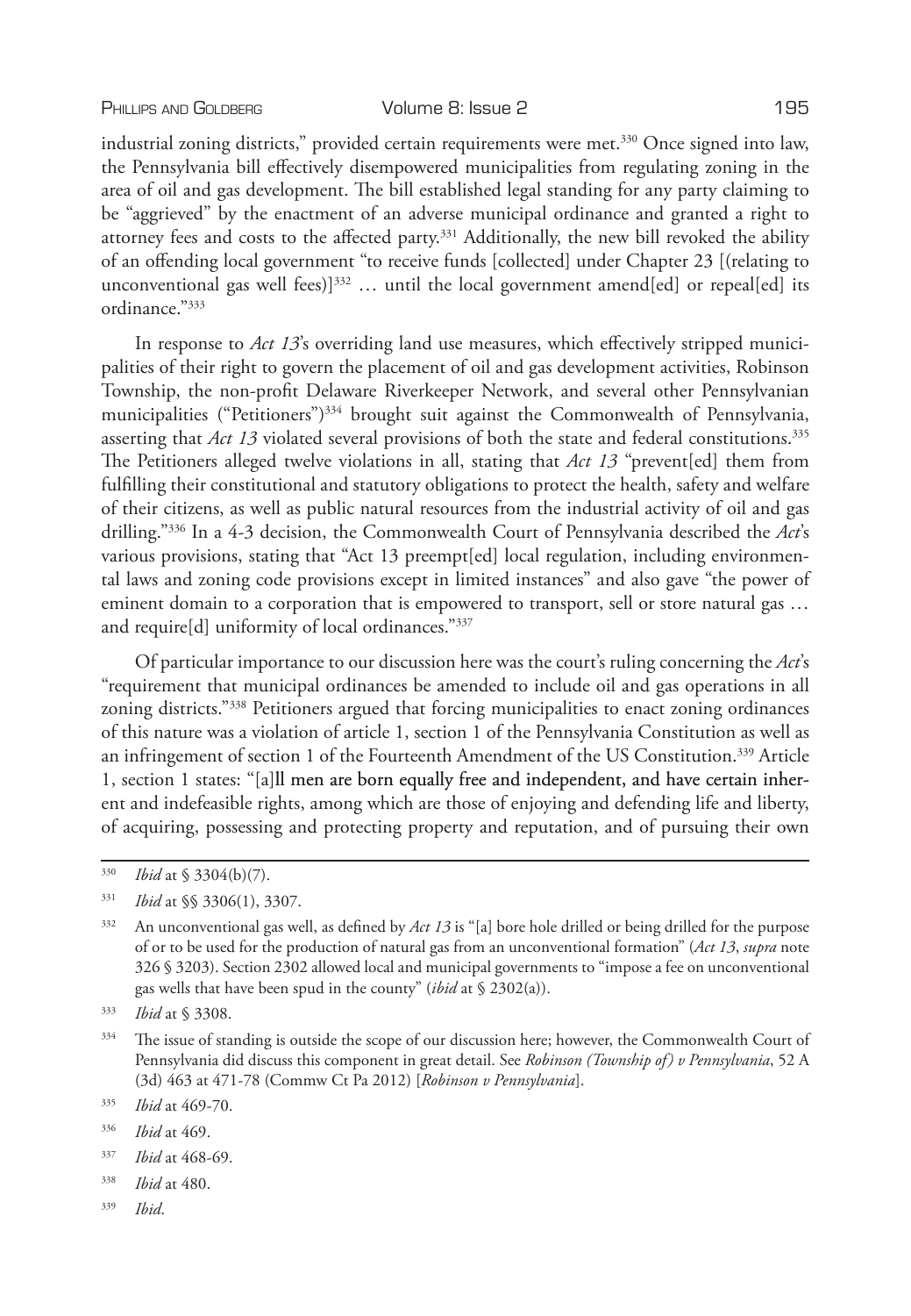industrial zoning districts," provided certain requirements were met.[330] Once signed into law, the Pennsylvania bill effectively disempowered municipalities from regulating zoning in the area of oil and gas development. The bill established legal standing for any party claiming to be "aggrieved" by the enactment of an adverse municipal ordinance and granted a right to attorney fees and costs to the affected party.[331] Additionally, the new bill revoked the ability of an offending local government "to receive funds [collected] under Chapter 23 [(relating to unconventional gas well fees)][332] … until the local government amend[ed] or repeal[ed] its ordinance."[333]

In response to *Act 13*'s overriding land use measures, which effectively stripped municipalities of their right to govern the placement of oil and gas development activities, Robinson Township, the non-profit Delaware Riverkeeper Network, and several other Pennsylvanian municipalities ("Petitioners")[334] brought suit against the Commonwealth of Pennsylvania, asserting that *Act 13* violated several provisions of both the state and federal constitutions.[335] The Petitioners alleged twelve violations in all, stating that *Act 13* "prevent[ed] them from fulfilling their constitutional and statutory obligations to protect the health, safety and welfare of their citizens, as well as public natural resources from the industrial activity of oil and gas drilling."[336] In a 4-3 decision, the Commonwealth Court of Pennsylvania described the *Act*'s various provisions, stating that "Act 13 preempt[ed] local regulation, including environmental laws and zoning code provisions except in limited instances" and also gave "the power of eminent domain to a corporation that is empowered to transport, sell or store natural gas … and require[d] uniformity of local ordinances."[337]

Of particular importance to our discussion here was the court's ruling concerning the *Act*'s "requirement that municipal ordinances be amended to include oil and gas operations in all zoning districts."[338] Petitioners argued that forcing municipalities to enact zoning ordinances of this nature was a violation of article 1, section 1 of the Pennsylvania Constitution as well as an infringement of section 1 of the Fourteenth Amendment of the US Constitution.[339] Article 1, section 1 states: "[a]ll men are born equally free and independent, and have certain inherent and indefeasible rights, among which are those of enjoying and defending life and liberty, of acquiring, possessing and protecting property and reputation, and of pursuing their own

---

[330] *Ibid* at § 3304(b)(7).

[331] *Ibid* at §§ 3306(1), 3307.

[332] An unconventional gas well, as defined by *Act 13* is "[a] bore hole drilled or being drilled for the purpose of or to be used for the production of natural gas from an unconventional formation" (*Act 13*, *supra* note 326 § 3203). Section 2302 allowed local and municipal governments to "impose a fee on unconventional gas wells that have been spud in the county" (*ibid* at § 2302(a)).

[333] *Ibid* at § 3308.

[334] The issue of standing is outside the scope of our discussion here; however, the Commonwealth Court of Pennsylvania did discuss this component in great detail. See *Robinson (Township of) v Pennsylvania*, 52 A (3d) 463 at 471-78 (Commw Ct Pa 2012) [*Robinson v Pennsylvania*].

[335] *Ibid* at 469-70.

[336] *Ibid* at 469.

[337] *Ibid* at 468-69.

[338] *Ibid* at 480.

[339] *Ibid*.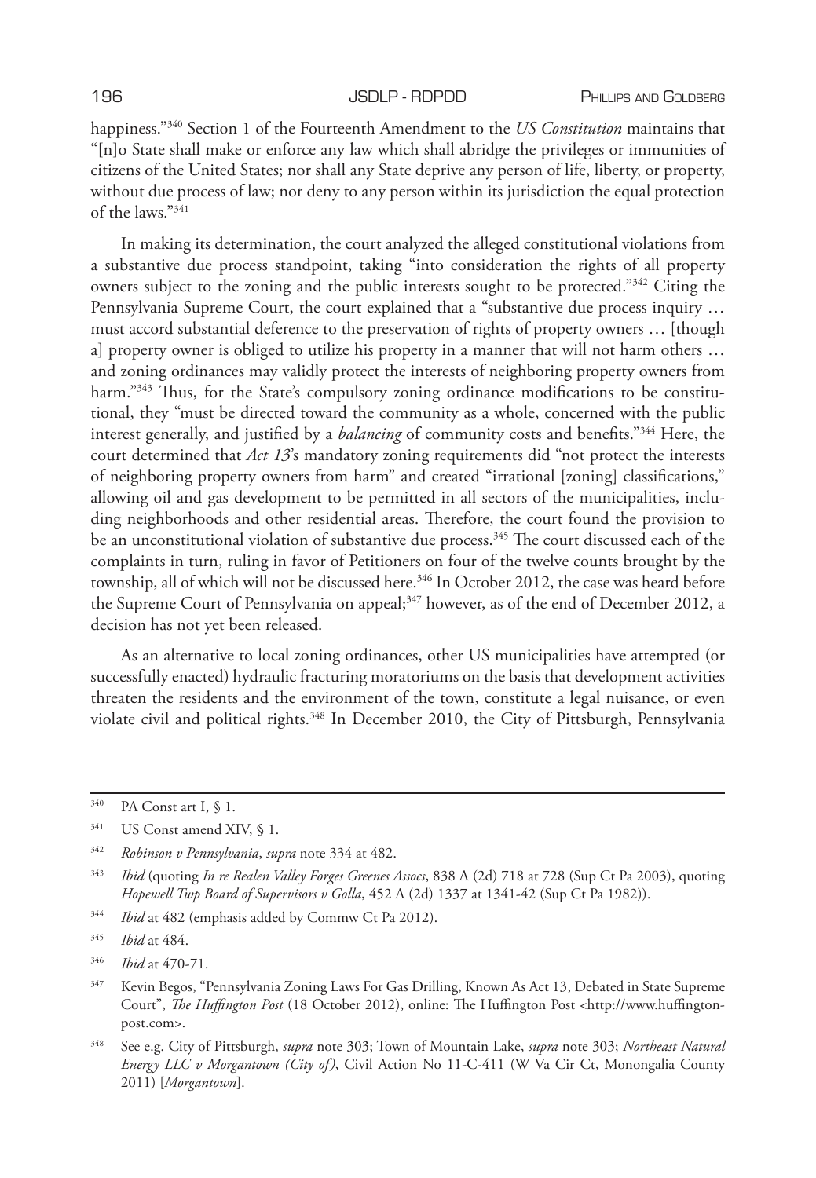happiness."[340] Section 1 of the Fourteenth Amendment to the *US Constitution* maintains that "[n]o State shall make or enforce any law which shall abridge the privileges or immunities of citizens of the United States; nor shall any State deprive any person of life, liberty, or property, without due process of law; nor deny to any person within its jurisdiction the equal protection of the laws."[341]

In making its determination, the court analyzed the alleged constitutional violations from a substantive due process standpoint, taking "into consideration the rights of all property owners subject to the zoning and the public interests sought to be protected."[342] Citing the Pennsylvania Supreme Court, the court explained that a "substantive due process inquiry … must accord substantial deference to the preservation of rights of property owners … [though a] property owner is obliged to utilize his property in a manner that will not harm others … and zoning ordinances may validly protect the interests of neighboring property owners from harm."[343] Thus, for the State's compulsory zoning ordinance modifications to be constitutional, they "must be directed toward the community as a whole, concerned with the public interest generally, and justified by a *balancing* of community costs and benefits."[344] Here, the court determined that *Act 13*'s mandatory zoning requirements did "not protect the interests of neighboring property owners from harm" and created "irrational [zoning] classifications," allowing oil and gas development to be permitted in all sectors of the municipalities, including neighborhoods and other residential areas. Therefore, the court found the provision to be an unconstitutional violation of substantive due process.[345] The court discussed each of the complaints in turn, ruling in favor of Petitioners on four of the twelve counts brought by the township, all of which will not be discussed here.[346] In October 2012, the case was heard before the Supreme Court of Pennsylvania on appeal;[347] however, as of the end of December 2012, a decision has not yet been released.

As an alternative to local zoning ordinances, other US municipalities have attempted (or successfully enacted) hydraulic fracturing moratoriums on the basis that development activities threaten the residents and the environment of the town, constitute a legal nuisance, or even violate civil and political rights.[348] In December 2010, the City of Pittsburgh, Pennsylvania

---

[340] PA Const art I, § 1.

[341] US Const amend XIV, § 1.

[342] *Robinson v Pennsylvania*, *supra* note 334 at 482.

[343] *Ibid* (quoting *In re Realen Valley Forges Greenes Assocs*, 838 A (2d) 718 at 728 (Sup Ct Pa 2003), quoting *Hopewell Twp Board of Supervisors v Golla*, 452 A (2d) 1337 at 1341-42 (Sup Ct Pa 1982)).

[344] *Ibid* at 482 (emphasis added by Commw Ct Pa 2012).

[345] *Ibid* at 484.

[346] *Ibid* at 470-71.

[347] Kevin Begos, "Pennsylvania Zoning Laws For Gas Drilling, Known As Act 13, Debated in State Supreme Court", *The Huffington Post* (18 October 2012), online: The Huffington Post <http://www.huffingtonpost.com>.

[348] See e.g. City of Pittsburgh, *supra* note 303; Town of Mountain Lake, *supra* note 303; *Northeast Natural Energy LLC v Morgantown (City of)*, Civil Action No 11-C-411 (W Va Cir Ct, Monongalia County 2011) [*Morgantown*].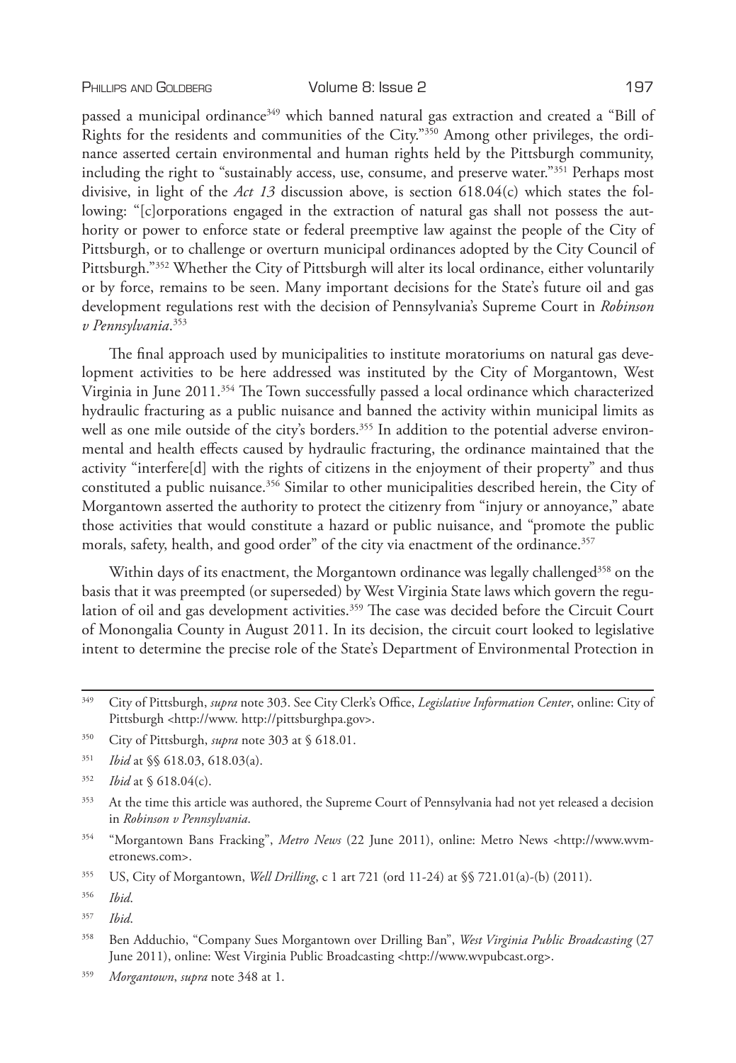passed a municipal ordinance[349] which banned natural gas extraction and created a "Bill of Rights for the residents and communities of the City."[350] Among other privileges, the ordinance asserted certain environmental and human rights held by the Pittsburgh community, including the right to "sustainably access, use, consume, and preserve water."[351] Perhaps most divisive, in light of the *Act 13* discussion above, is section 618.04(c) which states the following: "[c]orporations engaged in the extraction of natural gas shall not possess the authority or power to enforce state or federal preemptive law against the people of the City of Pittsburgh, or to challenge or overturn municipal ordinances adopted by the City Council of Pittsburgh."[352] Whether the City of Pittsburgh will alter its local ordinance, either voluntarily or by force, remains to be seen. Many important decisions for the State's future oil and gas development regulations rest with the decision of Pennsylvania's Supreme Court in *Robinson v Pennsylvania*.[353]

The final approach used by municipalities to institute moratoriums on natural gas development activities to be here addressed was instituted by the City of Morgantown, West Virginia in June 2011.[354] The Town successfully passed a local ordinance which characterized hydraulic fracturing as a public nuisance and banned the activity within municipal limits as well as one mile outside of the city's borders.[355] In addition to the potential adverse environmental and health effects caused by hydraulic fracturing, the ordinance maintained that the activity "interfere[d] with the rights of citizens in the enjoyment of their property" and thus constituted a public nuisance.[356] Similar to other municipalities described herein, the City of Morgantown asserted the authority to protect the citizenry from "injury or annoyance," abate those activities that would constitute a hazard or public nuisance, and "promote the public morals, safety, health, and good order" of the city via enactment of the ordinance.[357]

Within days of its enactment, the Morgantown ordinance was legally challenged[358] on the basis that it was preempted (or superseded) by West Virginia State laws which govern the regulation of oil and gas development activities.[359] The case was decided before the Circuit Court of Monongalia County in August 2011. In its decision, the circuit court looked to legislative intent to determine the precise role of the State's Department of Environmental Protection in

---

[349] City of Pittsburgh, *supra* note 303. See City Clerk's Office, *Legislative Information Center*, online: City of Pittsburgh <http://www. http://pittsburghpa.gov>.

[350] City of Pittsburgh, *supra* note 303 at § 618.01.

[351] *Ibid* at §§ 618.03, 618.03(a).

[352] *Ibid* at § 618.04(c).

[353] At the time this article was authored, the Supreme Court of Pennsylvania had not yet released a decision in *Robinson v Pennsylvania*.

[354] "Morgantown Bans Fracking", *Metro News* (22 June 2011), online: Metro News <http://www.wvmetronews.com>.

[355] US, City of Morgantown, *Well Drilling*, c 1 art 721 (ord 11-24) at §§ 721.01(a)-(b) (2011).

[356] *Ibid*.

[357] *Ibid*.

[358] Ben Adduchio, "Company Sues Morgantown over Drilling Ban", *West Virginia Public Broadcasting* (27 June 2011), online: West Virginia Public Broadcasting <http://www.wvpubcast.org>.

[359] *Morgantown*, *supra* note 348 at 1.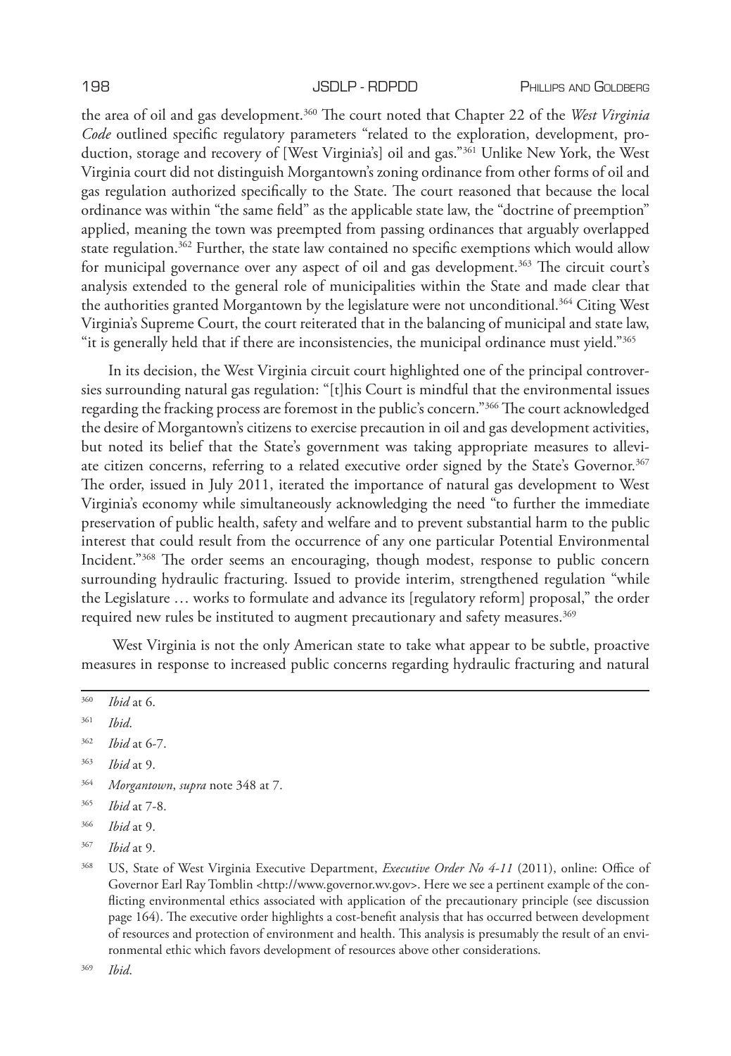the area of oil and gas development.[360] The court noted that Chapter 22 of the *West Virginia Code* outlined specific regulatory parameters "related to the exploration, development, production, storage and recovery of [West Virginia's] oil and gas."[361] Unlike New York, the West Virginia court did not distinguish Morgantown's zoning ordinance from other forms of oil and gas regulation authorized specifically to the State. The court reasoned that because the local ordinance was within "the same field" as the applicable state law, the "doctrine of preemption" applied, meaning the town was preempted from passing ordinances that arguably overlapped state regulation.[362] Further, the state law contained no specific exemptions which would allow for municipal governance over any aspect of oil and gas development.[363] The circuit court's analysis extended to the general role of municipalities within the State and made clear that the authorities granted Morgantown by the legislature were not unconditional.[364] Citing West Virginia's Supreme Court, the court reiterated that in the balancing of municipal and state law, "it is generally held that if there are inconsistencies, the municipal ordinance must yield."[365]

In its decision, the West Virginia circuit court highlighted one of the principal controversies surrounding natural gas regulation: "[t]his Court is mindful that the environmental issues regarding the fracking process are foremost in the public's concern."[366] The court acknowledged the desire of Morgantown's citizens to exercise precaution in oil and gas development activities, but noted its belief that the State's government was taking appropriate measures to alleviate citizen concerns, referring to a related executive order signed by the State's Governor.[367] The order, issued in July 2011, iterated the importance of natural gas development to West Virginia's economy while simultaneously acknowledging the need "to further the immediate preservation of public health, safety and welfare and to prevent substantial harm to the public interest that could result from the occurrence of any one particular Potential Environmental Incident."[368] The order seems an encouraging, though modest, response to public concern surrounding hydraulic fracturing. Issued to provide interim, strengthened regulation "while the Legislature … works to formulate and advance its [regulatory reform] proposal," the order required new rules be instituted to augment precautionary and safety measures.[369]

West Virginia is not the only American state to take what appear to be subtle, proactive measures in response to increased public concerns regarding hydraulic fracturing and natural

---

[360] *Ibid* at 6.

[361] *Ibid*.

[362] *Ibid* at 6-7.

[363] *Ibid* at 9.

[364] *Morgantown*, *supra* note 348 at 7.

[365] *Ibid* at 7-8.

[366] *Ibid* at 9.

[367] *Ibid* at 9.

[368] US, State of West Virginia Executive Department, *Executive Order No 4-11* (2011), online: Office of Governor Earl Ray Tomblin <http://www.governor.wv.gov>. Here we see a pertinent example of the conflicting environmental ethics associated with application of the precautionary principle (see discussion page 164). The executive order highlights a cost-benefit analysis that has occurred between development of resources and protection of environment and health. This analysis is presumably the result of an environmental ethic which favors development of resources above other considerations.

[369] *Ibid*.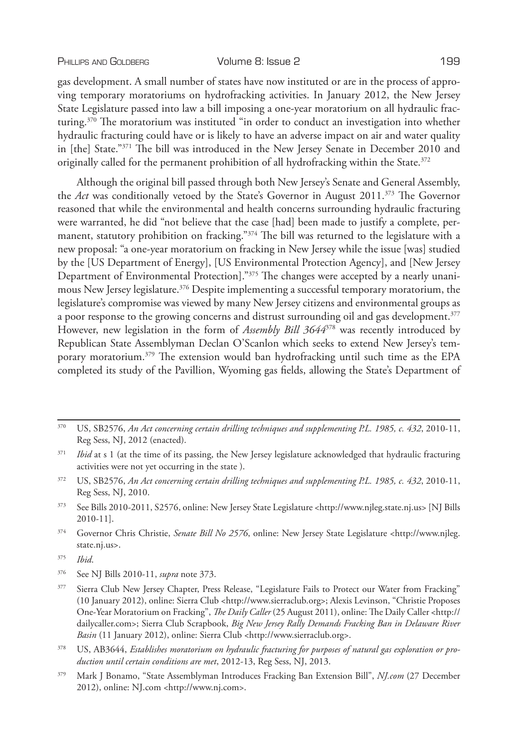gas development. A small number of states have now instituted or are in the process of approving temporary moratoriums on hydrofracking activities. In January 2012, the New Jersey State Legislature passed into law a bill imposing a one-year moratorium on all hydraulic fracturing.[370] The moratorium was instituted "in order to conduct an investigation into whether hydraulic fracturing could have or is likely to have an adverse impact on air and water quality in [the] State."[371] The bill was introduced in the New Jersey Senate in December 2010 and originally called for the permanent prohibition of all hydrofracking within the State.[372]

Although the original bill passed through both New Jersey's Senate and General Assembly, the *Act* was conditionally vetoed by the State's Governor in August 2011.[373] The Governor reasoned that while the environmental and health concerns surrounding hydraulic fracturing were warranted, he did "not believe that the case [had] been made to justify a complete, permanent, statutory prohibition on fracking."[374] The bill was returned to the legislature with a new proposal: "a one-year moratorium on fracking in New Jersey while the issue [was] studied by the [US Department of Energy], [US Environmental Protection Agency], and [New Jersey Department of Environmental Protection]."[375] The changes were accepted by a nearly unanimous New Jersey legislature.[376] Despite implementing a successful temporary moratorium, the legislature's compromise was viewed by many New Jersey citizens and environmental groups as a poor response to the growing concerns and distrust surrounding oil and gas development.[377] However, new legislation in the form of *Assembly Bill 3644*[378] was recently introduced by Republican State Assemblyman Declan O'Scanlon which seeks to extend New Jersey's temporary moratorium.[379] The extension would ban hydrofracking until such time as the EPA completed its study of the Pavillion, Wyoming gas fields, allowing the State's Department of

---

[370] US, SB2576, *An Act concerning certain drilling techniques and supplementing P.L. 1985, c. 432*, 2010-11, Reg Sess, NJ, 2012 (enacted).

[371] *Ibid* at s 1 (at the time of its passing, the New Jersey legislature acknowledged that hydraulic fracturing activities were not yet occurring in the state ).

[372] US, SB2576, *An Act concerning certain drilling techniques and supplementing P.L. 1985, c. 432*, 2010-11, Reg Sess, NJ, 2010.

[373] See Bills 2010-2011, S2576, online: New Jersey State Legislature <http://www.njleg.state.nj.us> [NJ Bills 2010-11].

[374] Governor Chris Christie, *Senate Bill No 2576*, online: New Jersey State Legislature <http://www.njleg.state.nj.us>.

[375] *Ibid*.

[376] See NJ Bills 2010-11, *supra* note 373.

[377] Sierra Club New Jersey Chapter, Press Release, "Legislature Fails to Protect our Water from Fracking" (10 January 2012), online: Sierra Club <http://www.sierraclub.org>; Alexis Levinson, "Christie Proposes One-Year Moratorium on Fracking", *The Daily Caller* (25 August 2011), online: The Daily Caller <http://dailycaller.com>; Sierra Club Scrapbook, *Big New Jersey Rally Demands Fracking Ban in Delaware River Basin* (11 January 2012), online: Sierra Club <http://www.sierraclub.org>.

[378] US, AB3644, *Establishes moratorium on hydraulic fracturing for purposes of natural gas exploration or production until certain conditions are met*, 2012-13, Reg Sess, NJ, 2013.

[379] Mark J Bonamo, "State Assemblyman Introduces Fracking Ban Extension Bill", *NJ.com* (27 December 2012), online: NJ.com <http://www.nj.com>.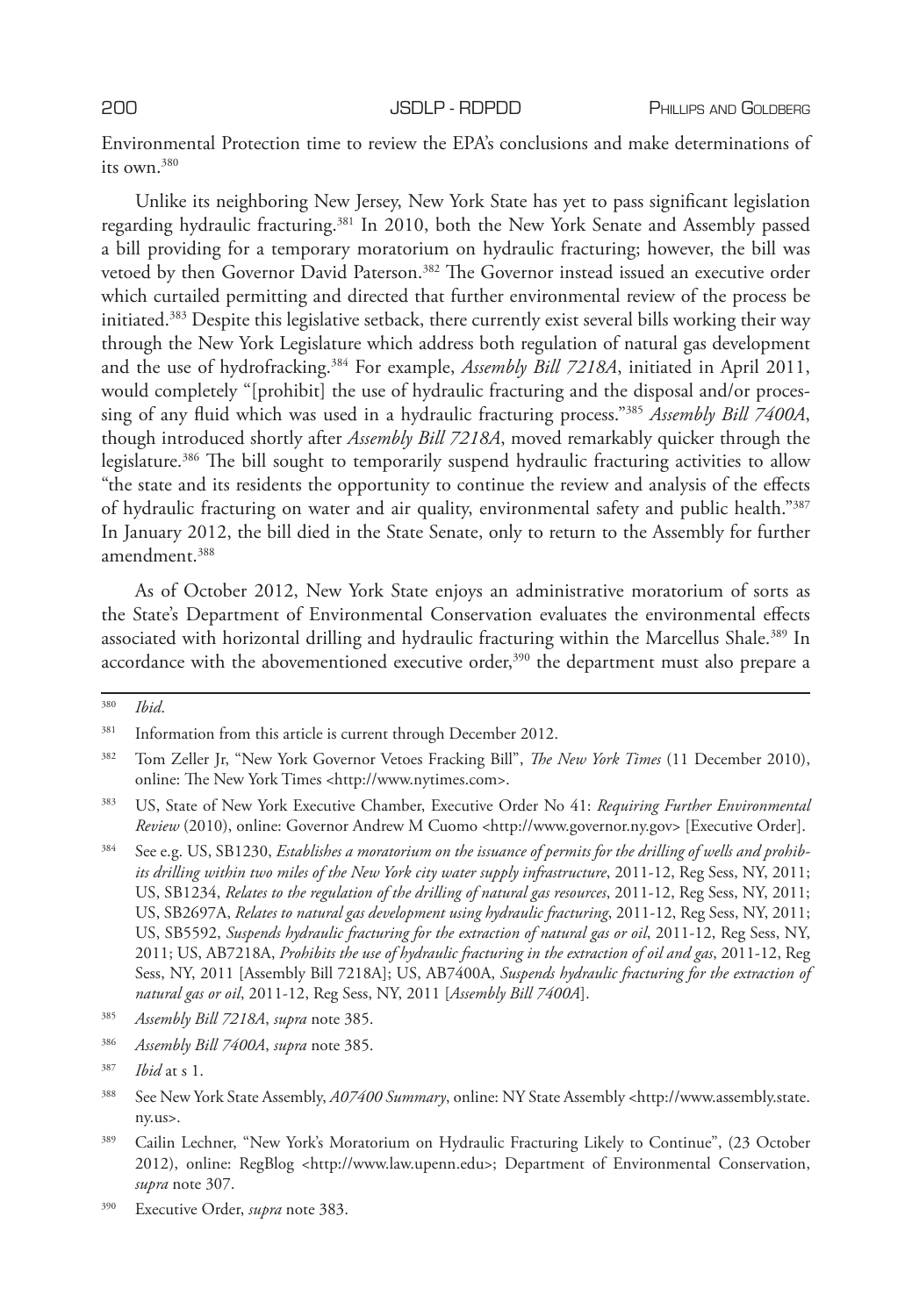Environmental Protection time to review the EPA's conclusions and make determinations of its own.[380]

Unlike its neighboring New Jersey, New York State has yet to pass significant legislation regarding hydraulic fracturing.[381] In 2010, both the New York Senate and Assembly passed a bill providing for a temporary moratorium on hydraulic fracturing; however, the bill was vetoed by then Governor David Paterson.[382] The Governor instead issued an executive order which curtailed permitting and directed that further environmental review of the process be initiated.[383] Despite this legislative setback, there currently exist several bills working their way through the New York Legislature which address both regulation of natural gas development and the use of hydrofracking.[384] For example, *Assembly Bill 7218A*, initiated in April 2011, would completely "[prohibit] the use of hydraulic fracturing and the disposal and/or processing of any fluid which was used in a hydraulic fracturing process."[385] *Assembly Bill 7400A*, though introduced shortly after *Assembly Bill 7218A*, moved remarkably quicker through the legislature.[386] The bill sought to temporarily suspend hydraulic fracturing activities to allow "the state and its residents the opportunity to continue the review and analysis of the effects of hydraulic fracturing on water and air quality, environmental safety and public health."[387] In January 2012, the bill died in the State Senate, only to return to the Assembly for further amendment.[388]

As of October 2012, New York State enjoys an administrative moratorium of sorts as the State's Department of Environmental Conservation evaluates the environmental effects associated with horizontal drilling and hydraulic fracturing within the Marcellus Shale.[389] In accordance with the abovementioned executive order,[390] the department must also prepare a

---

[380] *Ibid*.

[381] Information from this article is current through December 2012.

[382] Tom Zeller Jr, "New York Governor Vetoes Fracking Bill", *The New York Times* (11 December 2010), online: The New York Times <http://www.nytimes.com>.

[383] US, State of New York Executive Chamber, Executive Order No 41: *Requiring Further Environmental Review* (2010), online: Governor Andrew M Cuomo <http://www.governor.ny.gov> [Executive Order].

[384] See e.g. US, SB1230, *Establishes a moratorium on the issuance of permits for the drilling of wells and prohibits drilling within two miles of the New York city water supply infrastructure*, 2011-12, Reg Sess, NY, 2011; US, SB1234, *Relates to the regulation of the drilling of natural gas resources*, 2011-12, Reg Sess, NY, 2011; US, SB2697A, *Relates to natural gas development using hydraulic fracturing*, 2011-12, Reg Sess, NY, 2011; US, SB5592, *Suspends hydraulic fracturing for the extraction of natural gas or oil*, 2011-12, Reg Sess, NY, 2011; US, AB7218A, *Prohibits the use of hydraulic fracturing in the extraction of oil and gas*, 2011-12, Reg Sess, NY, 2011 [Assembly Bill 7218A]; US, AB7400A, *Suspends hydraulic fracturing for the extraction of natural gas or oil*, 2011-12, Reg Sess, NY, 2011 [*Assembly Bill 7400A*].

[385] *Assembly Bill 7218A*, *supra* note 385.

[386] *Assembly Bill 7400A*, *supra* note 385.

[387] *Ibid* at s 1.

[388] See New York State Assembly, *A07400 Summary*, online: NY State Assembly <http://www.assembly.state.ny.us>.

[389] Cailin Lechner, "New York's Moratorium on Hydraulic Fracturing Likely to Continue", (23 October 2012), online: RegBlog <http://www.law.upenn.edu>; Department of Environmental Conservation, *supra* note 307.

[390] Executive Order, *supra* note 383.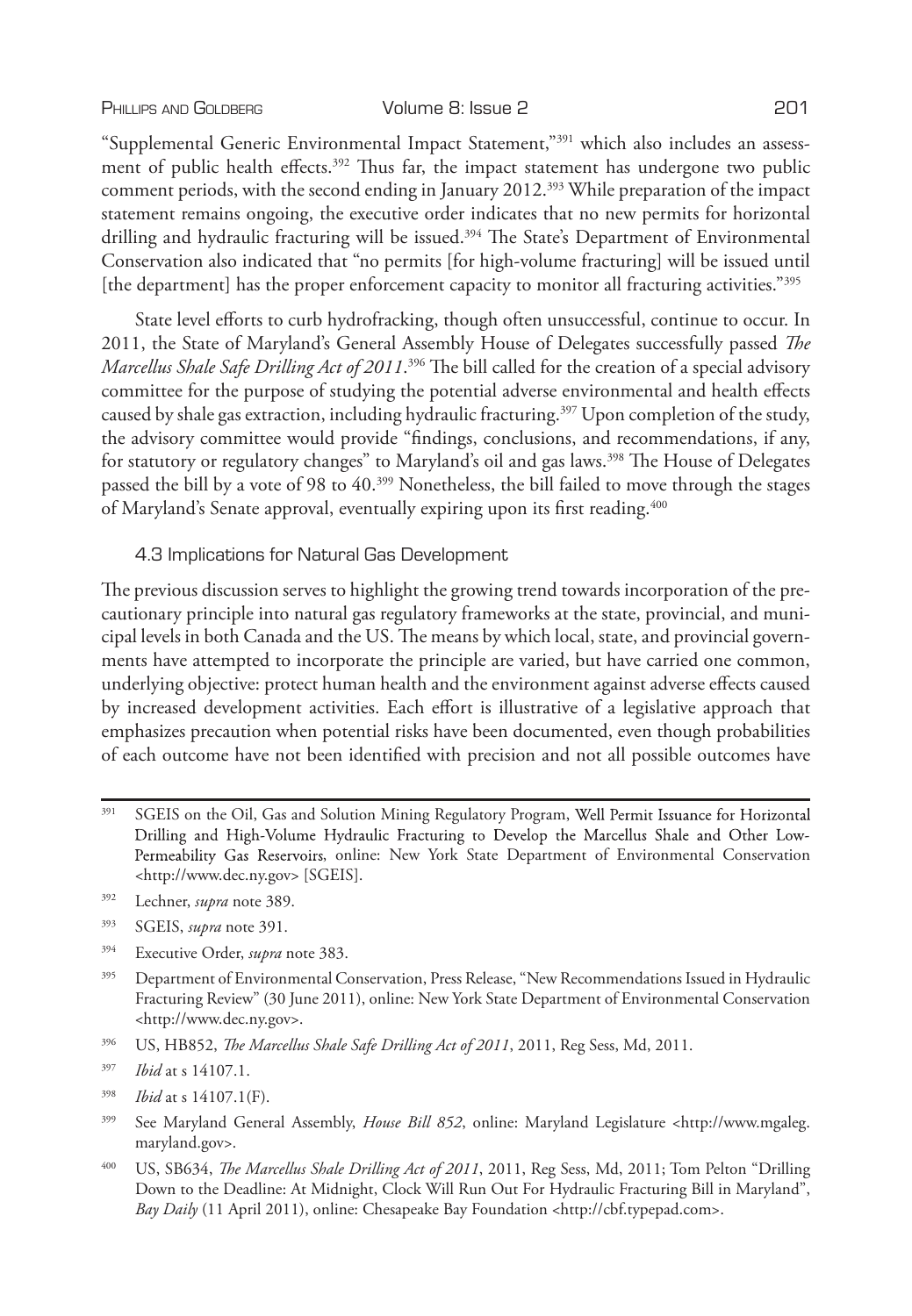"Supplemental Generic Environmental Impact Statement,"[391] which also includes an assessment of public health effects.[392] Thus far, the impact statement has undergone two public comment periods, with the second ending in January 2012.[393] While preparation of the impact statement remains ongoing, the executive order indicates that no new permits for horizontal drilling and hydraulic fracturing will be issued.[394] The State's Department of Environmental Conservation also indicated that "no permits [for high-volume fracturing] will be issued until [the department] has the proper enforcement capacity to monitor all fracturing activities."[395]

State level efforts to curb hydrofracking, though often unsuccessful, continue to occur. In 2011, the State of Maryland's General Assembly House of Delegates successfully passed *The Marcellus Shale Safe Drilling Act of 2011*.[396] The bill called for the creation of a special advisory committee for the purpose of studying the potential adverse environmental and health effects caused by shale gas extraction, including hydraulic fracturing.[397] Upon completion of the study, the advisory committee would provide "findings, conclusions, and recommendations, if any, for statutory or regulatory changes" to Maryland's oil and gas laws.[398] The House of Delegates passed the bill by a vote of 98 to 40.[399] Nonetheless, the bill failed to move through the stages of Maryland's Senate approval, eventually expiring upon its first reading.[400]

### 4.3 Implications for Natural Gas Development

The previous discussion serves to highlight the growing trend towards incorporation of the precautionary principle into natural gas regulatory frameworks at the state, provincial, and municipal levels in both Canada and the US. The means by which local, state, and provincial governments have attempted to incorporate the principle are varied, but have carried one common, underlying objective: protect human health and the environment against adverse effects caused by increased development activities. Each effort is illustrative of a legislative approach that emphasizes precaution when potential risks have been documented, even though probabilities of each outcome have not been identified with precision and not all possible outcomes have

---

[391] SGEIS on the Oil, Gas and Solution Mining Regulatory Program, Well Permit Issuance for Horizontal Drilling and High-Volume Hydraulic Fracturing to Develop the Marcellus Shale and Other Low-Permeability Gas Reservoirs, online: New York State Department of Environmental Conservation <http://www.dec.ny.gov> [SGEIS].

[392] Lechner, *supra* note 389.

[393] SGEIS, *supra* note 391.

[394] Executive Order, *supra* note 383.

[395] Department of Environmental Conservation, Press Release, "New Recommendations Issued in Hydraulic Fracturing Review" (30 June 2011), online: New York State Department of Environmental Conservation <http://www.dec.ny.gov>.

[396] US, HB852, *The Marcellus Shale Safe Drilling Act of 2011*, 2011, Reg Sess, Md, 2011.

[397] *Ibid* at s 14107.1.

[398] *Ibid* at s 14107.1(F).

[399] See Maryland General Assembly, *House Bill 852*, online: Maryland Legislature <http://www.mgaleg.maryland.gov>.

[400] US, SB634, *The Marcellus Shale Drilling Act of 2011*, 2011, Reg Sess, Md, 2011; Tom Pelton "Drilling Down to the Deadline: At Midnight, Clock Will Run Out For Hydraulic Fracturing Bill in Maryland", *Bay Daily* (11 April 2011), online: Chesapeake Bay Foundation <http://cbf.typepad.com>.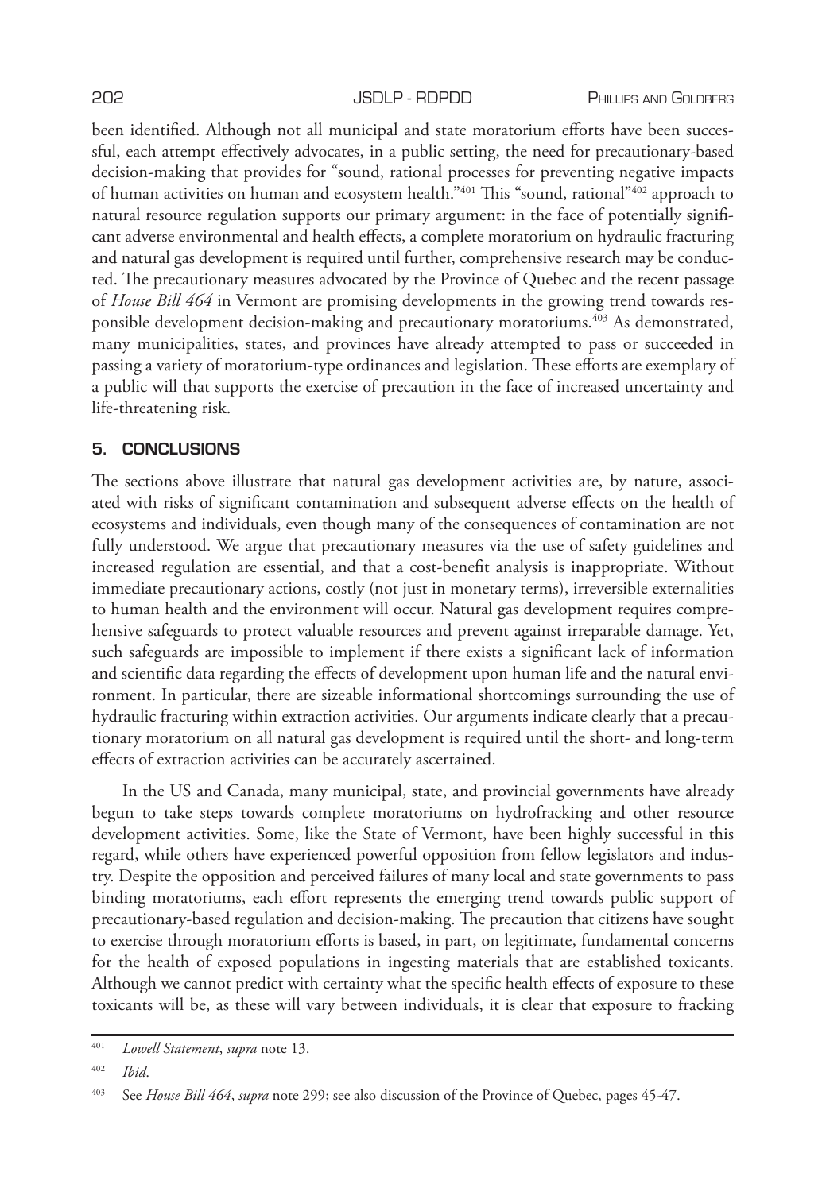been identified. Although not all municipal and state moratorium efforts have been successful, each attempt effectively advocates, in a public setting, the need for precautionary-based decision-making that provides for "sound, rational processes for preventing negative impacts of human activities on human and ecosystem health."[401] This "sound, rational"[402] approach to natural resource regulation supports our primary argument: in the face of potentially significant adverse environmental and health effects, a complete moratorium on hydraulic fracturing and natural gas development is required until further, comprehensive research may be conducted. The precautionary measures advocated by the Province of Quebec and the recent passage of *House Bill 464* in Vermont are promising developments in the growing trend towards responsible development decision-making and precautionary moratoriums.[403] As demonstrated, many municipalities, states, and provinces have already attempted to pass or succeeded in passing a variety of moratorium-type ordinances and legislation. These efforts are exemplary of a public will that supports the exercise of precaution in the face of increased uncertainty and life-threatening risk.

## 5. CONCLUSIONS

The sections above illustrate that natural gas development activities are, by nature, associated with risks of significant contamination and subsequent adverse effects on the health of ecosystems and individuals, even though many of the consequences of contamination are not fully understood. We argue that precautionary measures via the use of safety guidelines and increased regulation are essential, and that a cost-benefit analysis is inappropriate. Without immediate precautionary actions, costly (not just in monetary terms), irreversible externalities to human health and the environment will occur. Natural gas development requires comprehensive safeguards to protect valuable resources and prevent against irreparable damage. Yet, such safeguards are impossible to implement if there exists a significant lack of information and scientific data regarding the effects of development upon human life and the natural environment. In particular, there are sizeable informational shortcomings surrounding the use of hydraulic fracturing within extraction activities. Our arguments indicate clearly that a precautionary moratorium on all natural gas development is required until the short- and long-term effects of extraction activities can be accurately ascertained.

In the US and Canada, many municipal, state, and provincial governments have already begun to take steps towards complete moratoriums on hydrofracking and other resource development activities. Some, like the State of Vermont, have been highly successful in this regard, while others have experienced powerful opposition from fellow legislators and industry. Despite the opposition and perceived failures of many local and state governments to pass binding moratoriums, each effort represents the emerging trend towards public support of precautionary-based regulation and decision-making. The precaution that citizens have sought to exercise through moratorium efforts is based, in part, on legitimate, fundamental concerns for the health of exposed populations in ingesting materials that are established toxicants. Although we cannot predict with certainty what the specific health effects of exposure to these toxicants will be, as these will vary between individuals, it is clear that exposure to fracking

---

[401] *Lowell Statement*, *supra* note 13.

[402] *Ibid*.

[403] See *House Bill 464*, *supra* note 299; see also discussion of the Province of Quebec, pages 45-47.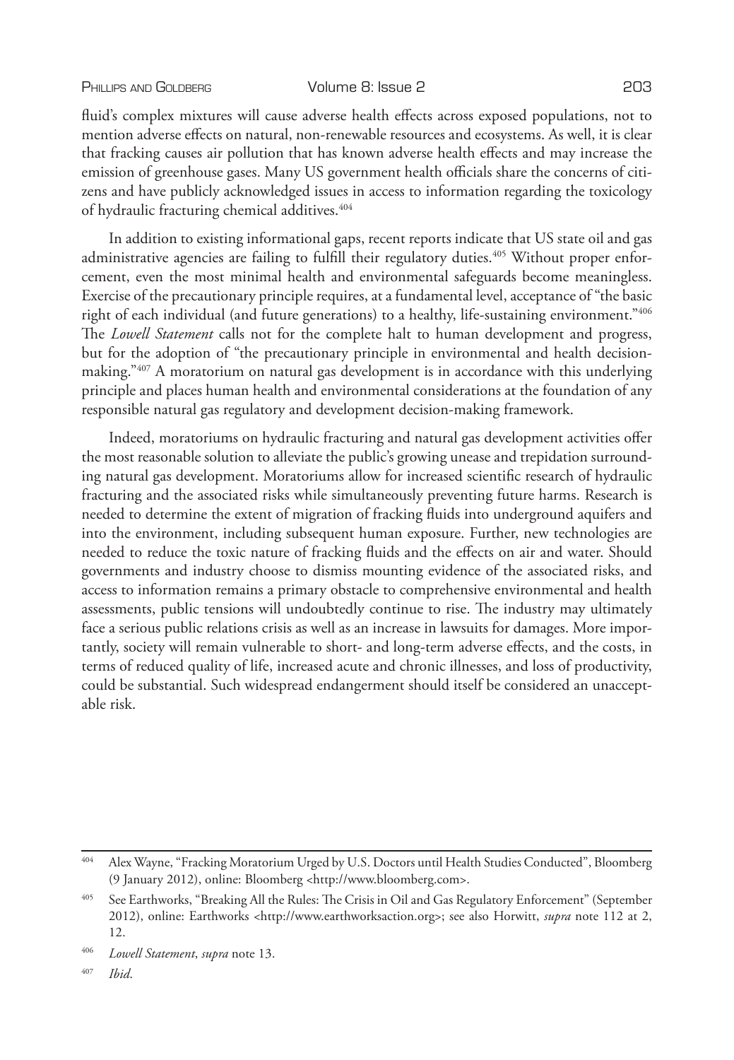fluid's complex mixtures will cause adverse health effects across exposed populations, not to mention adverse effects on natural, non-renewable resources and ecosystems. As well, it is clear that fracking causes air pollution that has known adverse health effects and may increase the emission of greenhouse gases. Many US government health officials share the concerns of citizens and have publicly acknowledged issues in access to information regarding the toxicology of hydraulic fracturing chemical additives.[404]

In addition to existing informational gaps, recent reports indicate that US state oil and gas administrative agencies are failing to fulfill their regulatory duties.[405] Without proper enforcement, even the most minimal health and environmental safeguards become meaningless. Exercise of the precautionary principle requires, at a fundamental level, acceptance of "the basic right of each individual (and future generations) to a healthy, life-sustaining environment."[406] The *Lowell Statement* calls not for the complete halt to human development and progress, but for the adoption of "the precautionary principle in environmental and health decision-making."[407] A moratorium on natural gas development is in accordance with this underlying principle and places human health and environmental considerations at the foundation of any responsible natural gas regulatory and development decision-making framework.

Indeed, moratoriums on hydraulic fracturing and natural gas development activities offer the most reasonable solution to alleviate the public's growing unease and trepidation surrounding natural gas development. Moratoriums allow for increased scientific research of hydraulic fracturing and the associated risks while simultaneously preventing future harms. Research is needed to determine the extent of migration of fracking fluids into underground aquifers and into the environment, including subsequent human exposure. Further, new technologies are needed to reduce the toxic nature of fracking fluids and the effects on air and water. Should governments and industry choose to dismiss mounting evidence of the associated risks, and access to information remains a primary obstacle to comprehensive environmental and health assessments, public tensions will undoubtedly continue to rise. The industry may ultimately face a serious public relations crisis as well as an increase in lawsuits for damages. More importantly, society will remain vulnerable to short- and long-term adverse effects, and the costs, in terms of reduced quality of life, increased acute and chronic illnesses, and loss of productivity, could be substantial. Such widespread endangerment should itself be considered an unacceptable risk.

---

[404] Alex Wayne, "Fracking Moratorium Urged by U.S. Doctors until Health Studies Conducted", Bloomberg (9 January 2012), online: Bloomberg <http://www.bloomberg.com>.

[405] See Earthworks, "Breaking All the Rules: The Crisis in Oil and Gas Regulatory Enforcement" (September 2012), online: Earthworks <http://www.earthworksaction.org>; see also Horwitt, *supra* note 112 at 2, 12.

[406] *Lowell Statement*, *supra* note 13.

[407] *Ibid*.